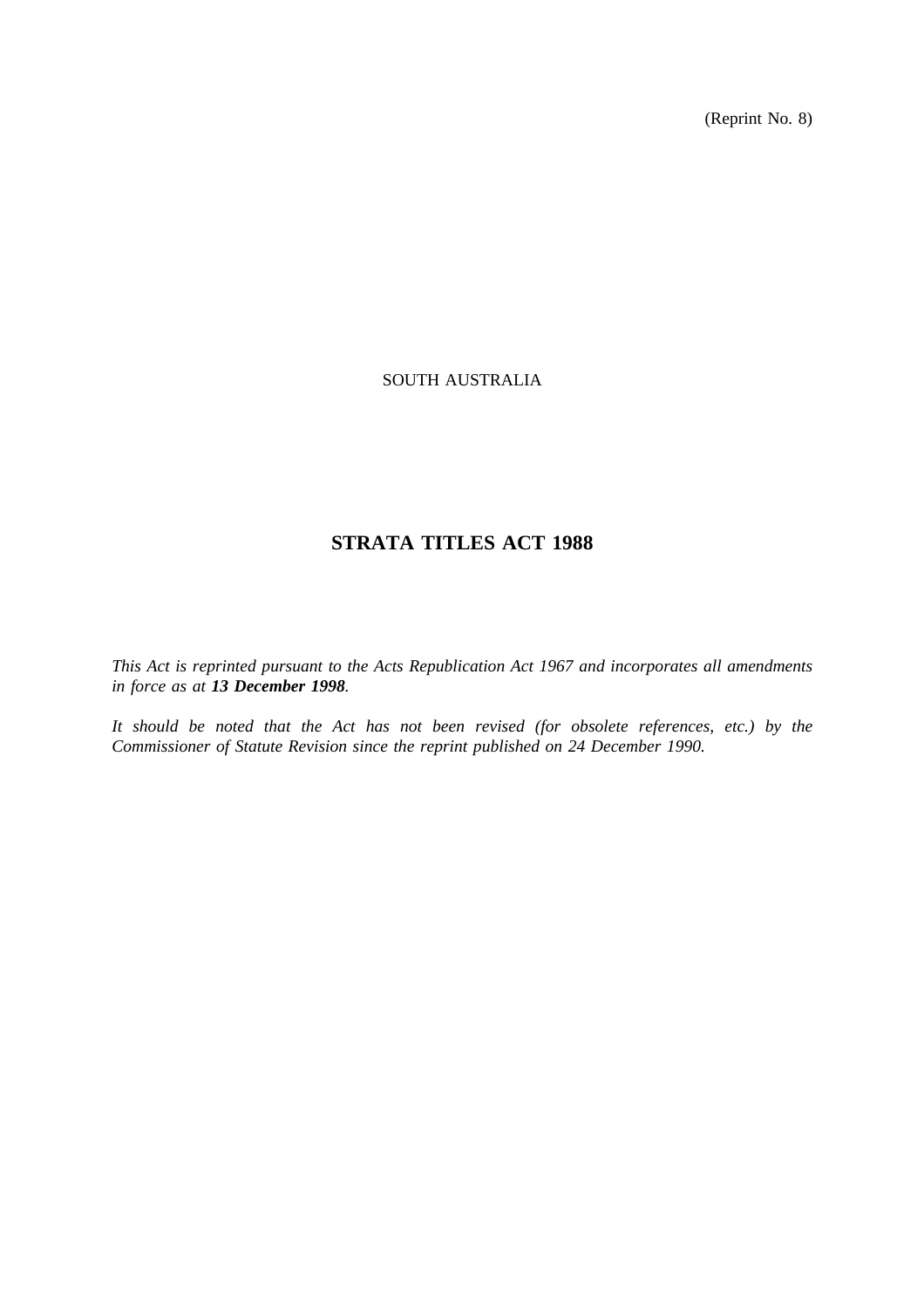(Reprint No. 8)

SOUTH AUSTRALIA

# STRATA TITLES ACT 1988

*This Act is reprinted pursuant to the Acts Republication Act 1967 and incorporates all amendments in force as at* ***13 December 1998****.*

*It should be noted that the Act has not been revised (for obsolete references, etc.) by the Commissioner of Statute Revision since the reprint published on 24 December 1990.*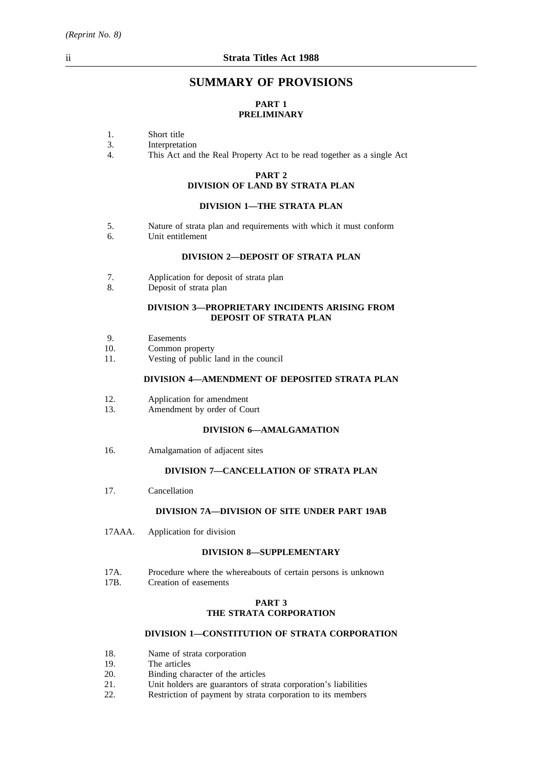# SUMMARY OF PROVISIONS

## PART 1
## PRELIMINARY

1. Short title
3. Interpretation
4. This Act and the Real Property Act to be read together as a single Act

## PART 2
## DIVISION OF LAND BY STRATA PLAN

### DIVISION 1—THE STRATA PLAN

5. Nature of strata plan and requirements with which it must conform
6. Unit entitlement

### DIVISION 2—DEPOSIT OF STRATA PLAN

7. Application for deposit of strata plan
8. Deposit of strata plan

### DIVISION 3—PROPRIETARY INCIDENTS ARISING FROM DEPOSIT OF STRATA PLAN

9. Easements
10. Common property
11. Vesting of public land in the council

### DIVISION 4—AMENDMENT OF DEPOSITED STRATA PLAN

12. Application for amendment
13. Amendment by order of Court

### DIVISION 6—AMALGAMATION

16. Amalgamation of adjacent sites

### DIVISION 7—CANCELLATION OF STRATA PLAN

17. Cancellation

### DIVISION 7A—DIVISION OF SITE UNDER PART 19AB

17AAA. Application for division

### DIVISION 8—SUPPLEMENTARY

17A. Procedure where the whereabouts of certain persons is unknown
17B. Creation of easements

## PART 3
## THE STRATA CORPORATION

### DIVISION 1—CONSTITUTION OF STRATA CORPORATION

18. Name of strata corporation
19. The articles
20. Binding character of the articles
21. Unit holders are guarantors of strata corporation's liabilities
22. Restriction of payment by strata corporation to its members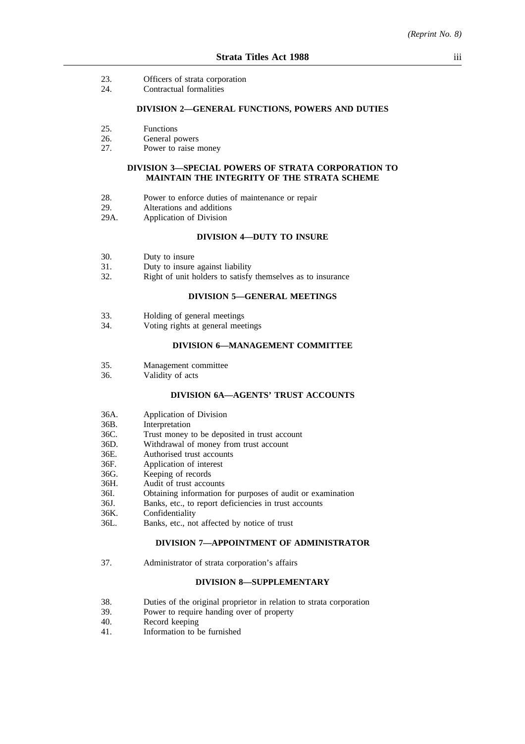23. Officers of strata corporation
24. Contractual formalities

**DIVISION 2—GENERAL FUNCTIONS, POWERS AND DUTIES**

25. Functions
26. General powers
27. Power to raise money

**DIVISION 3—SPECIAL POWERS OF STRATA CORPORATION TO MAINTAIN THE INTEGRITY OF THE STRATA SCHEME**

28. Power to enforce duties of maintenance or repair
29. Alterations and additions
29A. Application of Division

**DIVISION 4—DUTY TO INSURE**

30. Duty to insure
31. Duty to insure against liability
32. Right of unit holders to satisfy themselves as to insurance

**DIVISION 5—GENERAL MEETINGS**

33. Holding of general meetings
34. Voting rights at general meetings

**DIVISION 6—MANAGEMENT COMMITTEE**

35. Management committee
36. Validity of acts

**DIVISION 6A—AGENTS' TRUST ACCOUNTS**

36A. Application of Division
36B. Interpretation
36C. Trust money to be deposited in trust account
36D. Withdrawal of money from trust account
36E. Authorised trust accounts
36F. Application of interest
36G. Keeping of records
36H. Audit of trust accounts
36I. Obtaining information for purposes of audit or examination
36J. Banks, etc., to report deficiencies in trust accounts
36K. Confidentiality
36L. Banks, etc., not affected by notice of trust

**DIVISION 7—APPOINTMENT OF ADMINISTRATOR**

37. Administrator of strata corporation's affairs

**DIVISION 8—SUPPLEMENTARY**

38. Duties of the original proprietor in relation to strata corporation
39. Power to require handing over of property
40. Record keeping
41. Information to be furnished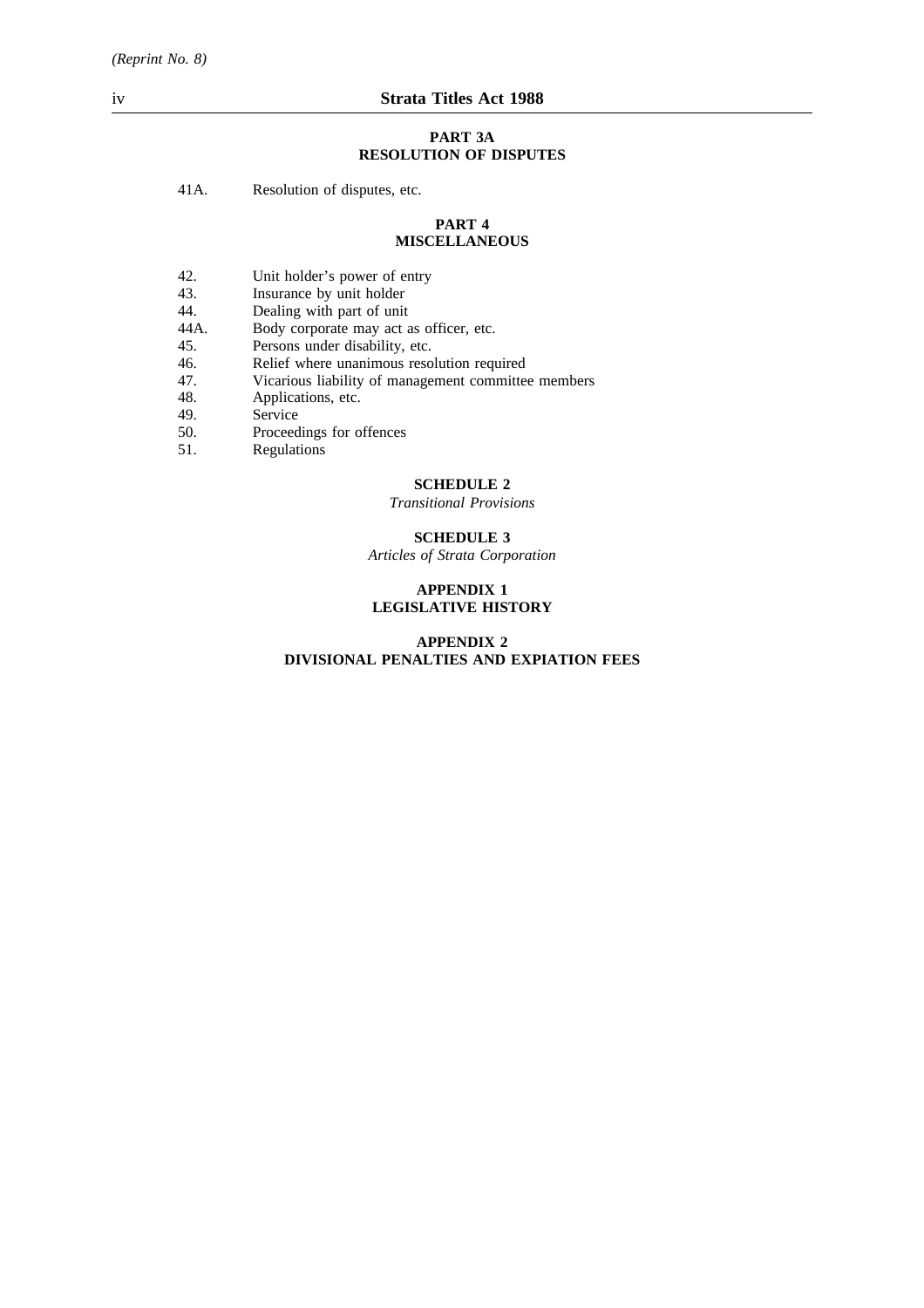**PART 3A**
**RESOLUTION OF DISPUTES**

41A. Resolution of disputes, etc.

**PART 4**
**MISCELLANEOUS**

42. Unit holder's power of entry
43. Insurance by unit holder
44. Dealing with part of unit
44A. Body corporate may act as officer, etc.
45. Persons under disability, etc.
46. Relief where unanimous resolution required
47. Vicarious liability of management committee members
48. Applications, etc.
49. Service
50. Proceedings for offences
51. Regulations

**SCHEDULE 2**
*Transitional Provisions*

**SCHEDULE 3**
*Articles of Strata Corporation*

**APPENDIX 1**
**LEGISLATIVE HISTORY**

**APPENDIX 2**
**DIVISIONAL PENALTIES AND EXPIATION FEES**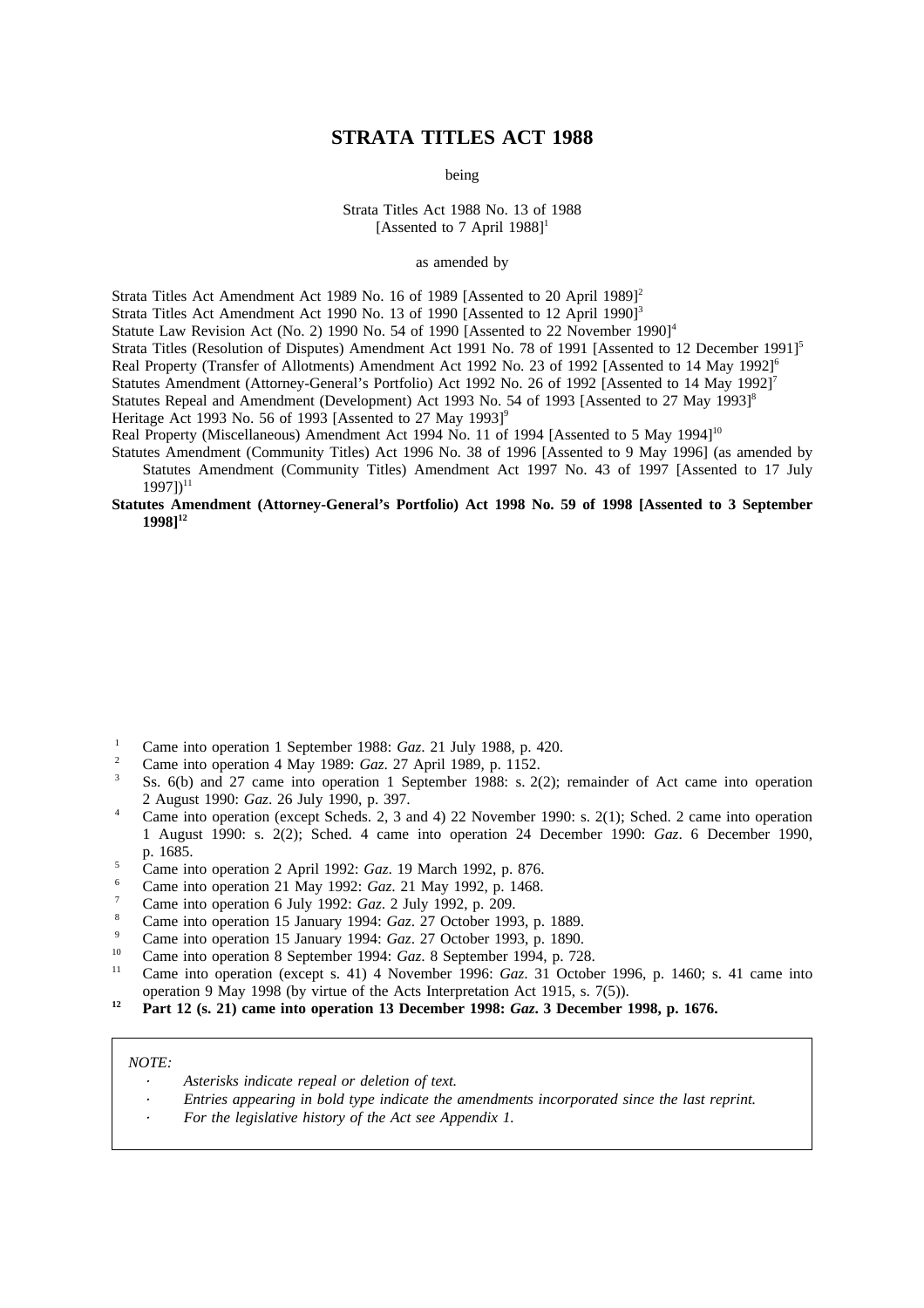# STRATA TITLES ACT 1988

being

Strata Titles Act 1988 No. 13 of 1988
[Assented to 7 April 1988][1]

as amended by

Strata Titles Act Amendment Act 1989 No. 16 of 1989 [Assented to 20 April 1989][2]
Strata Titles Act Amendment Act 1990 No. 13 of 1990 [Assented to 12 April 1990][3]
Statute Law Revision Act (No. 2) 1990 No. 54 of 1990 [Assented to 22 November 1990][4]
Strata Titles (Resolution of Disputes) Amendment Act 1991 No. 78 of 1991 [Assented to 12 December 1991][5]
Real Property (Transfer of Allotments) Amendment Act 1992 No. 23 of 1992 [Assented to 14 May 1992][6]
Statutes Amendment (Attorney-General's Portfolio) Act 1992 No. 26 of 1992 [Assented to 14 May 1992][7]
Statutes Repeal and Amendment (Development) Act 1993 No. 54 of 1993 [Assented to 27 May 1993][8]
Heritage Act 1993 No. 56 of 1993 [Assented to 27 May 1993][9]
Real Property (Miscellaneous) Amendment Act 1994 No. 11 of 1994 [Assented to 5 May 1994][10]
Statutes Amendment (Community Titles) Act 1996 No. 38 of 1996 [Assented to 9 May 1996] (as amended by Statutes Amendment (Community Titles) Amendment Act 1997 No. 43 of 1997 [Assented to 17 July 1997])[11]
**Statutes Amendment (Attorney-General's Portfolio) Act 1998 No. 59 of 1998 [Assented to 3 September 1998][12]**

[1] Came into operation 1 September 1988: *Gaz*. 21 July 1988, p. 420.
[2] Came into operation 4 May 1989: *Gaz*. 27 April 1989, p. 1152.
[3] Ss. 6(b) and 27 came into operation 1 September 1988: s. 2(2); remainder of Act came into operation 2 August 1990: *Gaz*. 26 July 1990, p. 397.
[4] Came into operation (except Scheds. 2, 3 and 4) 22 November 1990: s. 2(1); Sched. 2 came into operation 1 August 1990: s. 2(2); Sched. 4 came into operation 24 December 1990: *Gaz*. 6 December 1990, p. 1685.
[5] Came into operation 2 April 1992: *Gaz*. 19 March 1992, p. 876.
[6] Came into operation 21 May 1992: *Gaz*. 21 May 1992, p. 1468.
[7] Came into operation 6 July 1992: *Gaz*. 2 July 1992, p. 209.
[8] Came into operation 15 January 1994: *Gaz*. 27 October 1993, p. 1889.
[9] Came into operation 15 January 1994: *Gaz*. 27 October 1993, p. 1890.
[10] Came into operation 8 September 1994: *Gaz*. 8 September 1994, p. 728.
[11] Came into operation (except s. 41) 4 November 1996: *Gaz*. 31 October 1996, p. 1460; s. 41 came into operation 9 May 1998 (by virtue of the Acts Interpretation Act 1915, s. 7(5)).
**[12] Part 12 (s. 21) came into operation 13 December 1998: *Gaz*. 3 December 1998, p. 1676.**

*NOTE:*

- *Asterisks indicate repeal or deletion of text.*
- *Entries appearing in bold type indicate the amendments incorporated since the last reprint.*
- *For the legislative history of the Act see Appendix 1.*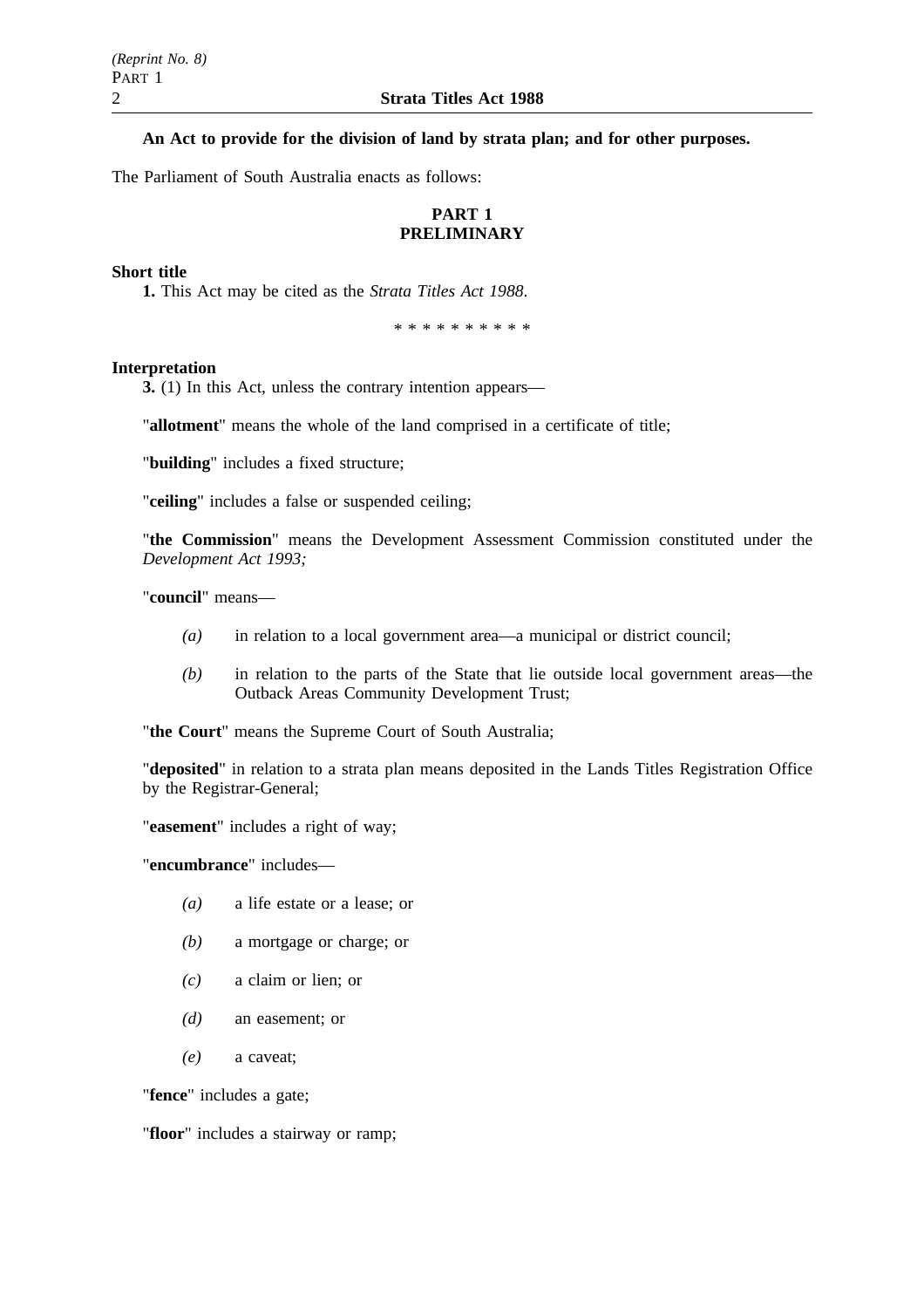**An Act to provide for the division of land by strata plan; and for other purposes.**

The Parliament of South Australia enacts as follows:

## PART 1
## PRELIMINARY

**Short title**

**1.** This Act may be cited as the *Strata Titles Act 1988*.

\* \* \* \* \* \* \* \* \* \*

**Interpretation**

**3.** (1) In this Act, unless the contrary intention appears—

"**allotment**" means the whole of the land comprised in a certificate of title;

"**building**" includes a fixed structure;

"**ceiling**" includes a false or suspended ceiling;

"**the Commission**" means the Development Assessment Commission constituted under the *Development Act 1993;*

"**council**" means—

*(a)* in relation to a local government area—a municipal or district council;

*(b)* in relation to the parts of the State that lie outside local government areas—the Outback Areas Community Development Trust;

"**the Court**" means the Supreme Court of South Australia;

"**deposited**" in relation to a strata plan means deposited in the Lands Titles Registration Office by the Registrar-General;

"**easement**" includes a right of way;

"**encumbrance**" includes—

*(a)* a life estate or a lease; or

*(b)* a mortgage or charge; or

*(c)* a claim or lien; or

*(d)* an easement; or

*(e)* a caveat;

"**fence**" includes a gate;

"**floor**" includes a stairway or ramp;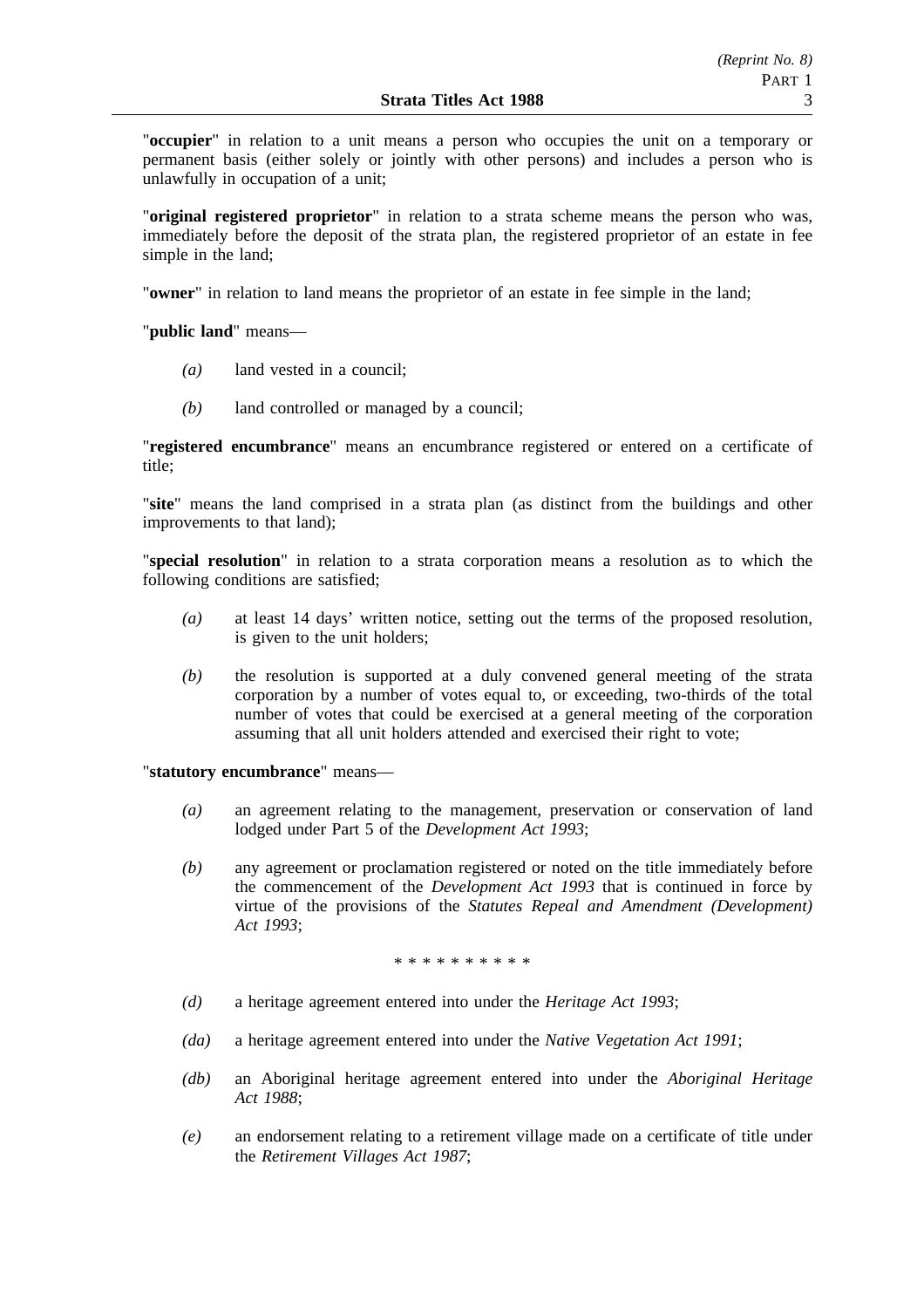"**occupier**" in relation to a unit means a person who occupies the unit on a temporary or permanent basis (either solely or jointly with other persons) and includes a person who is unlawfully in occupation of a unit;

"**original registered proprietor**" in relation to a strata scheme means the person who was, immediately before the deposit of the strata plan, the registered proprietor of an estate in fee simple in the land;

"**owner**" in relation to land means the proprietor of an estate in fee simple in the land;

"**public land**" means—

- *(a)* land vested in a council;
- *(b)* land controlled or managed by a council;

"**registered encumbrance**" means an encumbrance registered or entered on a certificate of title;

"**site**" means the land comprised in a strata plan (as distinct from the buildings and other improvements to that land);

"**special resolution**" in relation to a strata corporation means a resolution as to which the following conditions are satisfied;

- *(a)* at least 14 days' written notice, setting out the terms of the proposed resolution, is given to the unit holders;
- *(b)* the resolution is supported at a duly convened general meeting of the strata corporation by a number of votes equal to, or exceeding, two-thirds of the total number of votes that could be exercised at a general meeting of the corporation assuming that all unit holders attended and exercised their right to vote;

"**statutory encumbrance**" means—

- *(a)* an agreement relating to the management, preservation or conservation of land lodged under Part 5 of the *Development Act 1993*;
- *(b)* any agreement or proclamation registered or noted on the title immediately before the commencement of the *Development Act 1993* that is continued in force by virtue of the provisions of the *Statutes Repeal and Amendment (Development) Act 1993*;

\* \* \* \* \* \* \* \* \* \*

- *(d)* a heritage agreement entered into under the *Heritage Act 1993*;
- *(da)* a heritage agreement entered into under the *Native Vegetation Act 1991*;
- *(db)* an Aboriginal heritage agreement entered into under the *Aboriginal Heritage Act 1988*;
- *(e)* an endorsement relating to a retirement village made on a certificate of title under the *Retirement Villages Act 1987*;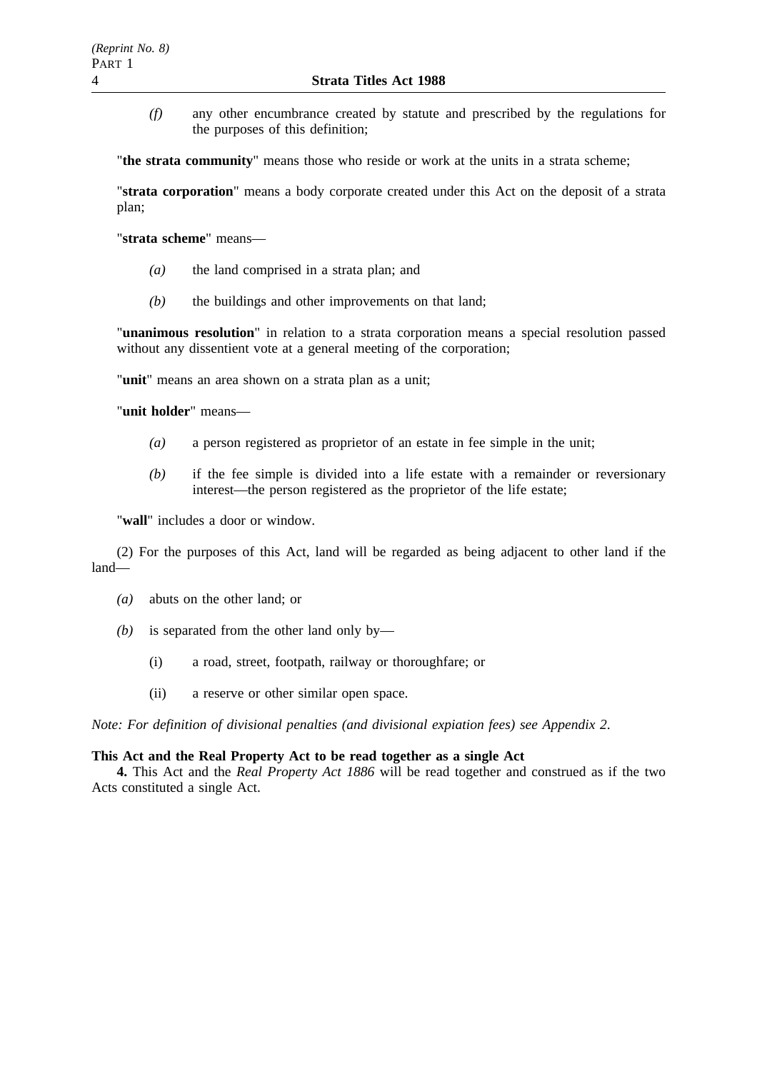*(f)* any other encumbrance created by statute and prescribed by the regulations for the purposes of this definition;

"**the strata community**" means those who reside or work at the units in a strata scheme;

"**strata corporation**" means a body corporate created under this Act on the deposit of a strata plan;

"**strata scheme**" means—

*(a)* the land comprised in a strata plan; and

*(b)* the buildings and other improvements on that land;

"**unanimous resolution**" in relation to a strata corporation means a special resolution passed without any dissentient vote at a general meeting of the corporation;

"**unit**" means an area shown on a strata plan as a unit;

"**unit holder**" means—

*(a)* a person registered as proprietor of an estate in fee simple in the unit;

*(b)* if the fee simple is divided into a life estate with a remainder or reversionary interest—the person registered as the proprietor of the life estate;

"**wall**" includes a door or window.

(2) For the purposes of this Act, land will be regarded as being adjacent to other land if the land—

*(a)* abuts on the other land; or

*(b)* is separated from the other land only by—

(i) a road, street, footpath, railway or thoroughfare; or

(ii) a reserve or other similar open space.

*Note: For definition of divisional penalties (and divisional expiation fees) see Appendix 2.*

**This Act and the Real Property Act to be read together as a single Act**

**4.** This Act and the *Real Property Act 1886* will be read together and construed as if the two Acts constituted a single Act.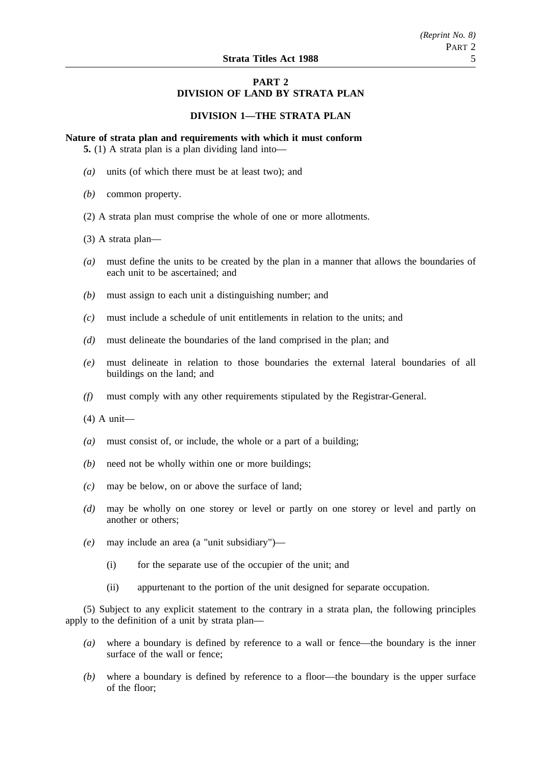# PART 2
# DIVISION OF LAND BY STRATA PLAN

## DIVISION 1—THE STRATA PLAN

### Nature of strata plan and requirements with which it must conform

**5.** (1) A strata plan is a plan dividing land into—

*(a)* units (of which there must be at least two); and

*(b)* common property.

(2) A strata plan must comprise the whole of one or more allotments.

(3) A strata plan—

*(a)* must define the units to be created by the plan in a manner that allows the boundaries of each unit to be ascertained; and

*(b)* must assign to each unit a distinguishing number; and

*(c)* must include a schedule of unit entitlements in relation to the units; and

*(d)* must delineate the boundaries of the land comprised in the plan; and

*(e)* must delineate in relation to those boundaries the external lateral boundaries of all buildings on the land; and

*(f)* must comply with any other requirements stipulated by the Registrar-General.

(4) A unit—

*(a)* must consist of, or include, the whole or a part of a building;

*(b)* need not be wholly within one or more buildings;

*(c)* may be below, on or above the surface of land;

*(d)* may be wholly on one storey or level or partly on one storey or level and partly on another or others;

*(e)* may include an area (a "unit subsidiary")—

(i) for the separate use of the occupier of the unit; and

(ii) appurtenant to the portion of the unit designed for separate occupation.

(5) Subject to any explicit statement to the contrary in a strata plan, the following principles apply to the definition of a unit by strata plan—

*(a)* where a boundary is defined by reference to a wall or fence—the boundary is the inner surface of the wall or fence;

*(b)* where a boundary is defined by reference to a floor—the boundary is the upper surface of the floor;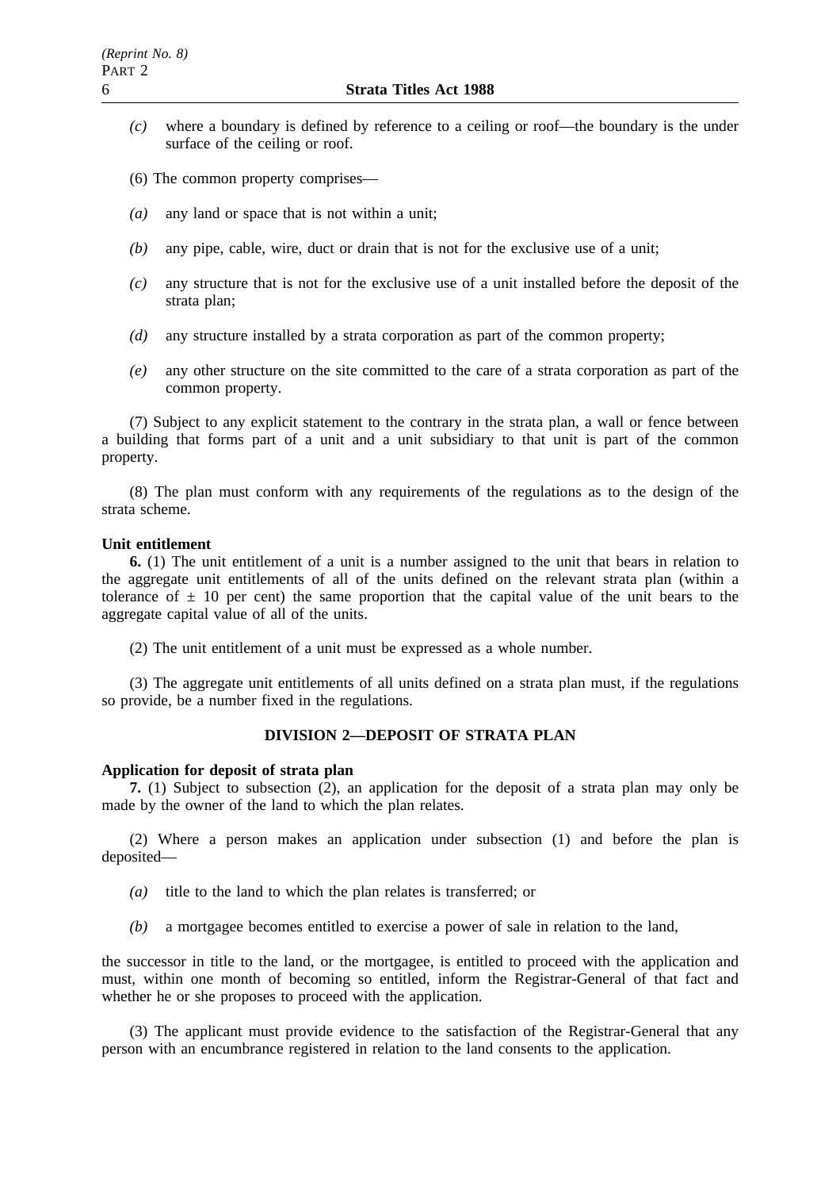*(c)* where a boundary is defined by reference to a ceiling or roof—the boundary is the under surface of the ceiling or roof.

(6) The common property comprises—

*(a)* any land or space that is not within a unit;

*(b)* any pipe, cable, wire, duct or drain that is not for the exclusive use of a unit;

*(c)* any structure that is not for the exclusive use of a unit installed before the deposit of the strata plan;

*(d)* any structure installed by a strata corporation as part of the common property;

*(e)* any other structure on the site committed to the care of a strata corporation as part of the common property.

(7) Subject to any explicit statement to the contrary in the strata plan, a wall or fence between a building that forms part of a unit and a unit subsidiary to that unit is part of the common property.

(8) The plan must conform with any requirements of the regulations as to the design of the strata scheme.

**Unit entitlement**

**6.** (1) The unit entitlement of a unit is a number assigned to the unit that bears in relation to the aggregate unit entitlements of all of the units defined on the relevant strata plan (within a tolerance of ± 10 per cent) the same proportion that the capital value of the unit bears to the aggregate capital value of all of the units.

(2) The unit entitlement of a unit must be expressed as a whole number.

(3) The aggregate unit entitlements of all units defined on a strata plan must, if the regulations so provide, be a number fixed in the regulations.

## DIVISION 2—DEPOSIT OF STRATA PLAN

**Application for deposit of strata plan**

**7.** (1) Subject to subsection (2), an application for the deposit of a strata plan may only be made by the owner of the land to which the plan relates.

(2) Where a person makes an application under subsection (1) and before the plan is deposited—

*(a)* title to the land to which the plan relates is transferred; or

*(b)* a mortgagee becomes entitled to exercise a power of sale in relation to the land,

the successor in title to the land, or the mortgagee, is entitled to proceed with the application and must, within one month of becoming so entitled, inform the Registrar-General of that fact and whether he or she proposes to proceed with the application.

(3) The applicant must provide evidence to the satisfaction of the Registrar-General that any person with an encumbrance registered in relation to the land consents to the application.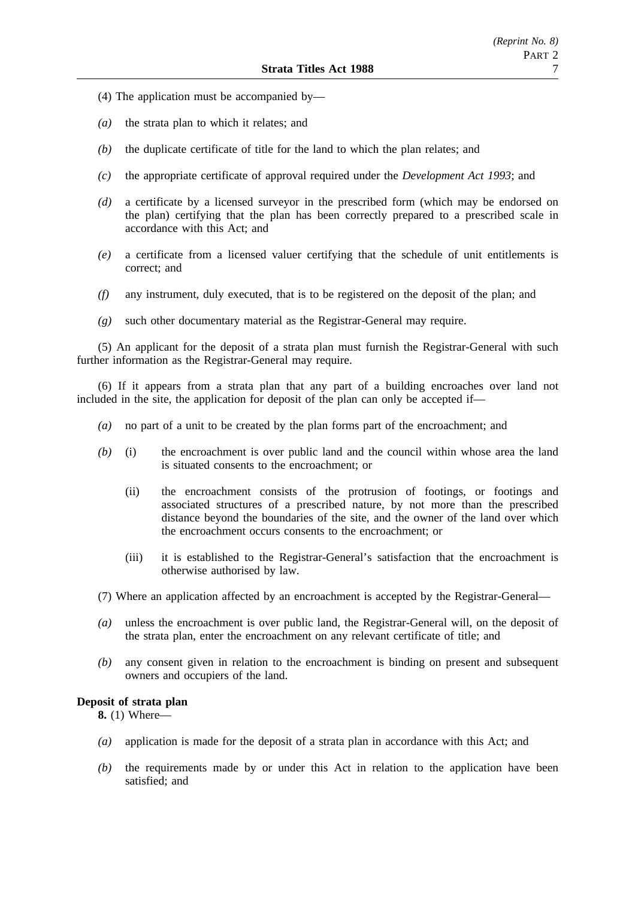(4) The application must be accompanied by—

*(a)* the strata plan to which it relates; and

*(b)* the duplicate certificate of title for the land to which the plan relates; and

*(c)* the appropriate certificate of approval required under the *Development Act 1993*; and

*(d)* a certificate by a licensed surveyor in the prescribed form (which may be endorsed on the plan) certifying that the plan has been correctly prepared to a prescribed scale in accordance with this Act; and

*(e)* a certificate from a licensed valuer certifying that the schedule of unit entitlements is correct; and

*(f)* any instrument, duly executed, that is to be registered on the deposit of the plan; and

*(g)* such other documentary material as the Registrar-General may require.

(5) An applicant for the deposit of a strata plan must furnish the Registrar-General with such further information as the Registrar-General may require.

(6) If it appears from a strata plan that any part of a building encroaches over land not included in the site, the application for deposit of the plan can only be accepted if—

*(a)* no part of a unit to be created by the plan forms part of the encroachment; and

*(b)* (i) the encroachment is over public land and the council within whose area the land is situated consents to the encroachment; or

(ii) the encroachment consists of the protrusion of footings, or footings and associated structures of a prescribed nature, by not more than the prescribed distance beyond the boundaries of the site, and the owner of the land over which the encroachment occurs consents to the encroachment; or

(iii) it is established to the Registrar-General's satisfaction that the encroachment is otherwise authorised by law.

(7) Where an application affected by an encroachment is accepted by the Registrar-General—

*(a)* unless the encroachment is over public land, the Registrar-General will, on the deposit of the strata plan, enter the encroachment on any relevant certificate of title; and

*(b)* any consent given in relation to the encroachment is binding on present and subsequent owners and occupiers of the land.

**Deposit of strata plan**

**8.** (1) Where—

*(a)* application is made for the deposit of a strata plan in accordance with this Act; and

*(b)* the requirements made by or under this Act in relation to the application have been satisfied; and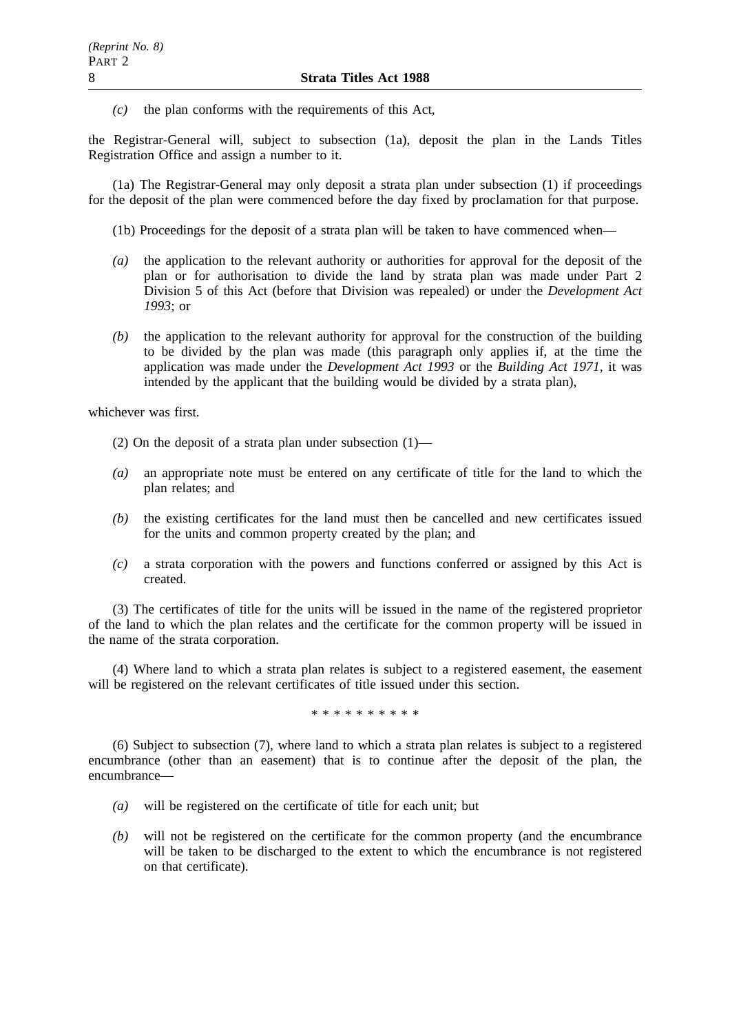*(c)* the plan conforms with the requirements of this Act,

the Registrar-General will, subject to subsection (1a), deposit the plan in the Lands Titles Registration Office and assign a number to it.

(1a) The Registrar-General may only deposit a strata plan under subsection (1) if proceedings for the deposit of the plan were commenced before the day fixed by proclamation for that purpose.

(1b) Proceedings for the deposit of a strata plan will be taken to have commenced when—

*(a)* the application to the relevant authority or authorities for approval for the deposit of the plan or for authorisation to divide the land by strata plan was made under Part 2 Division 5 of this Act (before that Division was repealed) or under the *Development Act 1993*; or

*(b)* the application to the relevant authority for approval for the construction of the building to be divided by the plan was made (this paragraph only applies if, at the time the application was made under the *Development Act 1993* or the *Building Act 1971*, it was intended by the applicant that the building would be divided by a strata plan),

whichever was first.

(2) On the deposit of a strata plan under subsection (1)—

*(a)* an appropriate note must be entered on any certificate of title for the land to which the plan relates; and

*(b)* the existing certificates for the land must then be cancelled and new certificates issued for the units and common property created by the plan; and

*(c)* a strata corporation with the powers and functions conferred or assigned by this Act is created.

(3) The certificates of title for the units will be issued in the name of the registered proprietor of the land to which the plan relates and the certificate for the common property will be issued in the name of the strata corporation.

(4) Where land to which a strata plan relates is subject to a registered easement, the easement will be registered on the relevant certificates of title issued under this section.

\* \* \* \* \* \* \* \* \* \*

(6) Subject to subsection (7), where land to which a strata plan relates is subject to a registered encumbrance (other than an easement) that is to continue after the deposit of the plan, the encumbrance—

*(a)* will be registered on the certificate of title for each unit; but

*(b)* will not be registered on the certificate for the common property (and the encumbrance will be taken to be discharged to the extent to which the encumbrance is not registered on that certificate).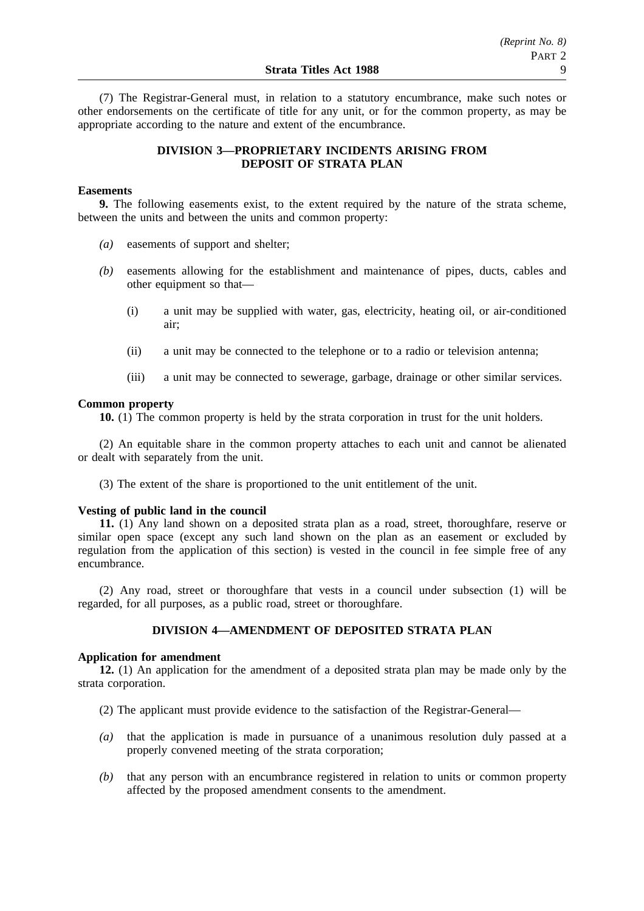(7) The Registrar-General must, in relation to a statutory encumbrance, make such notes or other endorsements on the certificate of title for any unit, or for the common property, as may be appropriate according to the nature and extent of the encumbrance.

## DIVISION 3—PROPRIETARY INCIDENTS ARISING FROM DEPOSIT OF STRATA PLAN

**Easements**

**9.** The following easements exist, to the extent required by the nature of the strata scheme, between the units and between the units and common property:

*(a)* easements of support and shelter;

*(b)* easements allowing for the establishment and maintenance of pipes, ducts, cables and other equipment so that—

(i) a unit may be supplied with water, gas, electricity, heating oil, or air-conditioned air;

(ii) a unit may be connected to the telephone or to a radio or television antenna;

(iii) a unit may be connected to sewerage, garbage, drainage or other similar services.

**Common property**

**10.** (1) The common property is held by the strata corporation in trust for the unit holders.

(2) An equitable share in the common property attaches to each unit and cannot be alienated or dealt with separately from the unit.

(3) The extent of the share is proportioned to the unit entitlement of the unit.

**Vesting of public land in the council**

**11.** (1) Any land shown on a deposited strata plan as a road, street, thoroughfare, reserve or similar open space (except any such land shown on the plan as an easement or excluded by regulation from the application of this section) is vested in the council in fee simple free of any encumbrance.

(2) Any road, street or thoroughfare that vests in a council under subsection (1) will be regarded, for all purposes, as a public road, street or thoroughfare.

## DIVISION 4—AMENDMENT OF DEPOSITED STRATA PLAN

**Application for amendment**

**12.** (1) An application for the amendment of a deposited strata plan may be made only by the strata corporation.

(2) The applicant must provide evidence to the satisfaction of the Registrar-General—

*(a)* that the application is made in pursuance of a unanimous resolution duly passed at a properly convened meeting of the strata corporation;

*(b)* that any person with an encumbrance registered in relation to units or common property affected by the proposed amendment consents to the amendment.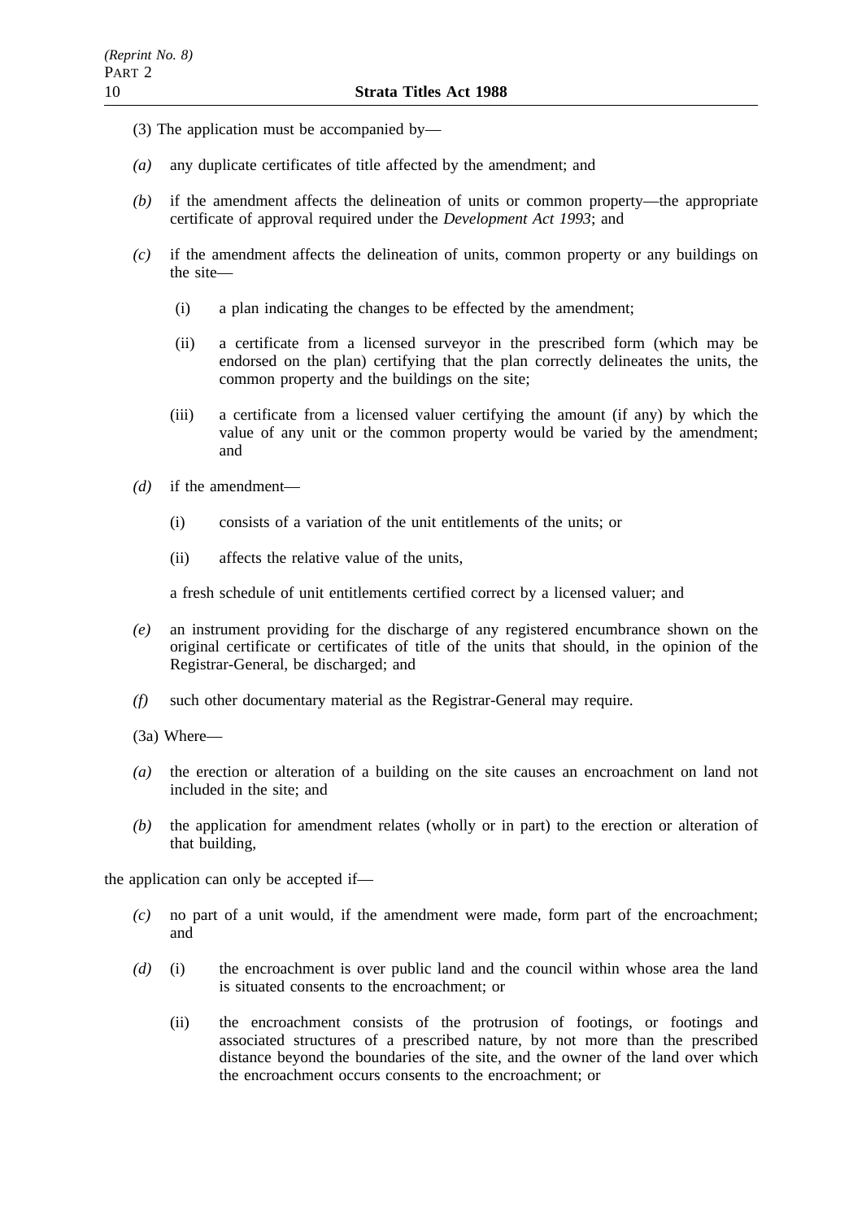(3) The application must be accompanied by—

*(a)* any duplicate certificates of title affected by the amendment; and

*(b)* if the amendment affects the delineation of units or common property—the appropriate certificate of approval required under the *Development Act 1993*; and

*(c)* if the amendment affects the delineation of units, common property or any buildings on the site—

  (i) a plan indicating the changes to be effected by the amendment;

  (ii) a certificate from a licensed surveyor in the prescribed form (which may be endorsed on the plan) certifying that the plan correctly delineates the units, the common property and the buildings on the site;

  (iii) a certificate from a licensed valuer certifying the amount (if any) by which the value of any unit or the common property would be varied by the amendment; and

*(d)* if the amendment—

  (i) consists of a variation of the unit entitlements of the units; or

  (ii) affects the relative value of the units,

  a fresh schedule of unit entitlements certified correct by a licensed valuer; and

*(e)* an instrument providing for the discharge of any registered encumbrance shown on the original certificate or certificates of title of the units that should, in the opinion of the Registrar-General, be discharged; and

*(f)* such other documentary material as the Registrar-General may require.

(3a) Where—

*(a)* the erection or alteration of a building on the site causes an encroachment on land not included in the site; and

*(b)* the application for amendment relates (wholly or in part) to the erection or alteration of that building,

the application can only be accepted if—

*(c)* no part of a unit would, if the amendment were made, form part of the encroachment; and

*(d)* (i) the encroachment is over public land and the council within whose area the land is situated consents to the encroachment; or

  (ii) the encroachment consists of the protrusion of footings, or footings and associated structures of a prescribed nature, by not more than the prescribed distance beyond the boundaries of the site, and the owner of the land over which the encroachment occurs consents to the encroachment; or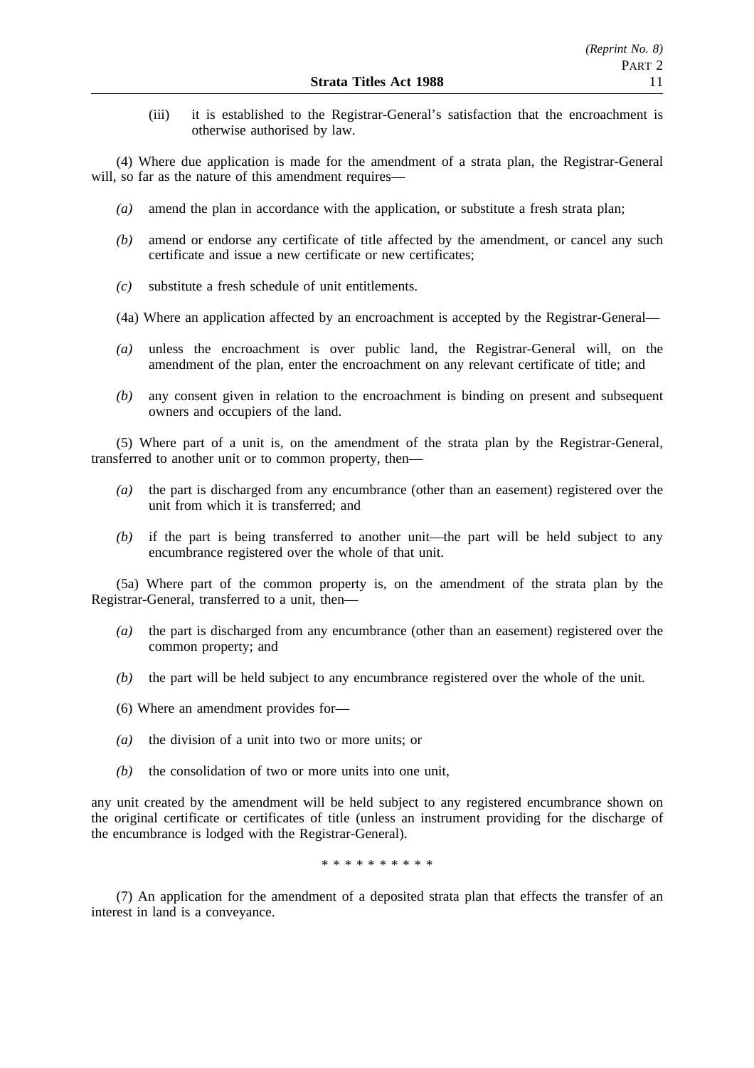(iii) it is established to the Registrar-General's satisfaction that the encroachment is otherwise authorised by law.

(4) Where due application is made for the amendment of a strata plan, the Registrar-General will, so far as the nature of this amendment requires—

*(a)* amend the plan in accordance with the application, or substitute a fresh strata plan;

*(b)* amend or endorse any certificate of title affected by the amendment, or cancel any such certificate and issue a new certificate or new certificates;

*(c)* substitute a fresh schedule of unit entitlements.

(4a) Where an application affected by an encroachment is accepted by the Registrar-General—

*(a)* unless the encroachment is over public land, the Registrar-General will, on the amendment of the plan, enter the encroachment on any relevant certificate of title; and

*(b)* any consent given in relation to the encroachment is binding on present and subsequent owners and occupiers of the land.

(5) Where part of a unit is, on the amendment of the strata plan by the Registrar-General, transferred to another unit or to common property, then—

*(a)* the part is discharged from any encumbrance (other than an easement) registered over the unit from which it is transferred; and

*(b)* if the part is being transferred to another unit—the part will be held subject to any encumbrance registered over the whole of that unit.

(5a) Where part of the common property is, on the amendment of the strata plan by the Registrar-General, transferred to a unit, then—

*(a)* the part is discharged from any encumbrance (other than an easement) registered over the common property; and

*(b)* the part will be held subject to any encumbrance registered over the whole of the unit.

(6) Where an amendment provides for—

*(a)* the division of a unit into two or more units; or

*(b)* the consolidation of two or more units into one unit,

any unit created by the amendment will be held subject to any registered encumbrance shown on the original certificate or certificates of title (unless an instrument providing for the discharge of the encumbrance is lodged with the Registrar-General).

* * * * * * * * * *

(7) An application for the amendment of a deposited strata plan that effects the transfer of an interest in land is a conveyance.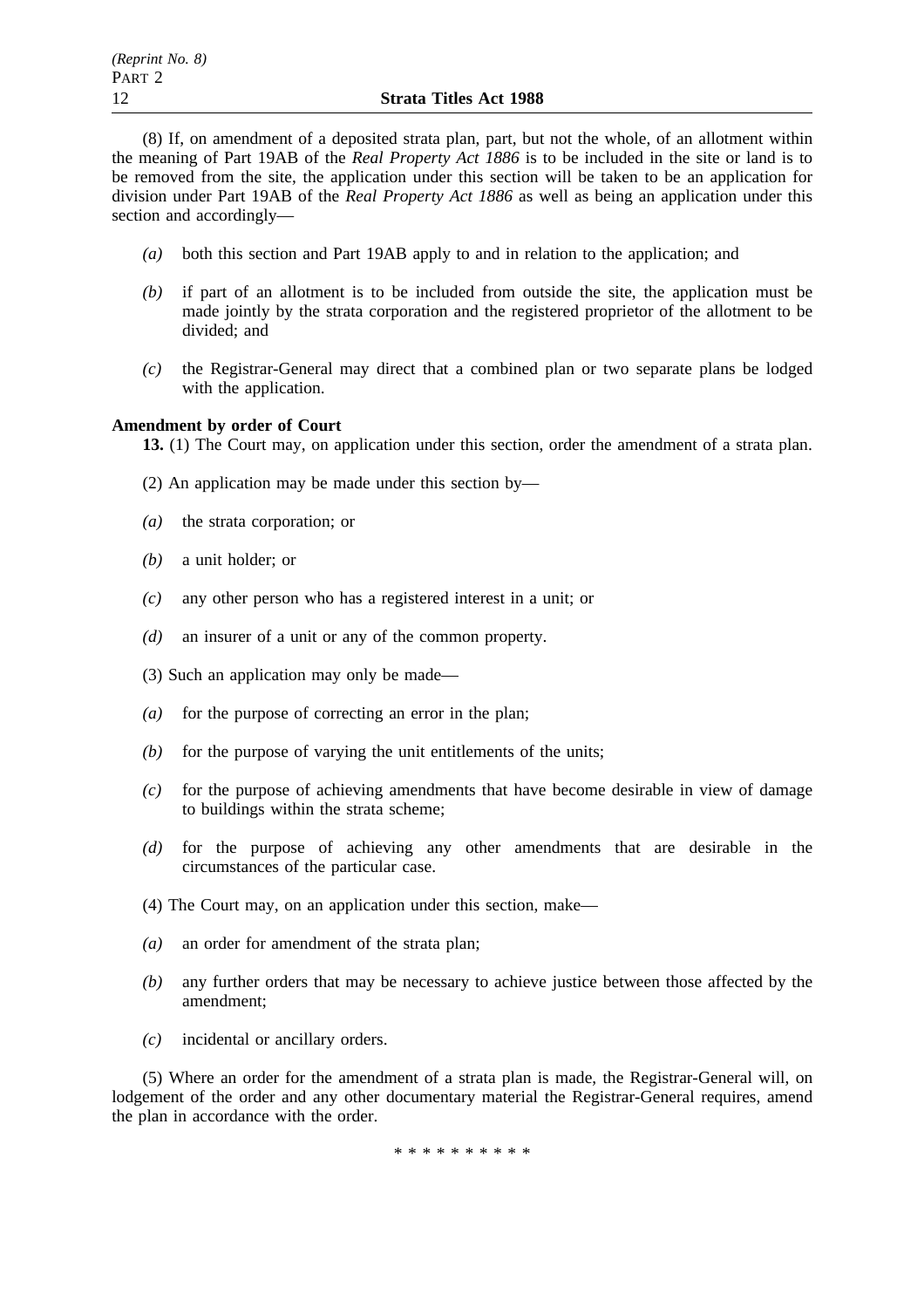(8) If, on amendment of a deposited strata plan, part, but not the whole, of an allotment within the meaning of Part 19AB of the *Real Property Act 1886* is to be included in the site or land is to be removed from the site, the application under this section will be taken to be an application for division under Part 19AB of the *Real Property Act 1886* as well as being an application under this section and accordingly—

- *(a)* both this section and Part 19AB apply to and in relation to the application; and
- *(b)* if part of an allotment is to be included from outside the site, the application must be made jointly by the strata corporation and the registered proprietor of the allotment to be divided; and
- *(c)* the Registrar-General may direct that a combined plan or two separate plans be lodged with the application.

**Amendment by order of Court**

**13.** (1) The Court may, on application under this section, order the amendment of a strata plan.

(2) An application may be made under this section by—

- *(a)* the strata corporation; or
- *(b)* a unit holder; or
- *(c)* any other person who has a registered interest in a unit; or
- *(d)* an insurer of a unit or any of the common property.

(3) Such an application may only be made—

- *(a)* for the purpose of correcting an error in the plan;
- *(b)* for the purpose of varying the unit entitlements of the units;
- *(c)* for the purpose of achieving amendments that have become desirable in view of damage to buildings within the strata scheme;
- *(d)* for the purpose of achieving any other amendments that are desirable in the circumstances of the particular case.

(4) The Court may, on an application under this section, make—

- *(a)* an order for amendment of the strata plan;
- *(b)* any further orders that may be necessary to achieve justice between those affected by the amendment;
- *(c)* incidental or ancillary orders.

(5) Where an order for the amendment of a strata plan is made, the Registrar-General will, on lodgement of the order and any other documentary material the Registrar-General requires, amend the plan in accordance with the order.

\* \* \* \* \* \* \* \* \* \*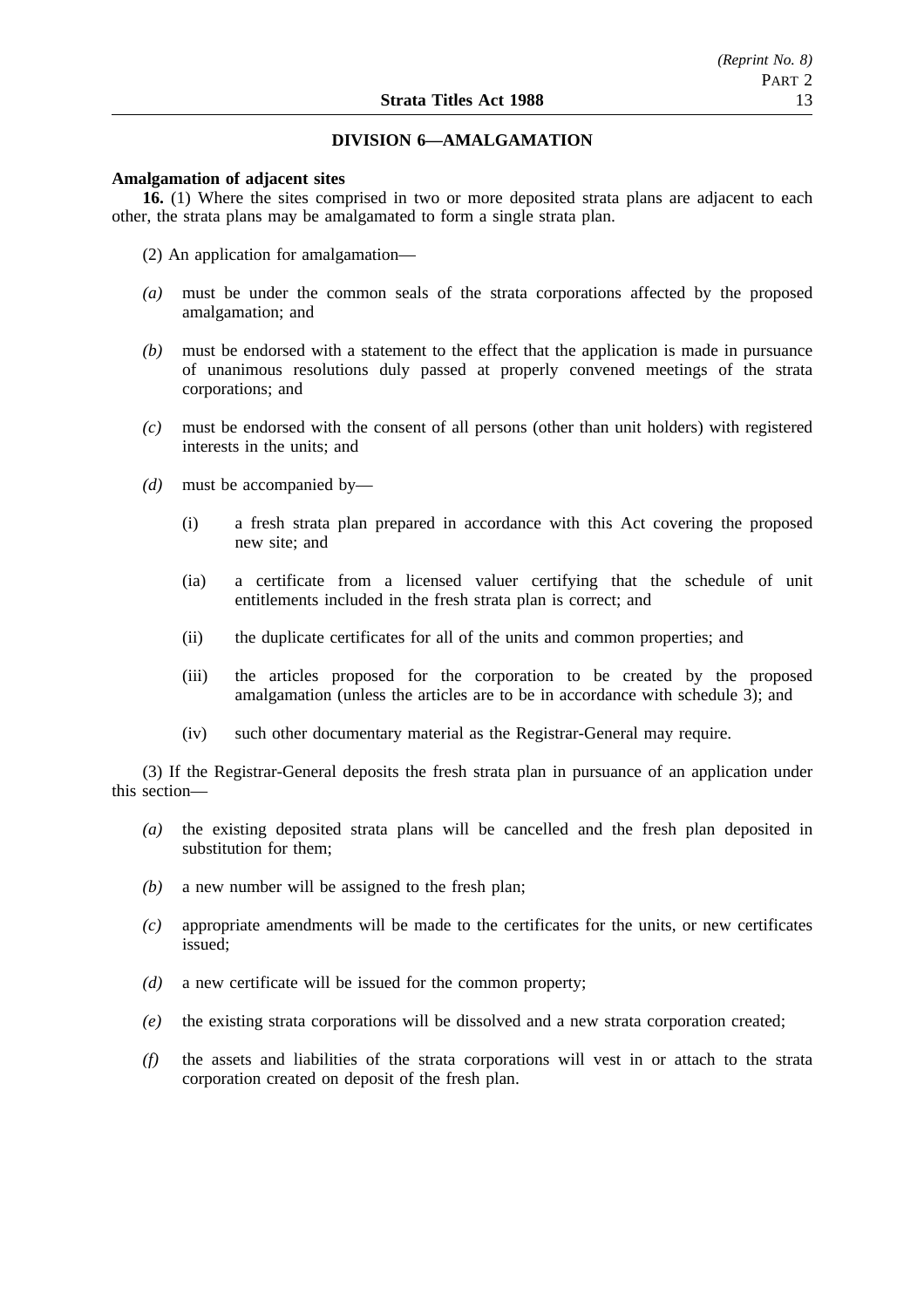## DIVISION 6—AMALGAMATION

**Amalgamation of adjacent sites**

**16.** (1) Where the sites comprised in two or more deposited strata plans are adjacent to each other, the strata plans may be amalgamated to form a single strata plan.

(2) An application for amalgamation—

*(a)* must be under the common seals of the strata corporations affected by the proposed amalgamation; and

*(b)* must be endorsed with a statement to the effect that the application is made in pursuance of unanimous resolutions duly passed at properly convened meetings of the strata corporations; and

*(c)* must be endorsed with the consent of all persons (other than unit holders) with registered interests in the units; and

*(d)* must be accompanied by—

(i) a fresh strata plan prepared in accordance with this Act covering the proposed new site; and

(ia) a certificate from a licensed valuer certifying that the schedule of unit entitlements included in the fresh strata plan is correct; and

(ii) the duplicate certificates for all of the units and common properties; and

(iii) the articles proposed for the corporation to be created by the proposed amalgamation (unless the articles are to be in accordance with schedule 3); and

(iv) such other documentary material as the Registrar-General may require.

(3) If the Registrar-General deposits the fresh strata plan in pursuance of an application under this section—

*(a)* the existing deposited strata plans will be cancelled and the fresh plan deposited in substitution for them;

*(b)* a new number will be assigned to the fresh plan;

*(c)* appropriate amendments will be made to the certificates for the units, or new certificates issued;

*(d)* a new certificate will be issued for the common property;

*(e)* the existing strata corporations will be dissolved and a new strata corporation created;

*(f)* the assets and liabilities of the strata corporations will vest in or attach to the strata corporation created on deposit of the fresh plan.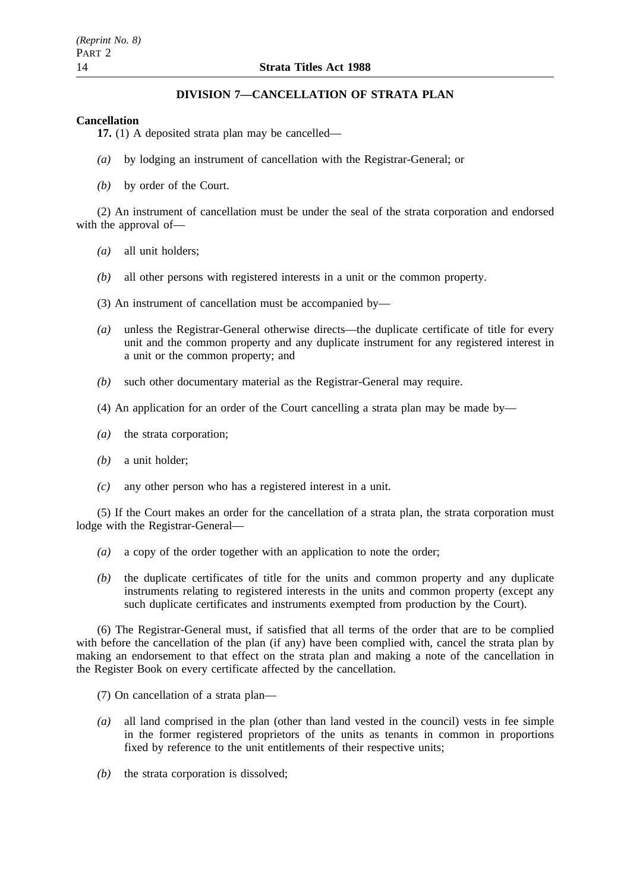## DIVISION 7—CANCELLATION OF STRATA PLAN

**Cancellation**

**17.** (1) A deposited strata plan may be cancelled—

*(a)* by lodging an instrument of cancellation with the Registrar-General; or

*(b)* by order of the Court.

(2) An instrument of cancellation must be under the seal of the strata corporation and endorsed with the approval of—

*(a)* all unit holders;

*(b)* all other persons with registered interests in a unit or the common property.

(3) An instrument of cancellation must be accompanied by—

*(a)* unless the Registrar-General otherwise directs—the duplicate certificate of title for every unit and the common property and any duplicate instrument for any registered interest in a unit or the common property; and

*(b)* such other documentary material as the Registrar-General may require.

(4) An application for an order of the Court cancelling a strata plan may be made by—

*(a)* the strata corporation;

*(b)* a unit holder;

*(c)* any other person who has a registered interest in a unit.

(5) If the Court makes an order for the cancellation of a strata plan, the strata corporation must lodge with the Registrar-General—

*(a)* a copy of the order together with an application to note the order;

*(b)* the duplicate certificates of title for the units and common property and any duplicate instruments relating to registered interests in the units and common property (except any such duplicate certificates and instruments exempted from production by the Court).

(6) The Registrar-General must, if satisfied that all terms of the order that are to be complied with before the cancellation of the plan (if any) have been complied with, cancel the strata plan by making an endorsement to that effect on the strata plan and making a note of the cancellation in the Register Book on every certificate affected by the cancellation.

(7) On cancellation of a strata plan—

*(a)* all land comprised in the plan (other than land vested in the council) vests in fee simple in the former registered proprietors of the units as tenants in common in proportions fixed by reference to the unit entitlements of their respective units;

*(b)* the strata corporation is dissolved;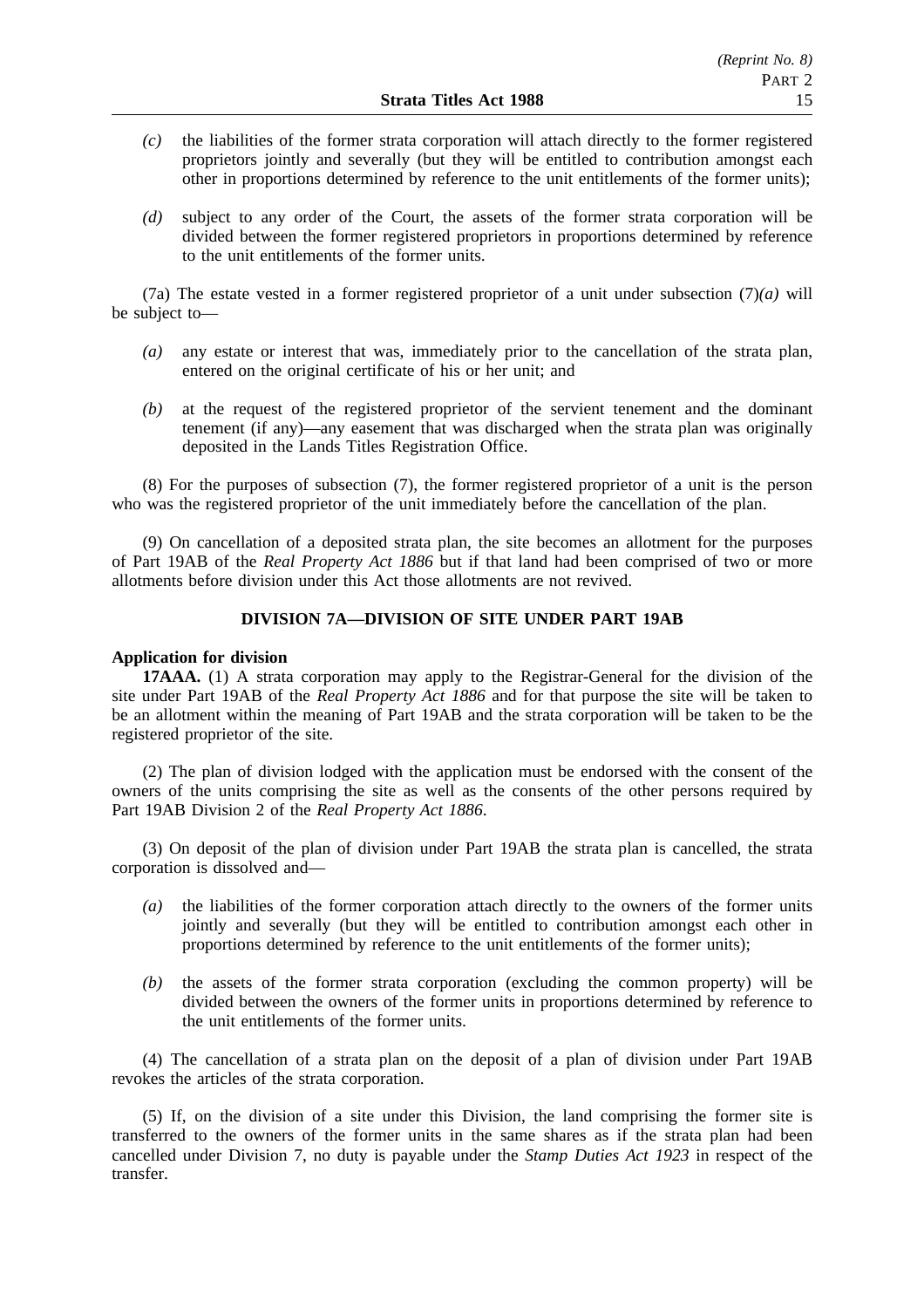*(c)* the liabilities of the former strata corporation will attach directly to the former registered proprietors jointly and severally (but they will be entitled to contribution amongst each other in proportions determined by reference to the unit entitlements of the former units);

*(d)* subject to any order of the Court, the assets of the former strata corporation will be divided between the former registered proprietors in proportions determined by reference to the unit entitlements of the former units.

(7a) The estate vested in a former registered proprietor of a unit under subsection (7)*(a)* will be subject to—

*(a)* any estate or interest that was, immediately prior to the cancellation of the strata plan, entered on the original certificate of his or her unit; and

*(b)* at the request of the registered proprietor of the servient tenement and the dominant tenement (if any)—any easement that was discharged when the strata plan was originally deposited in the Lands Titles Registration Office.

(8) For the purposes of subsection (7), the former registered proprietor of a unit is the person who was the registered proprietor of the unit immediately before the cancellation of the plan.

(9) On cancellation of a deposited strata plan, the site becomes an allotment for the purposes of Part 19AB of the *Real Property Act 1886* but if that land had been comprised of two or more allotments before division under this Act those allotments are not revived.

## DIVISION 7A—DIVISION OF SITE UNDER PART 19AB

**Application for division**

**17AAA.** (1) A strata corporation may apply to the Registrar-General for the division of the site under Part 19AB of the *Real Property Act 1886* and for that purpose the site will be taken to be an allotment within the meaning of Part 19AB and the strata corporation will be taken to be the registered proprietor of the site.

(2) The plan of division lodged with the application must be endorsed with the consent of the owners of the units comprising the site as well as the consents of the other persons required by Part 19AB Division 2 of the *Real Property Act 1886*.

(3) On deposit of the plan of division under Part 19AB the strata plan is cancelled, the strata corporation is dissolved and—

*(a)* the liabilities of the former corporation attach directly to the owners of the former units jointly and severally (but they will be entitled to contribution amongst each other in proportions determined by reference to the unit entitlements of the former units);

*(b)* the assets of the former strata corporation (excluding the common property) will be divided between the owners of the former units in proportions determined by reference to the unit entitlements of the former units.

(4) The cancellation of a strata plan on the deposit of a plan of division under Part 19AB revokes the articles of the strata corporation.

(5) If, on the division of a site under this Division, the land comprising the former site is transferred to the owners of the former units in the same shares as if the strata plan had been cancelled under Division 7, no duty is payable under the *Stamp Duties Act 1923* in respect of the transfer.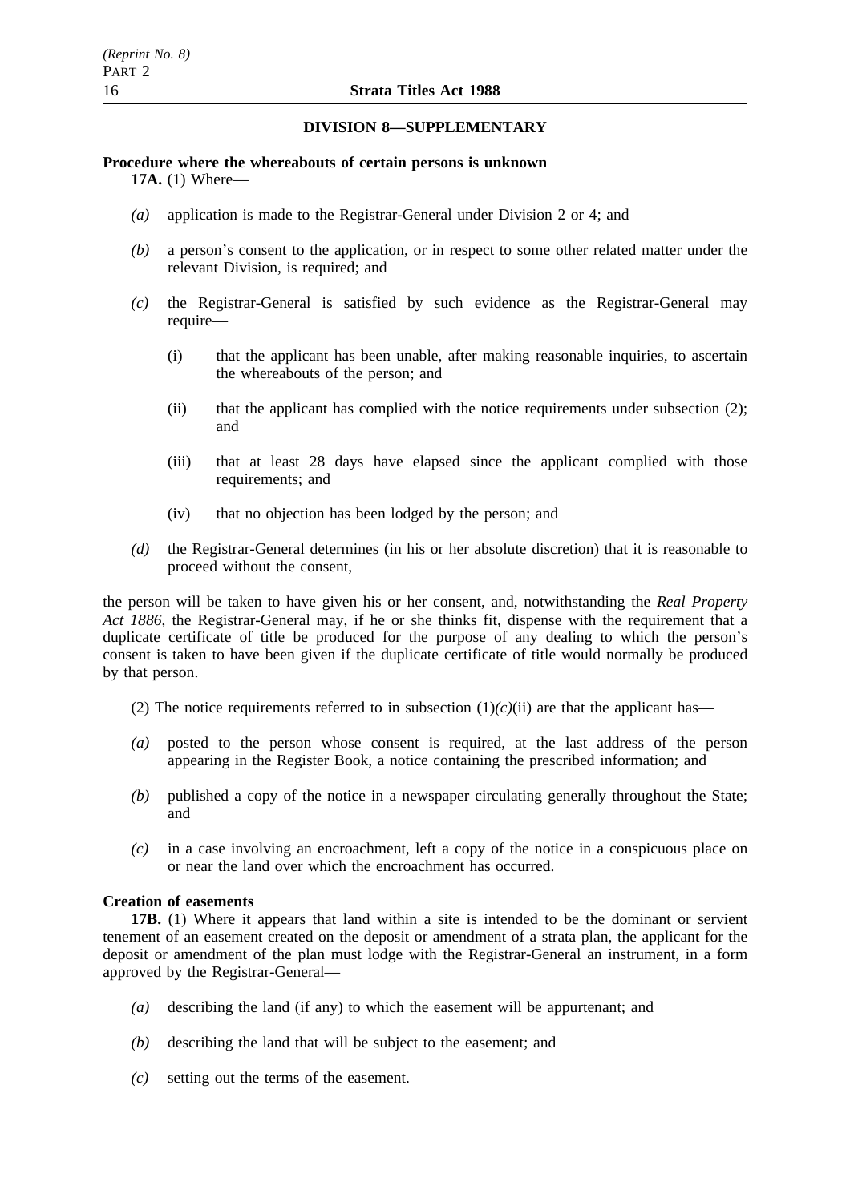## DIVISION 8—SUPPLEMENTARY

**Procedure where the whereabouts of certain persons is unknown**

**17A.** (1) Where—

*(a)* application is made to the Registrar-General under Division 2 or 4; and

*(b)* a person's consent to the application, or in respect to some other related matter under the relevant Division, is required; and

*(c)* the Registrar-General is satisfied by such evidence as the Registrar-General may require—

(i) that the applicant has been unable, after making reasonable inquiries, to ascertain the whereabouts of the person; and

(ii) that the applicant has complied with the notice requirements under subsection (2); and

(iii) that at least 28 days have elapsed since the applicant complied with those requirements; and

(iv) that no objection has been lodged by the person; and

*(d)* the Registrar-General determines (in his or her absolute discretion) that it is reasonable to proceed without the consent,

the person will be taken to have given his or her consent, and, notwithstanding the *Real Property Act 1886*, the Registrar-General may, if he or she thinks fit, dispense with the requirement that a duplicate certificate of title be produced for the purpose of any dealing to which the person's consent is taken to have been given if the duplicate certificate of title would normally be produced by that person.

(2) The notice requirements referred to in subsection (1)*(c)*(ii) are that the applicant has—

*(a)* posted to the person whose consent is required, at the last address of the person appearing in the Register Book, a notice containing the prescribed information; and

*(b)* published a copy of the notice in a newspaper circulating generally throughout the State; and

*(c)* in a case involving an encroachment, left a copy of the notice in a conspicuous place on or near the land over which the encroachment has occurred.

**Creation of easements**

**17B.** (1) Where it appears that land within a site is intended to be the dominant or servient tenement of an easement created on the deposit or amendment of a strata plan, the applicant for the deposit or amendment of the plan must lodge with the Registrar-General an instrument, in a form approved by the Registrar-General—

*(a)* describing the land (if any) to which the easement will be appurtenant; and

*(b)* describing the land that will be subject to the easement; and

*(c)* setting out the terms of the easement.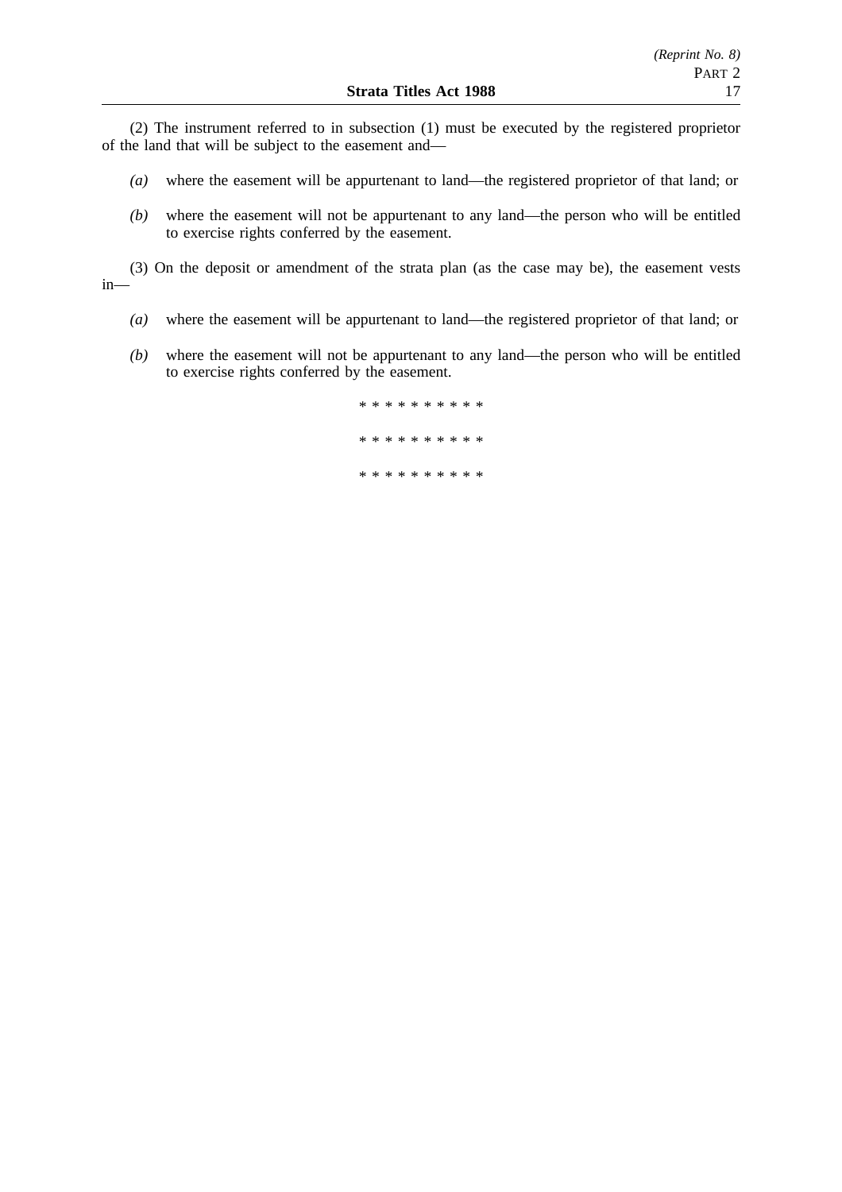(2) The instrument referred to in subsection (1) must be executed by the registered proprietor of the land that will be subject to the easement and—

*(a)* where the easement will be appurtenant to land—the registered proprietor of that land; or

*(b)* where the easement will not be appurtenant to any land—the person who will be entitled to exercise rights conferred by the easement.

(3) On the deposit or amendment of the strata plan (as the case may be), the easement vests in—

*(a)* where the easement will be appurtenant to land—the registered proprietor of that land; or

*(b)* where the easement will not be appurtenant to any land—the person who will be entitled to exercise rights conferred by the easement.

* * * * * * * * * *

* * * * * * * * * *

* * * * * * * * * *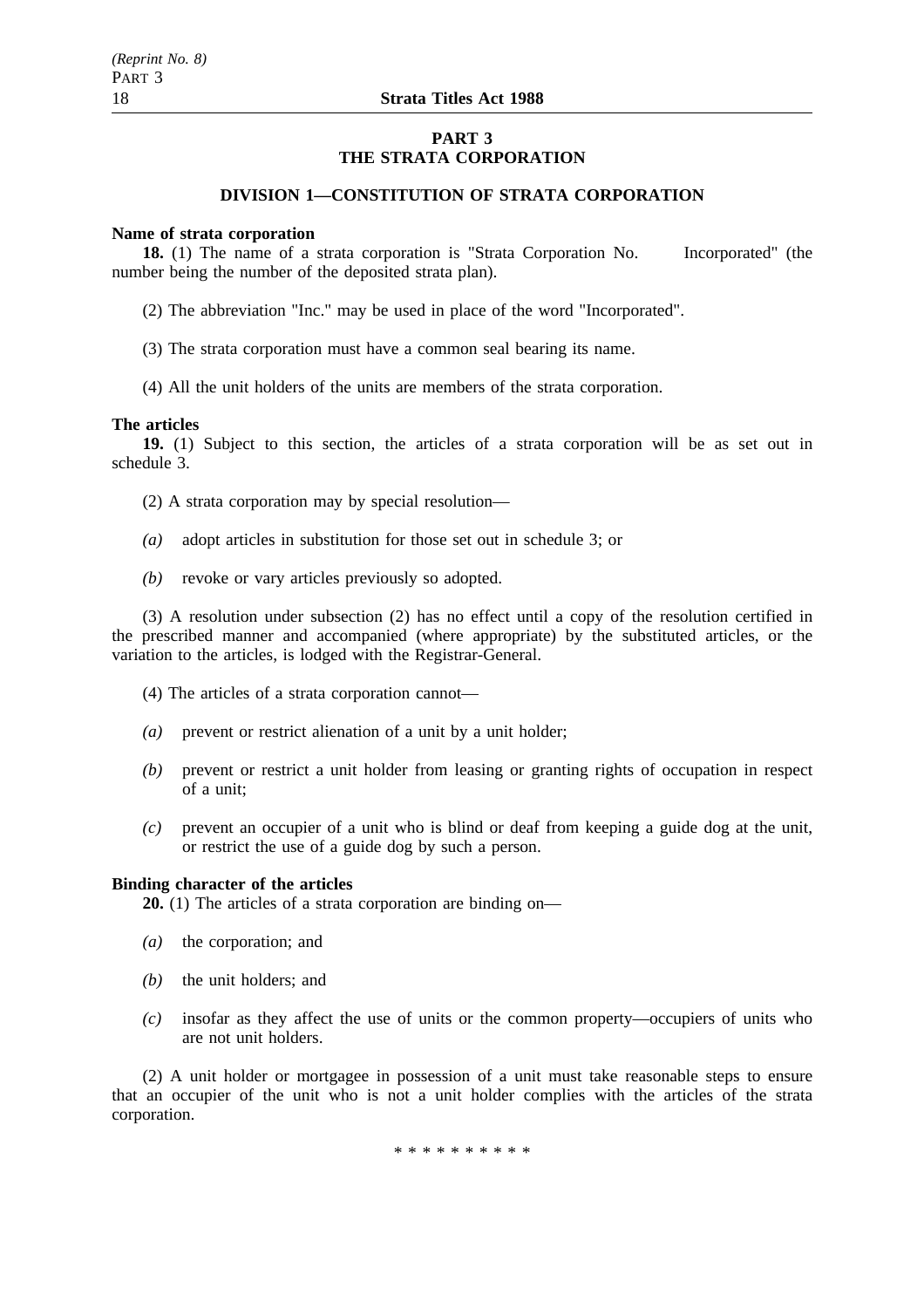## PART 3
## THE STRATA CORPORATION

### DIVISION 1—CONSTITUTION OF STRATA CORPORATION

**Name of strata corporation**

**18.** (1) The name of a strata corporation is "Strata Corporation No.       Incorporated" (the number being the number of the deposited strata plan).

(2) The abbreviation "Inc." may be used in place of the word "Incorporated".

(3) The strata corporation must have a common seal bearing its name.

(4) All the unit holders of the units are members of the strata corporation.

**The articles**

**19.** (1) Subject to this section, the articles of a strata corporation will be as set out in schedule 3.

(2) A strata corporation may by special resolution—

*(a)* adopt articles in substitution for those set out in schedule 3; or

*(b)* revoke or vary articles previously so adopted.

(3) A resolution under subsection (2) has no effect until a copy of the resolution certified in the prescribed manner and accompanied (where appropriate) by the substituted articles, or the variation to the articles, is lodged with the Registrar-General.

(4) The articles of a strata corporation cannot—

*(a)* prevent or restrict alienation of a unit by a unit holder;

*(b)* prevent or restrict a unit holder from leasing or granting rights of occupation in respect of a unit;

*(c)* prevent an occupier of a unit who is blind or deaf from keeping a guide dog at the unit, or restrict the use of a guide dog by such a person.

**Binding character of the articles**

**20.** (1) The articles of a strata corporation are binding on—

*(a)* the corporation; and

*(b)* the unit holders; and

*(c)* insofar as they affect the use of units or the common property—occupiers of units who are not unit holders.

(2) A unit holder or mortgagee in possession of a unit must take reasonable steps to ensure that an occupier of the unit who is not a unit holder complies with the articles of the strata corporation.

* * * * * * * * * *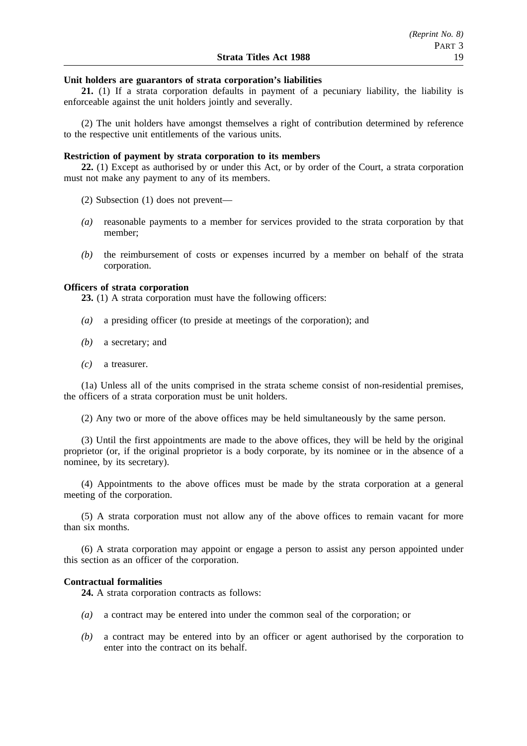**Unit holders are guarantors of strata corporation's liabilities**

**21.** (1) If a strata corporation defaults in payment of a pecuniary liability, the liability is enforceable against the unit holders jointly and severally.

(2) The unit holders have amongst themselves a right of contribution determined by reference to the respective unit entitlements of the various units.

**Restriction of payment by strata corporation to its members**

**22.** (1) Except as authorised by or under this Act, or by order of the Court, a strata corporation must not make any payment to any of its members.

(2) Subsection (1) does not prevent—

*(a)* reasonable payments to a member for services provided to the strata corporation by that member;

*(b)* the reimbursement of costs or expenses incurred by a member on behalf of the strata corporation.

**Officers of strata corporation**

**23.** (1) A strata corporation must have the following officers:

*(a)* a presiding officer (to preside at meetings of the corporation); and

*(b)* a secretary; and

*(c)* a treasurer.

(1a) Unless all of the units comprised in the strata scheme consist of non-residential premises, the officers of a strata corporation must be unit holders.

(2) Any two or more of the above offices may be held simultaneously by the same person.

(3) Until the first appointments are made to the above offices, they will be held by the original proprietor (or, if the original proprietor is a body corporate, by its nominee or in the absence of a nominee, by its secretary).

(4) Appointments to the above offices must be made by the strata corporation at a general meeting of the corporation.

(5) A strata corporation must not allow any of the above offices to remain vacant for more than six months.

(6) A strata corporation may appoint or engage a person to assist any person appointed under this section as an officer of the corporation.

**Contractual formalities**

**24.** A strata corporation contracts as follows:

*(a)* a contract may be entered into under the common seal of the corporation; or

*(b)* a contract may be entered into by an officer or agent authorised by the corporation to enter into the contract on its behalf.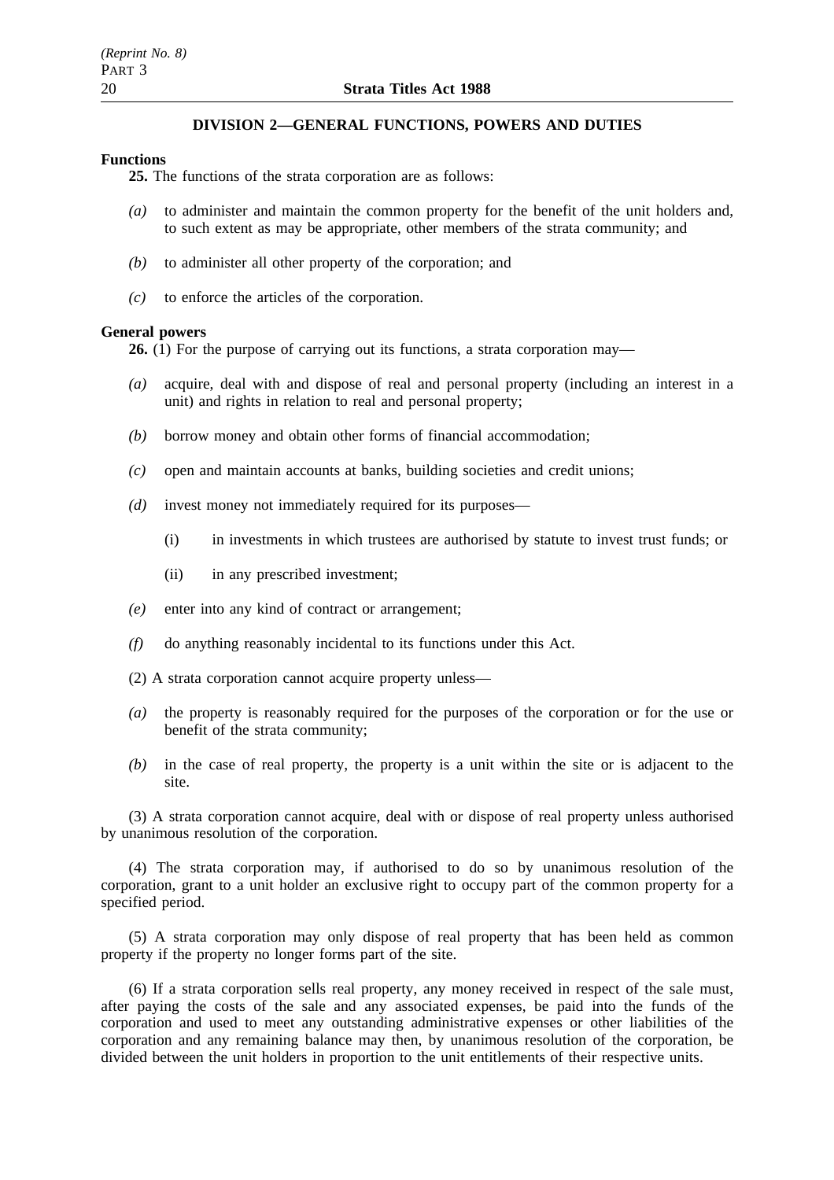## DIVISION 2—GENERAL FUNCTIONS, POWERS AND DUTIES

**Functions**

**25.** The functions of the strata corporation are as follows:

*(a)* to administer and maintain the common property for the benefit of the unit holders and, to such extent as may be appropriate, other members of the strata community; and

*(b)* to administer all other property of the corporation; and

*(c)* to enforce the articles of the corporation.

**General powers**

**26.** (1) For the purpose of carrying out its functions, a strata corporation may—

*(a)* acquire, deal with and dispose of real and personal property (including an interest in a unit) and rights in relation to real and personal property;

*(b)* borrow money and obtain other forms of financial accommodation;

*(c)* open and maintain accounts at banks, building societies and credit unions;

*(d)* invest money not immediately required for its purposes—

(i) in investments in which trustees are authorised by statute to invest trust funds; or

(ii) in any prescribed investment;

*(e)* enter into any kind of contract or arrangement;

*(f)* do anything reasonably incidental to its functions under this Act.

(2) A strata corporation cannot acquire property unless—

*(a)* the property is reasonably required for the purposes of the corporation or for the use or benefit of the strata community;

*(b)* in the case of real property, the property is a unit within the site or is adjacent to the site.

(3) A strata corporation cannot acquire, deal with or dispose of real property unless authorised by unanimous resolution of the corporation.

(4) The strata corporation may, if authorised to do so by unanimous resolution of the corporation, grant to a unit holder an exclusive right to occupy part of the common property for a specified period.

(5) A strata corporation may only dispose of real property that has been held as common property if the property no longer forms part of the site.

(6) If a strata corporation sells real property, any money received in respect of the sale must, after paying the costs of the sale and any associated expenses, be paid into the funds of the corporation and used to meet any outstanding administrative expenses or other liabilities of the corporation and any remaining balance may then, by unanimous resolution of the corporation, be divided between the unit holders in proportion to the unit entitlements of their respective units.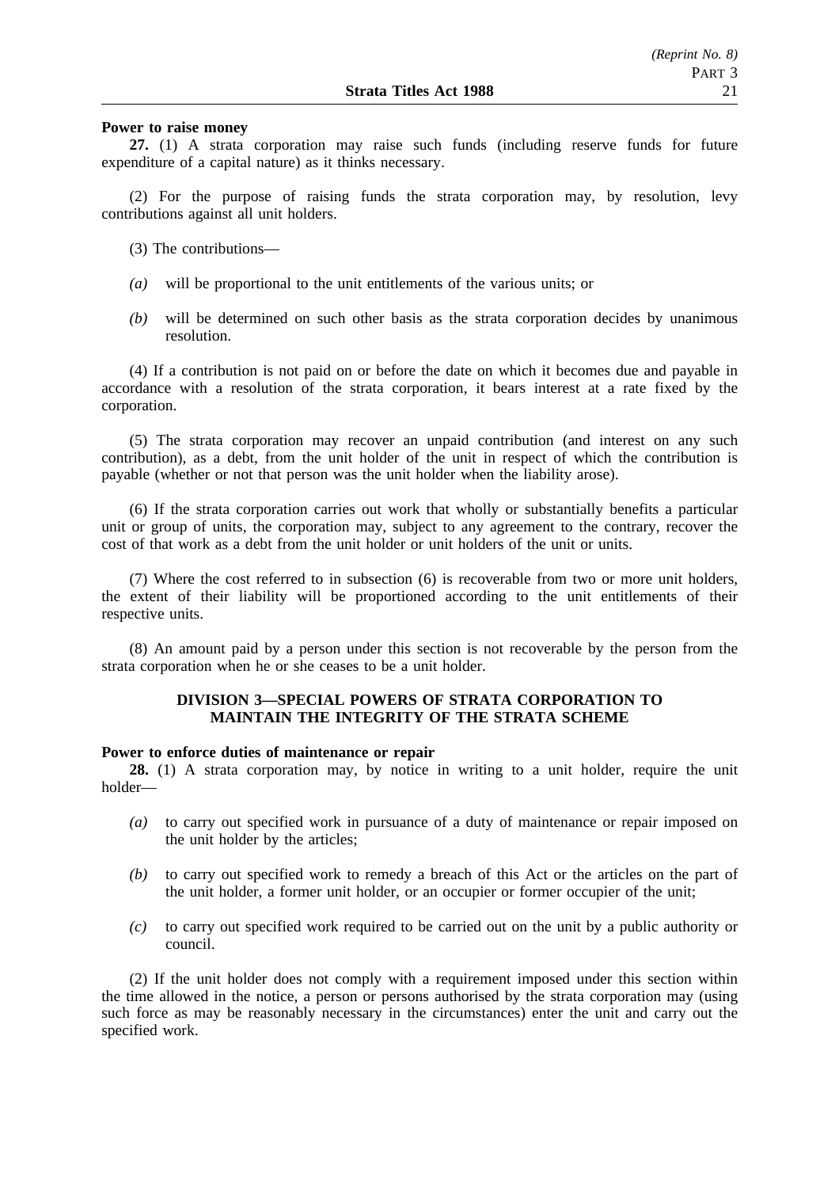**Power to raise money**

**27.** (1) A strata corporation may raise such funds (including reserve funds for future expenditure of a capital nature) as it thinks necessary.

(2) For the purpose of raising funds the strata corporation may, by resolution, levy contributions against all unit holders.

(3) The contributions—

*(a)* will be proportional to the unit entitlements of the various units; or

*(b)* will be determined on such other basis as the strata corporation decides by unanimous resolution.

(4) If a contribution is not paid on or before the date on which it becomes due and payable in accordance with a resolution of the strata corporation, it bears interest at a rate fixed by the corporation.

(5) The strata corporation may recover an unpaid contribution (and interest on any such contribution), as a debt, from the unit holder of the unit in respect of which the contribution is payable (whether or not that person was the unit holder when the liability arose).

(6) If the strata corporation carries out work that wholly or substantially benefits a particular unit or group of units, the corporation may, subject to any agreement to the contrary, recover the cost of that work as a debt from the unit holder or unit holders of the unit or units.

(7) Where the cost referred to in subsection (6) is recoverable from two or more unit holders, the extent of their liability will be proportioned according to the unit entitlements of their respective units.

(8) An amount paid by a person under this section is not recoverable by the person from the strata corporation when he or she ceases to be a unit holder.

## DIVISION 3—SPECIAL POWERS OF STRATA CORPORATION TO MAINTAIN THE INTEGRITY OF THE STRATA SCHEME

**Power to enforce duties of maintenance or repair**

**28.** (1) A strata corporation may, by notice in writing to a unit holder, require the unit holder—

*(a)* to carry out specified work in pursuance of a duty of maintenance or repair imposed on the unit holder by the articles;

*(b)* to carry out specified work to remedy a breach of this Act or the articles on the part of the unit holder, a former unit holder, or an occupier or former occupier of the unit;

*(c)* to carry out specified work required to be carried out on the unit by a public authority or council.

(2) If the unit holder does not comply with a requirement imposed under this section within the time allowed in the notice, a person or persons authorised by the strata corporation may (using such force as may be reasonably necessary in the circumstances) enter the unit and carry out the specified work.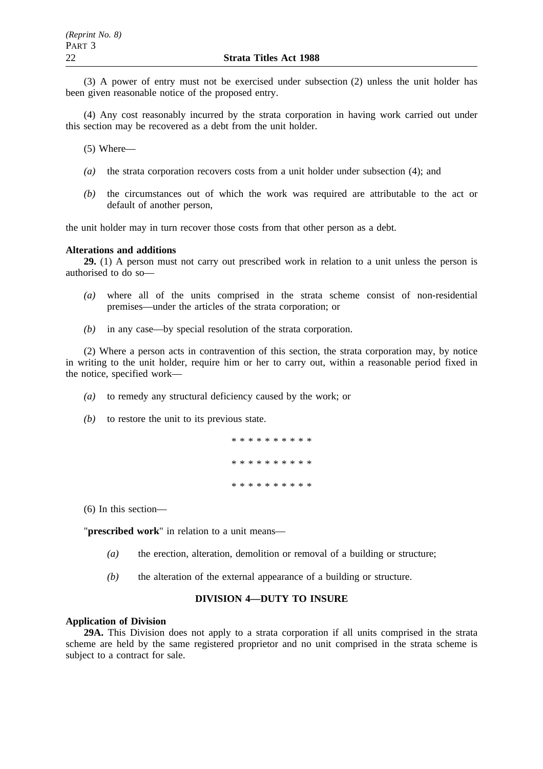(3) A power of entry must not be exercised under subsection (2) unless the unit holder has been given reasonable notice of the proposed entry.

(4) Any cost reasonably incurred by the strata corporation in having work carried out under this section may be recovered as a debt from the unit holder.

(5) Where—

*(a)* the strata corporation recovers costs from a unit holder under subsection (4); and

*(b)* the circumstances out of which the work was required are attributable to the act or default of another person,

the unit holder may in turn recover those costs from that other person as a debt.

**Alterations and additions**

**29.** (1) A person must not carry out prescribed work in relation to a unit unless the person is authorised to do so—

*(a)* where all of the units comprised in the strata scheme consist of non-residential premises—under the articles of the strata corporation; or

*(b)* in any case—by special resolution of the strata corporation.

(2) Where a person acts in contravention of this section, the strata corporation may, by notice in writing to the unit holder, require him or her to carry out, within a reasonable period fixed in the notice, specified work—

*(a)* to remedy any structural deficiency caused by the work; or

*(b)* to restore the unit to its previous state.

* * * * * * * * * *

* * * * * * * * * *

* * * * * * * * * *

(6) In this section—

"**prescribed work**" in relation to a unit means—

*(a)* the erection, alteration, demolition or removal of a building or structure;

*(b)* the alteration of the external appearance of a building or structure.

## DIVISION 4—DUTY TO INSURE

**Application of Division**

**29A.** This Division does not apply to a strata corporation if all units comprised in the strata scheme are held by the same registered proprietor and no unit comprised in the strata scheme is subject to a contract for sale.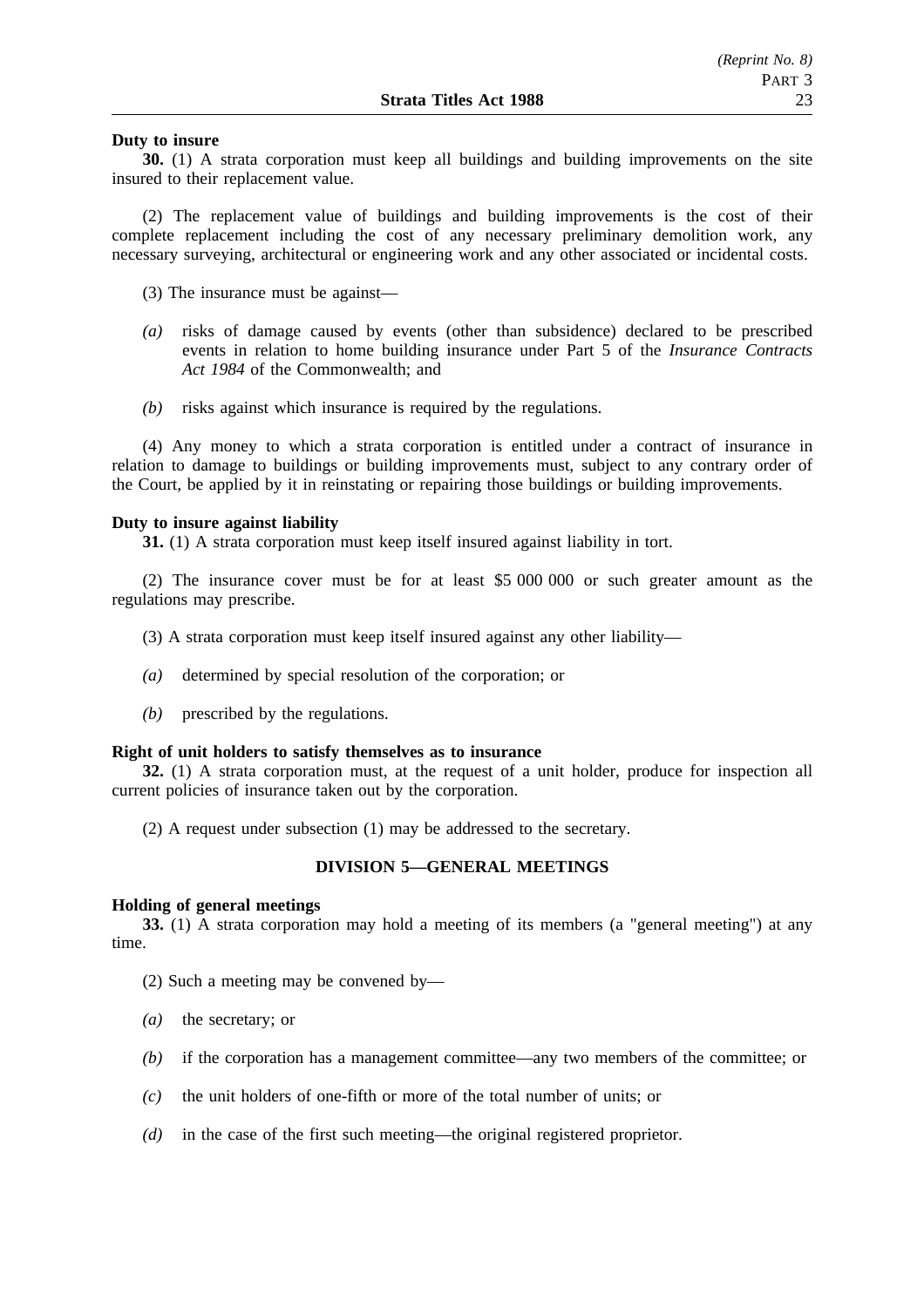**Duty to insure**

**30.** (1) A strata corporation must keep all buildings and building improvements on the site insured to their replacement value.

(2) The replacement value of buildings and building improvements is the cost of their complete replacement including the cost of any necessary preliminary demolition work, any necessary surveying, architectural or engineering work and any other associated or incidental costs.

(3) The insurance must be against—

*(a)* risks of damage caused by events (other than subsidence) declared to be prescribed events in relation to home building insurance under Part 5 of the *Insurance Contracts Act 1984* of the Commonwealth; and

*(b)* risks against which insurance is required by the regulations.

(4) Any money to which a strata corporation is entitled under a contract of insurance in relation to damage to buildings or building improvements must, subject to any contrary order of the Court, be applied by it in reinstating or repairing those buildings or building improvements.

**Duty to insure against liability**

**31.** (1) A strata corporation must keep itself insured against liability in tort.

(2) The insurance cover must be for at least $5 000 000 or such greater amount as the regulations may prescribe.

(3) A strata corporation must keep itself insured against any other liability—

*(a)* determined by special resolution of the corporation; or

*(b)* prescribed by the regulations.

**Right of unit holders to satisfy themselves as to insurance**

**32.** (1) A strata corporation must, at the request of a unit holder, produce for inspection all current policies of insurance taken out by the corporation.

(2) A request under subsection (1) may be addressed to the secretary.

## DIVISION 5—GENERAL MEETINGS

**Holding of general meetings**

**33.** (1) A strata corporation may hold a meeting of its members (a "general meeting") at any time.

(2) Such a meeting may be convened by—

*(a)* the secretary; or

*(b)* if the corporation has a management committee—any two members of the committee; or

*(c)* the unit holders of one-fifth or more of the total number of units; or

*(d)* in the case of the first such meeting—the original registered proprietor.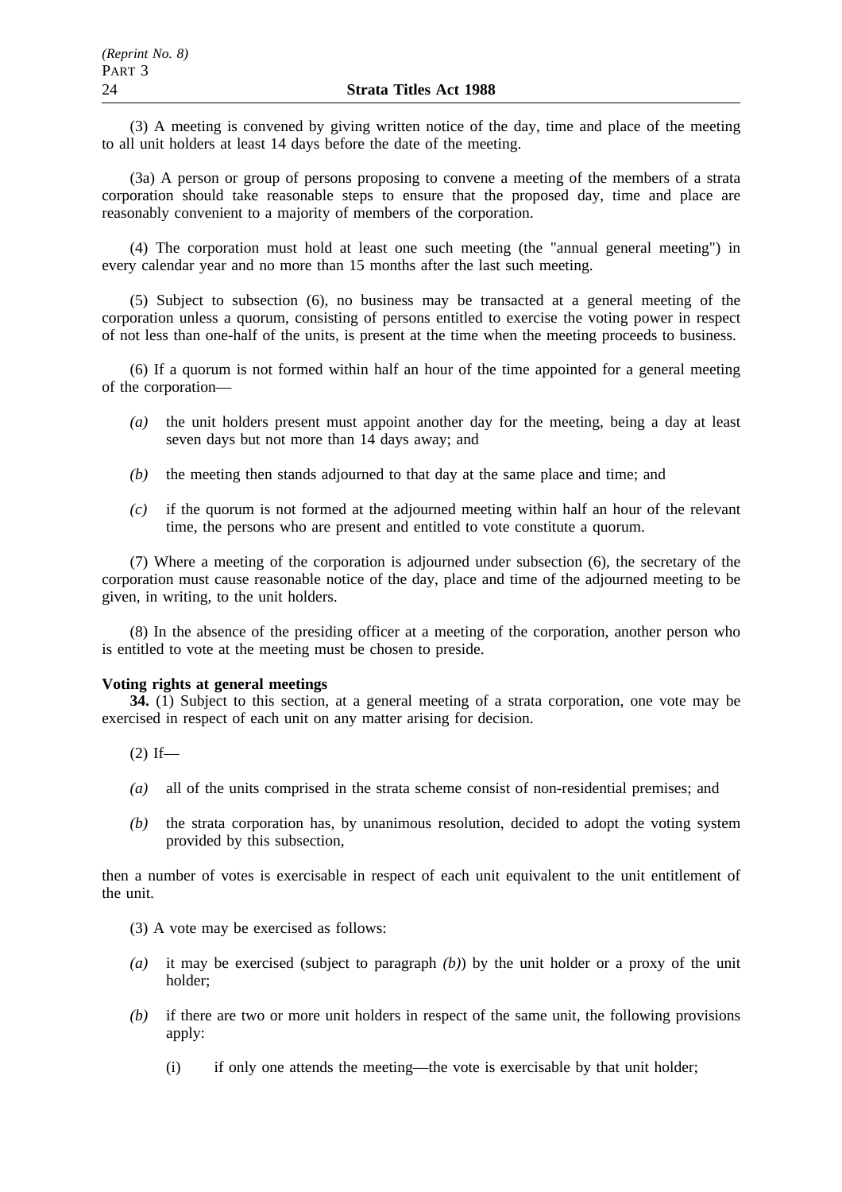(3) A meeting is convened by giving written notice of the day, time and place of the meeting to all unit holders at least 14 days before the date of the meeting.

(3a) A person or group of persons proposing to convene a meeting of the members of a strata corporation should take reasonable steps to ensure that the proposed day, time and place are reasonably convenient to a majority of members of the corporation.

(4) The corporation must hold at least one such meeting (the "annual general meeting") in every calendar year and no more than 15 months after the last such meeting.

(5) Subject to subsection (6), no business may be transacted at a general meeting of the corporation unless a quorum, consisting of persons entitled to exercise the voting power in respect of not less than one-half of the units, is present at the time when the meeting proceeds to business.

(6) If a quorum is not formed within half an hour of the time appointed for a general meeting of the corporation—

*(a)* the unit holders present must appoint another day for the meeting, being a day at least seven days but not more than 14 days away; and

*(b)* the meeting then stands adjourned to that day at the same place and time; and

*(c)* if the quorum is not formed at the adjourned meeting within half an hour of the relevant time, the persons who are present and entitled to vote constitute a quorum.

(7) Where a meeting of the corporation is adjourned under subsection (6), the secretary of the corporation must cause reasonable notice of the day, place and time of the adjourned meeting to be given, in writing, to the unit holders.

(8) In the absence of the presiding officer at a meeting of the corporation, another person who is entitled to vote at the meeting must be chosen to preside.

**Voting rights at general meetings**

**34.** (1) Subject to this section, at a general meeting of a strata corporation, one vote may be exercised in respect of each unit on any matter arising for decision.

(2) If—

*(a)* all of the units comprised in the strata scheme consist of non-residential premises; and

*(b)* the strata corporation has, by unanimous resolution, decided to adopt the voting system provided by this subsection,

then a number of votes is exercisable in respect of each unit equivalent to the unit entitlement of the unit.

(3) A vote may be exercised as follows:

*(a)* it may be exercised (subject to paragraph *(b)*) by the unit holder or a proxy of the unit holder;

*(b)* if there are two or more unit holders in respect of the same unit, the following provisions apply:

(i) if only one attends the meeting—the vote is exercisable by that unit holder;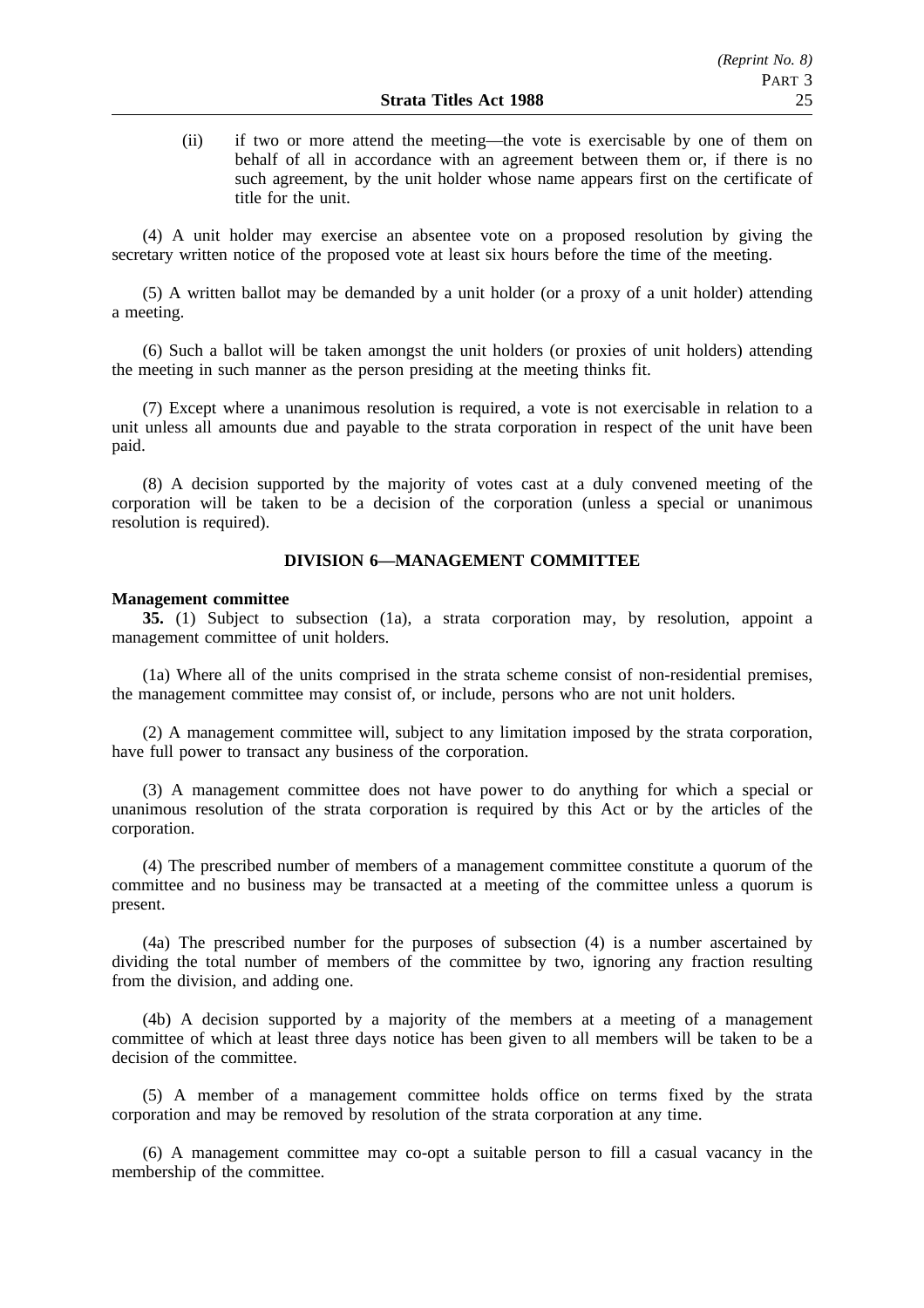(ii) if two or more attend the meeting—the vote is exercisable by one of them on behalf of all in accordance with an agreement between them or, if there is no such agreement, by the unit holder whose name appears first on the certificate of title for the unit.

(4) A unit holder may exercise an absentee vote on a proposed resolution by giving the secretary written notice of the proposed vote at least six hours before the time of the meeting.

(5) A written ballot may be demanded by a unit holder (or a proxy of a unit holder) attending a meeting.

(6) Such a ballot will be taken amongst the unit holders (or proxies of unit holders) attending the meeting in such manner as the person presiding at the meeting thinks fit.

(7) Except where a unanimous resolution is required, a vote is not exercisable in relation to a unit unless all amounts due and payable to the strata corporation in respect of the unit have been paid.

(8) A decision supported by the majority of votes cast at a duly convened meeting of the corporation will be taken to be a decision of the corporation (unless a special or unanimous resolution is required).

## DIVISION 6—MANAGEMENT COMMITTEE

**Management committee**

**35.** (1) Subject to subsection (1a), a strata corporation may, by resolution, appoint a management committee of unit holders.

(1a) Where all of the units comprised in the strata scheme consist of non-residential premises, the management committee may consist of, or include, persons who are not unit holders.

(2) A management committee will, subject to any limitation imposed by the strata corporation, have full power to transact any business of the corporation.

(3) A management committee does not have power to do anything for which a special or unanimous resolution of the strata corporation is required by this Act or by the articles of the corporation.

(4) The prescribed number of members of a management committee constitute a quorum of the committee and no business may be transacted at a meeting of the committee unless a quorum is present.

(4a) The prescribed number for the purposes of subsection (4) is a number ascertained by dividing the total number of members of the committee by two, ignoring any fraction resulting from the division, and adding one.

(4b) A decision supported by a majority of the members at a meeting of a management committee of which at least three days notice has been given to all members will be taken to be a decision of the committee.

(5) A member of a management committee holds office on terms fixed by the strata corporation and may be removed by resolution of the strata corporation at any time.

(6) A management committee may co-opt a suitable person to fill a casual vacancy in the membership of the committee.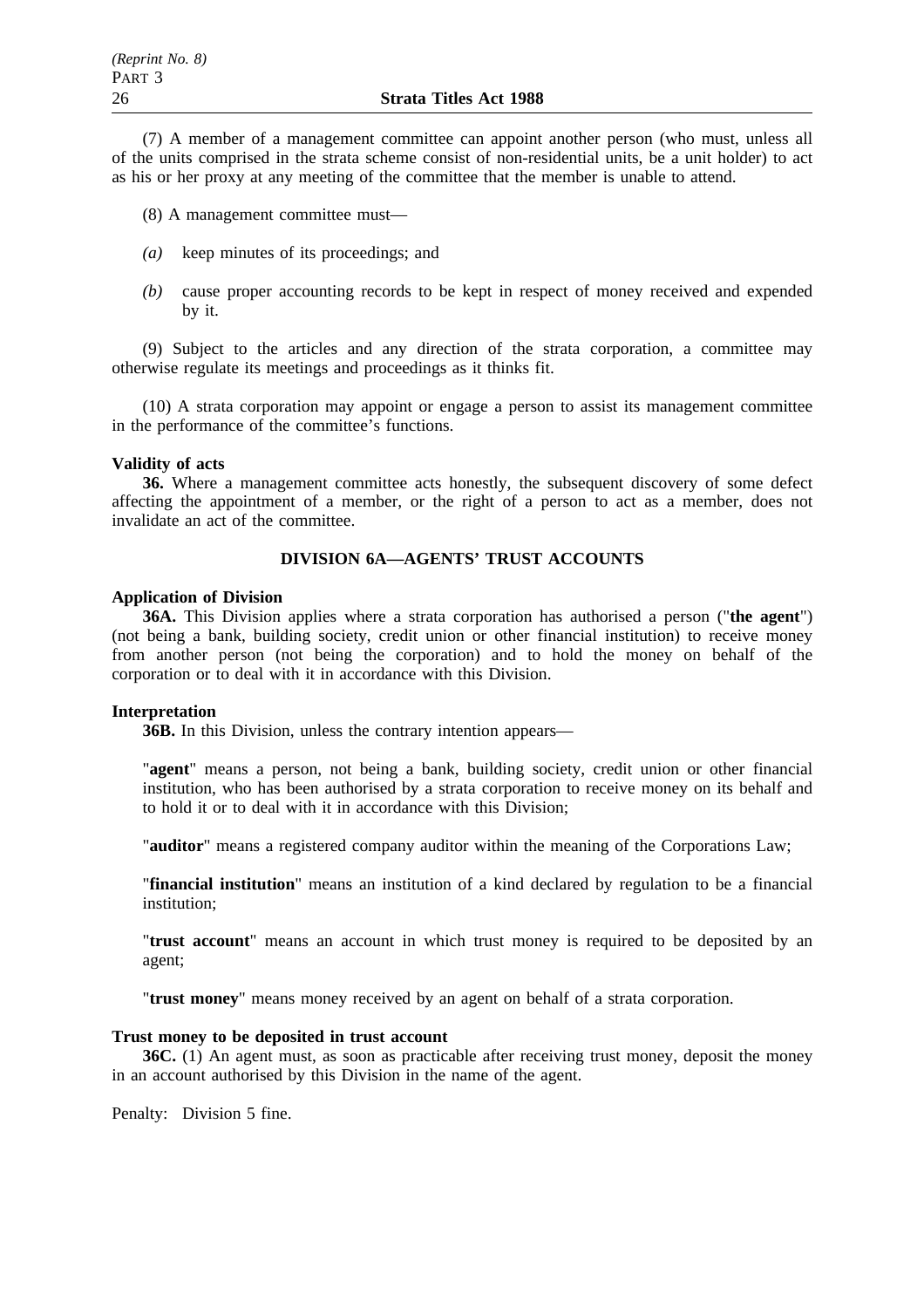(7) A member of a management committee can appoint another person (who must, unless all of the units comprised in the strata scheme consist of non-residential units, be a unit holder) to act as his or her proxy at any meeting of the committee that the member is unable to attend.

(8) A management committee must—

*(a)* keep minutes of its proceedings; and

*(b)* cause proper accounting records to be kept in respect of money received and expended by it.

(9) Subject to the articles and any direction of the strata corporation, a committee may otherwise regulate its meetings and proceedings as it thinks fit.

(10) A strata corporation may appoint or engage a person to assist its management committee in the performance of the committee's functions.

**Validity of acts**

**36.** Where a management committee acts honestly, the subsequent discovery of some defect affecting the appointment of a member, or the right of a person to act as a member, does not invalidate an act of the committee.

## DIVISION 6A—AGENTS' TRUST ACCOUNTS

**Application of Division**

**36A.** This Division applies where a strata corporation has authorised a person ("**the agent**") (not being a bank, building society, credit union or other financial institution) to receive money from another person (not being the corporation) and to hold the money on behalf of the corporation or to deal with it in accordance with this Division.

**Interpretation**

**36B.** In this Division, unless the contrary intention appears—

"**agent**" means a person, not being a bank, building society, credit union or other financial institution, who has been authorised by a strata corporation to receive money on its behalf and to hold it or to deal with it in accordance with this Division;

"**auditor**" means a registered company auditor within the meaning of the Corporations Law;

"**financial institution**" means an institution of a kind declared by regulation to be a financial institution;

"**trust account**" means an account in which trust money is required to be deposited by an agent;

"**trust money**" means money received by an agent on behalf of a strata corporation.

**Trust money to be deposited in trust account**

**36C.** (1) An agent must, as soon as practicable after receiving trust money, deposit the money in an account authorised by this Division in the name of the agent.

Penalty: Division 5 fine.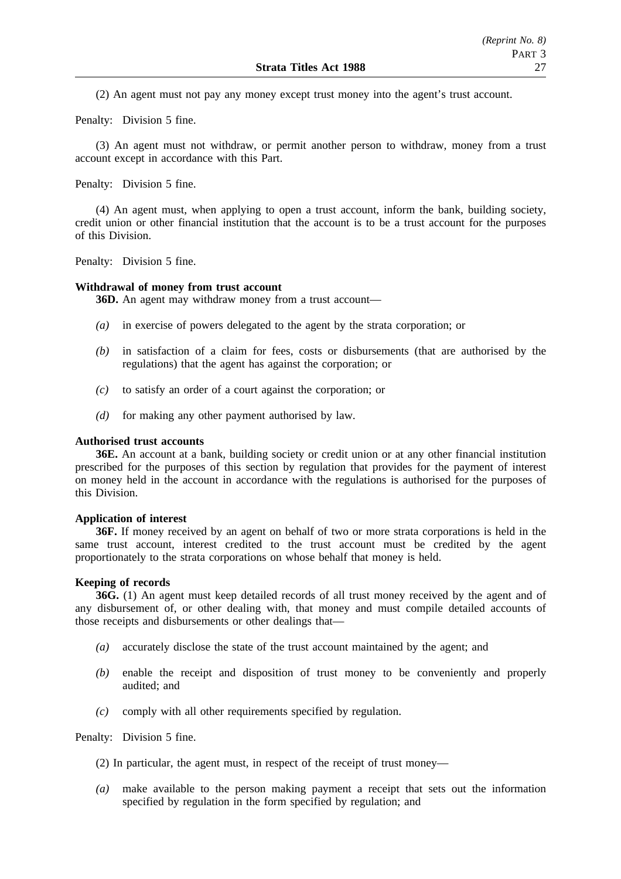(2) An agent must not pay any money except trust money into the agent's trust account.

Penalty: Division 5 fine.

(3) An agent must not withdraw, or permit another person to withdraw, money from a trust account except in accordance with this Part.

Penalty: Division 5 fine.

(4) An agent must, when applying to open a trust account, inform the bank, building society, credit union or other financial institution that the account is to be a trust account for the purposes of this Division.

Penalty: Division 5 fine.

**Withdrawal of money from trust account**

**36D.** An agent may withdraw money from a trust account—

*(a)* in exercise of powers delegated to the agent by the strata corporation; or

*(b)* in satisfaction of a claim for fees, costs or disbursements (that are authorised by the regulations) that the agent has against the corporation; or

*(c)* to satisfy an order of a court against the corporation; or

*(d)* for making any other payment authorised by law.

**Authorised trust accounts**

**36E.** An account at a bank, building society or credit union or at any other financial institution prescribed for the purposes of this section by regulation that provides for the payment of interest on money held in the account in accordance with the regulations is authorised for the purposes of this Division.

**Application of interest**

**36F.** If money received by an agent on behalf of two or more strata corporations is held in the same trust account, interest credited to the trust account must be credited by the agent proportionately to the strata corporations on whose behalf that money is held.

**Keeping of records**

**36G.** (1) An agent must keep detailed records of all trust money received by the agent and of any disbursement of, or other dealing with, that money and must compile detailed accounts of those receipts and disbursements or other dealings that—

*(a)* accurately disclose the state of the trust account maintained by the agent; and

*(b)* enable the receipt and disposition of trust money to be conveniently and properly audited; and

*(c)* comply with all other requirements specified by regulation.

Penalty: Division 5 fine.

(2) In particular, the agent must, in respect of the receipt of trust money—

*(a)* make available to the person making payment a receipt that sets out the information specified by regulation in the form specified by regulation; and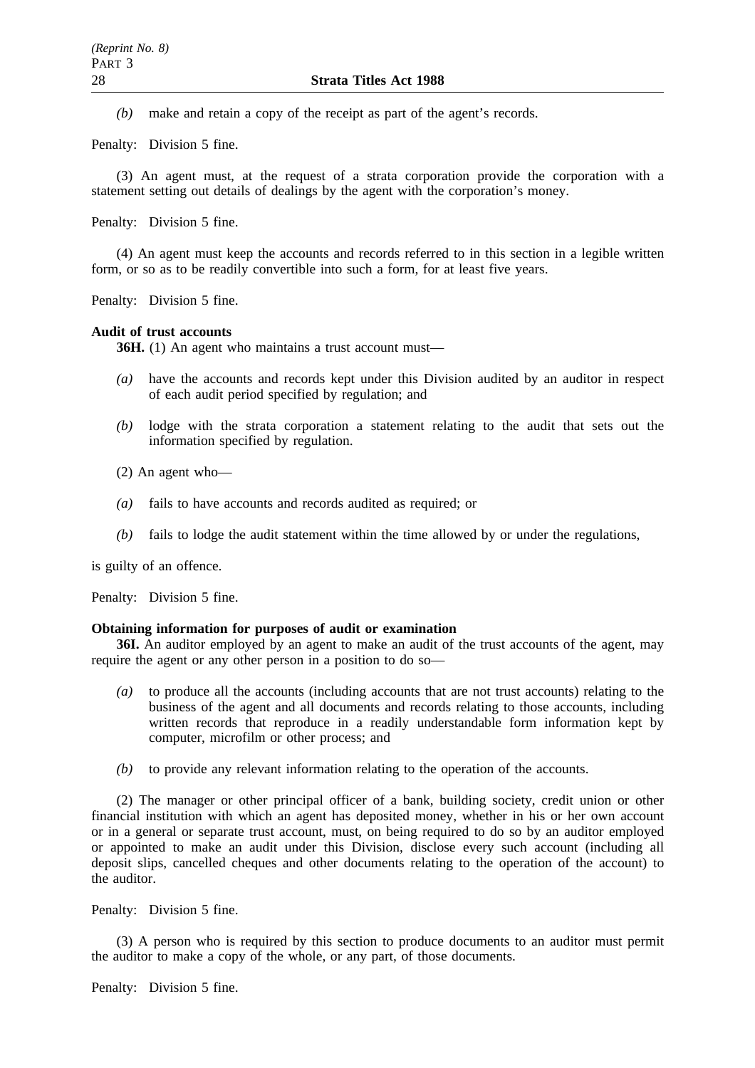*(b)* make and retain a copy of the receipt as part of the agent's records.

Penalty: Division 5 fine.

(3) An agent must, at the request of a strata corporation provide the corporation with a statement setting out details of dealings by the agent with the corporation's money.

Penalty: Division 5 fine.

(4) An agent must keep the accounts and records referred to in this section in a legible written form, or so as to be readily convertible into such a form, for at least five years.

Penalty: Division 5 fine.

**Audit of trust accounts**

**36H.** (1) An agent who maintains a trust account must—

*(a)* have the accounts and records kept under this Division audited by an auditor in respect of each audit period specified by regulation; and

*(b)* lodge with the strata corporation a statement relating to the audit that sets out the information specified by regulation.

(2) An agent who—

*(a)* fails to have accounts and records audited as required; or

*(b)* fails to lodge the audit statement within the time allowed by or under the regulations,

is guilty of an offence.

Penalty: Division 5 fine.

**Obtaining information for purposes of audit or examination**

**36I.** An auditor employed by an agent to make an audit of the trust accounts of the agent, may require the agent or any other person in a position to do so—

*(a)* to produce all the accounts (including accounts that are not trust accounts) relating to the business of the agent and all documents and records relating to those accounts, including written records that reproduce in a readily understandable form information kept by computer, microfilm or other process; and

*(b)* to provide any relevant information relating to the operation of the accounts.

(2) The manager or other principal officer of a bank, building society, credit union or other financial institution with which an agent has deposited money, whether in his or her own account or in a general or separate trust account, must, on being required to do so by an auditor employed or appointed to make an audit under this Division, disclose every such account (including all deposit slips, cancelled cheques and other documents relating to the operation of the account) to the auditor.

Penalty: Division 5 fine.

(3) A person who is required by this section to produce documents to an auditor must permit the auditor to make a copy of the whole, or any part, of those documents.

Penalty: Division 5 fine.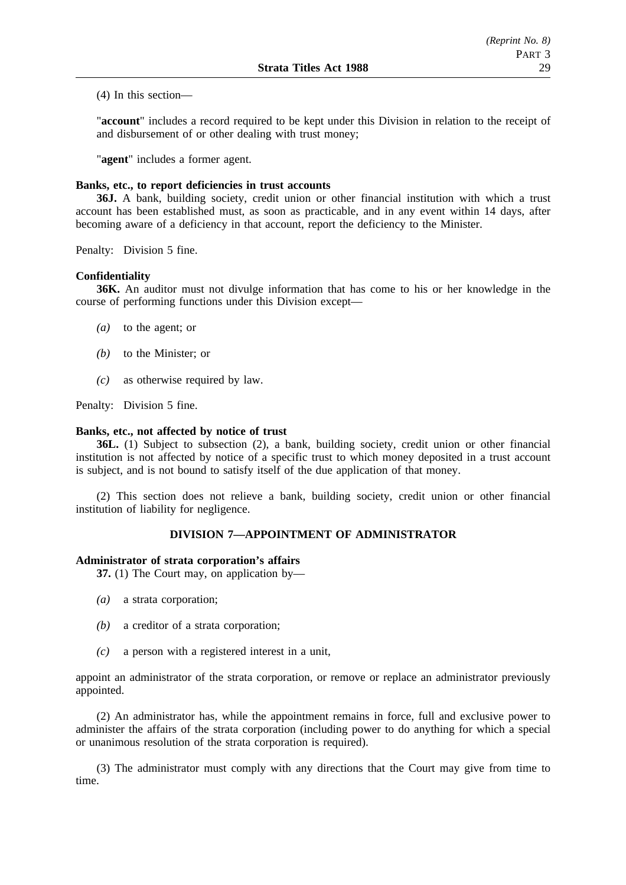(4) In this section—

"**account**" includes a record required to be kept under this Division in relation to the receipt of and disbursement of or other dealing with trust money;

"**agent**" includes a former agent.

**Banks, etc., to report deficiencies in trust accounts**

**36J.** A bank, building society, credit union or other financial institution with which a trust account has been established must, as soon as practicable, and in any event within 14 days, after becoming aware of a deficiency in that account, report the deficiency to the Minister.

Penalty: Division 5 fine.

**Confidentiality**

**36K.** An auditor must not divulge information that has come to his or her knowledge in the course of performing functions under this Division except—

*(a)* to the agent; or

*(b)* to the Minister; or

*(c)* as otherwise required by law.

Penalty: Division 5 fine.

**Banks, etc., not affected by notice of trust**

**36L.** (1) Subject to subsection (2), a bank, building society, credit union or other financial institution is not affected by notice of a specific trust to which money deposited in a trust account is subject, and is not bound to satisfy itself of the due application of that money.

(2) This section does not relieve a bank, building society, credit union or other financial institution of liability for negligence.

## DIVISION 7—APPOINTMENT OF ADMINISTRATOR

**Administrator of strata corporation's affairs**

**37.** (1) The Court may, on application by—

*(a)* a strata corporation;

*(b)* a creditor of a strata corporation;

*(c)* a person with a registered interest in a unit,

appoint an administrator of the strata corporation, or remove or replace an administrator previously appointed.

(2) An administrator has, while the appointment remains in force, full and exclusive power to administer the affairs of the strata corporation (including power to do anything for which a special or unanimous resolution of the strata corporation is required).

(3) The administrator must comply with any directions that the Court may give from time to time.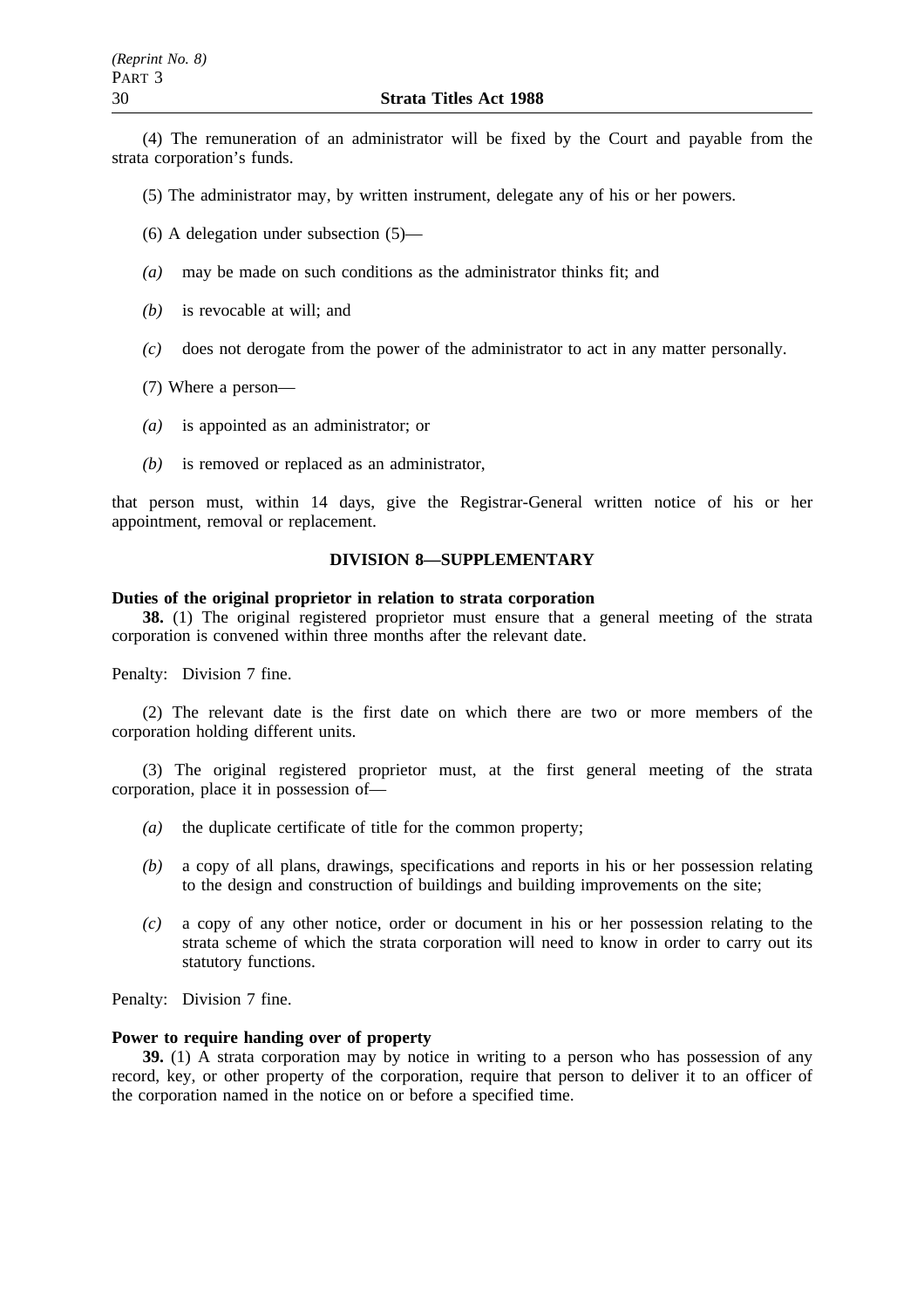(4) The remuneration of an administrator will be fixed by the Court and payable from the strata corporation's funds.

(5) The administrator may, by written instrument, delegate any of his or her powers.

(6) A delegation under subsection (5)—

*(a)* may be made on such conditions as the administrator thinks fit; and

*(b)* is revocable at will; and

*(c)* does not derogate from the power of the administrator to act in any matter personally.

(7) Where a person—

*(a)* is appointed as an administrator; or

*(b)* is removed or replaced as an administrator,

that person must, within 14 days, give the Registrar-General written notice of his or her appointment, removal or replacement.

## DIVISION 8—SUPPLEMENTARY

**Duties of the original proprietor in relation to strata corporation**

**38.** (1) The original registered proprietor must ensure that a general meeting of the strata corporation is convened within three months after the relevant date.

Penalty: Division 7 fine.

(2) The relevant date is the first date on which there are two or more members of the corporation holding different units.

(3) The original registered proprietor must, at the first general meeting of the strata corporation, place it in possession of—

*(a)* the duplicate certificate of title for the common property;

*(b)* a copy of all plans, drawings, specifications and reports in his or her possession relating to the design and construction of buildings and building improvements on the site;

*(c)* a copy of any other notice, order or document in his or her possession relating to the strata scheme of which the strata corporation will need to know in order to carry out its statutory functions.

Penalty: Division 7 fine.

**Power to require handing over of property**

**39.** (1) A strata corporation may by notice in writing to a person who has possession of any record, key, or other property of the corporation, require that person to deliver it to an officer of the corporation named in the notice on or before a specified time.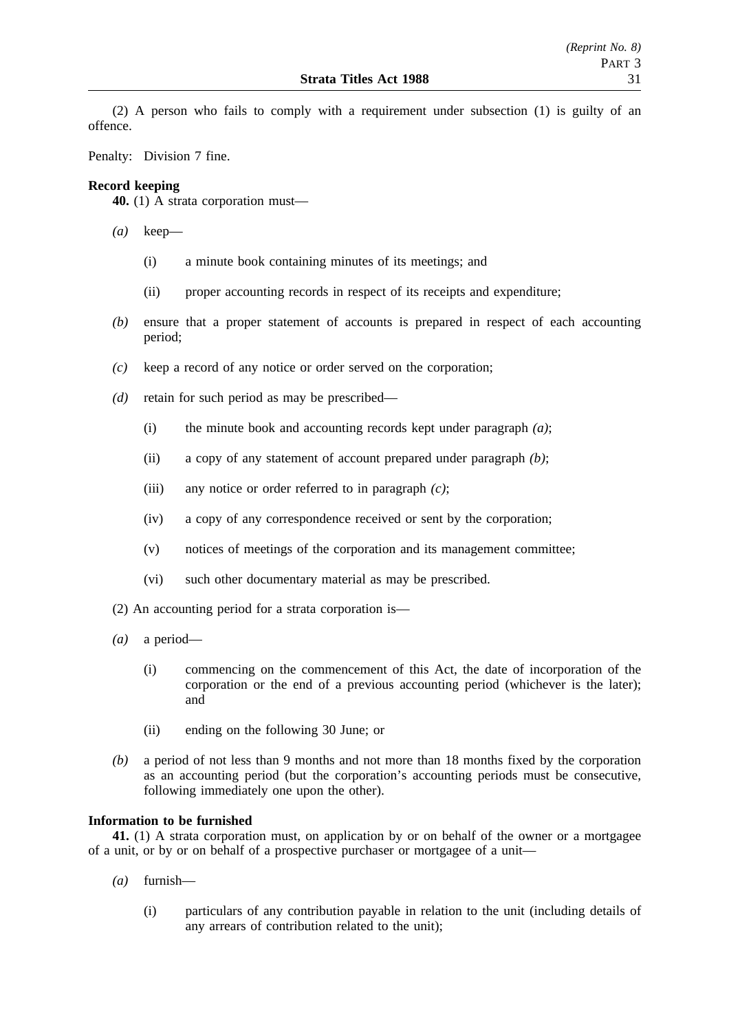(2) A person who fails to comply with a requirement under subsection (1) is guilty of an offence.

Penalty: Division 7 fine.

**Record keeping**

**40.** (1) A strata corporation must—

*(a)* keep—

(i) a minute book containing minutes of its meetings; and

(ii) proper accounting records in respect of its receipts and expenditure;

*(b)* ensure that a proper statement of accounts is prepared in respect of each accounting period;

*(c)* keep a record of any notice or order served on the corporation;

*(d)* retain for such period as may be prescribed—

(i) the minute book and accounting records kept under paragraph *(a)*;

(ii) a copy of any statement of account prepared under paragraph *(b)*;

(iii) any notice or order referred to in paragraph *(c)*;

(iv) a copy of any correspondence received or sent by the corporation;

(v) notices of meetings of the corporation and its management committee;

(vi) such other documentary material as may be prescribed.

(2) An accounting period for a strata corporation is—

*(a)* a period—

(i) commencing on the commencement of this Act, the date of incorporation of the corporation or the end of a previous accounting period (whichever is the later); and

(ii) ending on the following 30 June; or

*(b)* a period of not less than 9 months and not more than 18 months fixed by the corporation as an accounting period (but the corporation's accounting periods must be consecutive, following immediately one upon the other).

**Information to be furnished**

**41.** (1) A strata corporation must, on application by or on behalf of the owner or a mortgagee of a unit, or by or on behalf of a prospective purchaser or mortgagee of a unit—

*(a)* furnish—

(i) particulars of any contribution payable in relation to the unit (including details of any arrears of contribution related to the unit);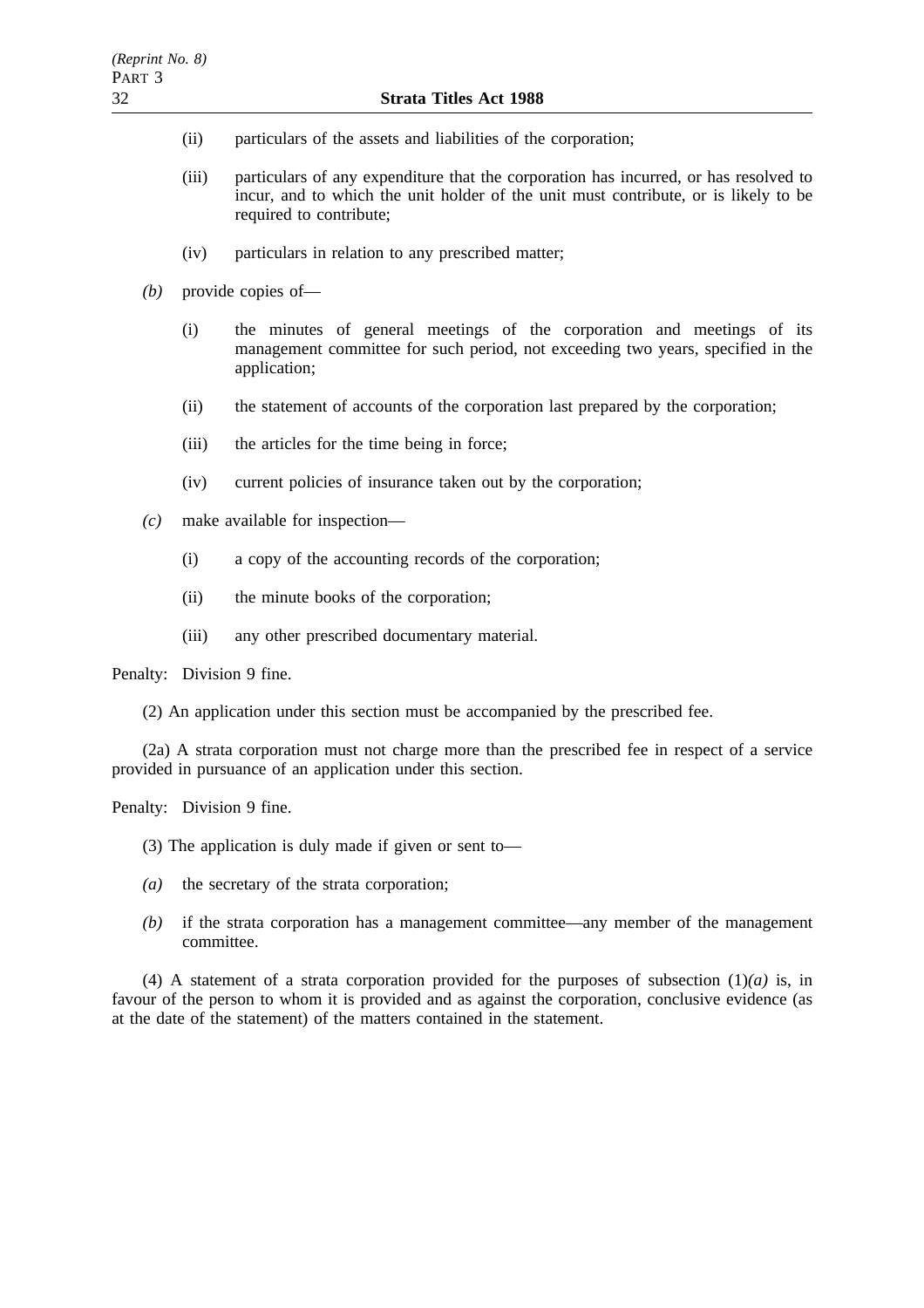(ii) particulars of the assets and liabilities of the corporation;

(iii) particulars of any expenditure that the corporation has incurred, or has resolved to incur, and to which the unit holder of the unit must contribute, or is likely to be required to contribute;

(iv) particulars in relation to any prescribed matter;

*(b)* provide copies of—

(i) the minutes of general meetings of the corporation and meetings of its management committee for such period, not exceeding two years, specified in the application;

(ii) the statement of accounts of the corporation last prepared by the corporation;

(iii) the articles for the time being in force;

(iv) current policies of insurance taken out by the corporation;

*(c)* make available for inspection—

(i) a copy of the accounting records of the corporation;

(ii) the minute books of the corporation;

(iii) any other prescribed documentary material.

Penalty: Division 9 fine.

(2) An application under this section must be accompanied by the prescribed fee.

(2a) A strata corporation must not charge more than the prescribed fee in respect of a service provided in pursuance of an application under this section.

Penalty: Division 9 fine.

(3) The application is duly made if given or sent to—

*(a)* the secretary of the strata corporation;

*(b)* if the strata corporation has a management committee—any member of the management committee.

(4) A statement of a strata corporation provided for the purposes of subsection (1)*(a)* is, in favour of the person to whom it is provided and as against the corporation, conclusive evidence (as at the date of the statement) of the matters contained in the statement.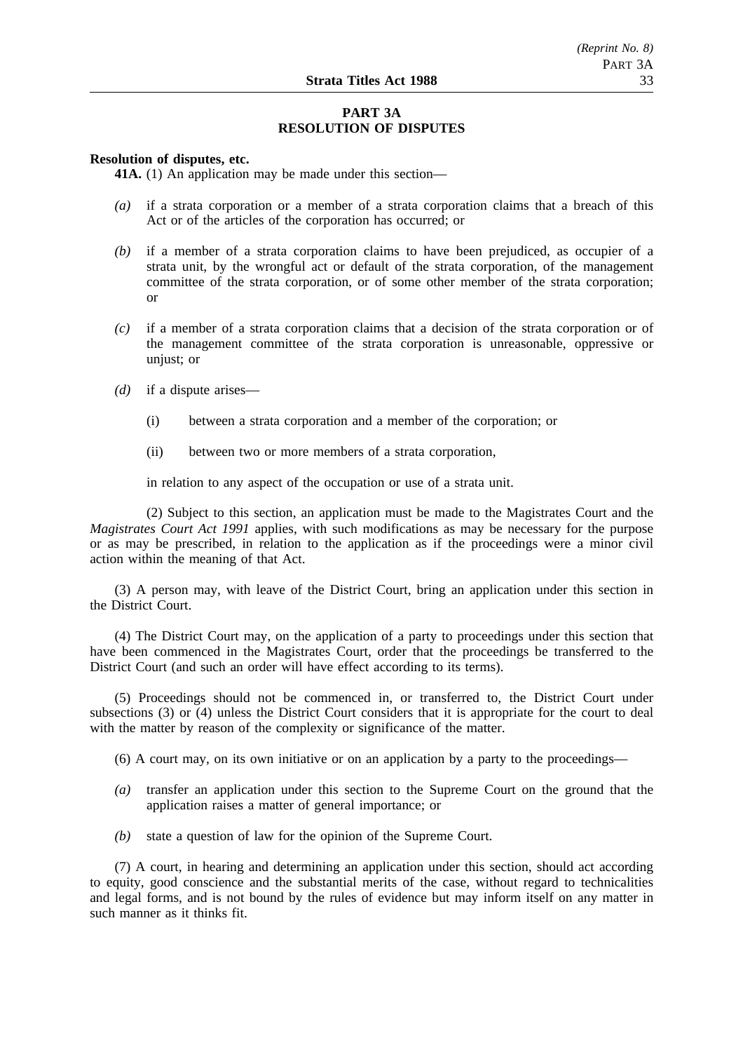## PART 3A
## RESOLUTION OF DISPUTES

**Resolution of disputes, etc.**

**41A.** (1) An application may be made under this section—

*(a)* if a strata corporation or a member of a strata corporation claims that a breach of this Act or of the articles of the corporation has occurred; or

*(b)* if a member of a strata corporation claims to have been prejudiced, as occupier of a strata unit, by the wrongful act or default of the strata corporation, of the management committee of the strata corporation, or of some other member of the strata corporation; or

*(c)* if a member of a strata corporation claims that a decision of the strata corporation or of the management committee of the strata corporation is unreasonable, oppressive or unjust; or

*(d)* if a dispute arises—

(i) between a strata corporation and a member of the corporation; or

(ii) between two or more members of a strata corporation,

in relation to any aspect of the occupation or use of a strata unit.

(2) Subject to this section, an application must be made to the Magistrates Court and the *Magistrates Court Act 1991* applies, with such modifications as may be necessary for the purpose or as may be prescribed, in relation to the application as if the proceedings were a minor civil action within the meaning of that Act.

(3) A person may, with leave of the District Court, bring an application under this section in the District Court.

(4) The District Court may, on the application of a party to proceedings under this section that have been commenced in the Magistrates Court, order that the proceedings be transferred to the District Court (and such an order will have effect according to its terms).

(5) Proceedings should not be commenced in, or transferred to, the District Court under subsections (3) or (4) unless the District Court considers that it is appropriate for the court to deal with the matter by reason of the complexity or significance of the matter.

(6) A court may, on its own initiative or on an application by a party to the proceedings—

*(a)* transfer an application under this section to the Supreme Court on the ground that the application raises a matter of general importance; or

*(b)* state a question of law for the opinion of the Supreme Court.

(7) A court, in hearing and determining an application under this section, should act according to equity, good conscience and the substantial merits of the case, without regard to technicalities and legal forms, and is not bound by the rules of evidence but may inform itself on any matter in such manner as it thinks fit.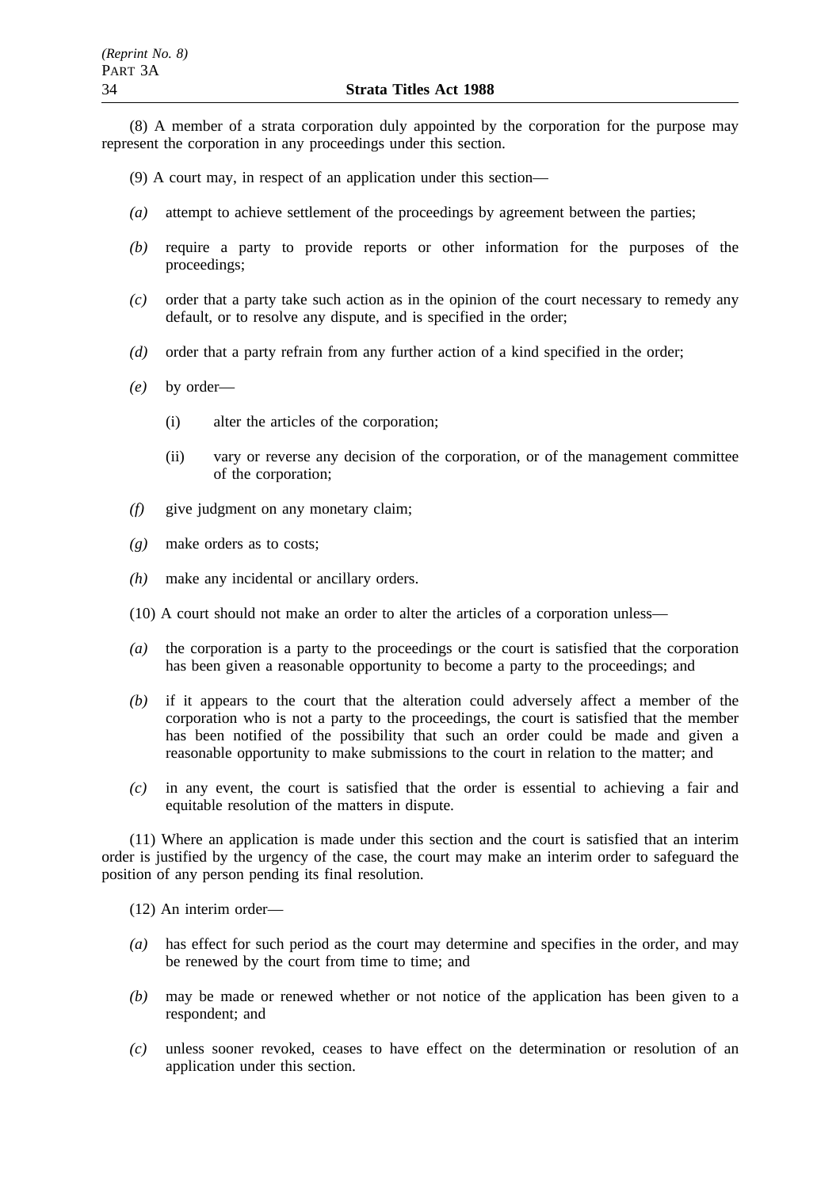(8) A member of a strata corporation duly appointed by the corporation for the purpose may represent the corporation in any proceedings under this section.

(9) A court may, in respect of an application under this section—

*(a)* attempt to achieve settlement of the proceedings by agreement between the parties;

*(b)* require a party to provide reports or other information for the purposes of the proceedings;

*(c)* order that a party take such action as in the opinion of the court necessary to remedy any default, or to resolve any dispute, and is specified in the order;

*(d)* order that a party refrain from any further action of a kind specified in the order;

*(e)* by order—

  (i) alter the articles of the corporation;

  (ii) vary or reverse any decision of the corporation, or of the management committee of the corporation;

*(f)* give judgment on any monetary claim;

*(g)* make orders as to costs;

*(h)* make any incidental or ancillary orders.

(10) A court should not make an order to alter the articles of a corporation unless—

*(a)* the corporation is a party to the proceedings or the court is satisfied that the corporation has been given a reasonable opportunity to become a party to the proceedings; and

*(b)* if it appears to the court that the alteration could adversely affect a member of the corporation who is not a party to the proceedings, the court is satisfied that the member has been notified of the possibility that such an order could be made and given a reasonable opportunity to make submissions to the court in relation to the matter; and

*(c)* in any event, the court is satisfied that the order is essential to achieving a fair and equitable resolution of the matters in dispute.

(11) Where an application is made under this section and the court is satisfied that an interim order is justified by the urgency of the case, the court may make an interim order to safeguard the position of any person pending its final resolution.

(12) An interim order—

*(a)* has effect for such period as the court may determine and specifies in the order, and may be renewed by the court from time to time; and

*(b)* may be made or renewed whether or not notice of the application has been given to a respondent; and

*(c)* unless sooner revoked, ceases to have effect on the determination or resolution of an application under this section.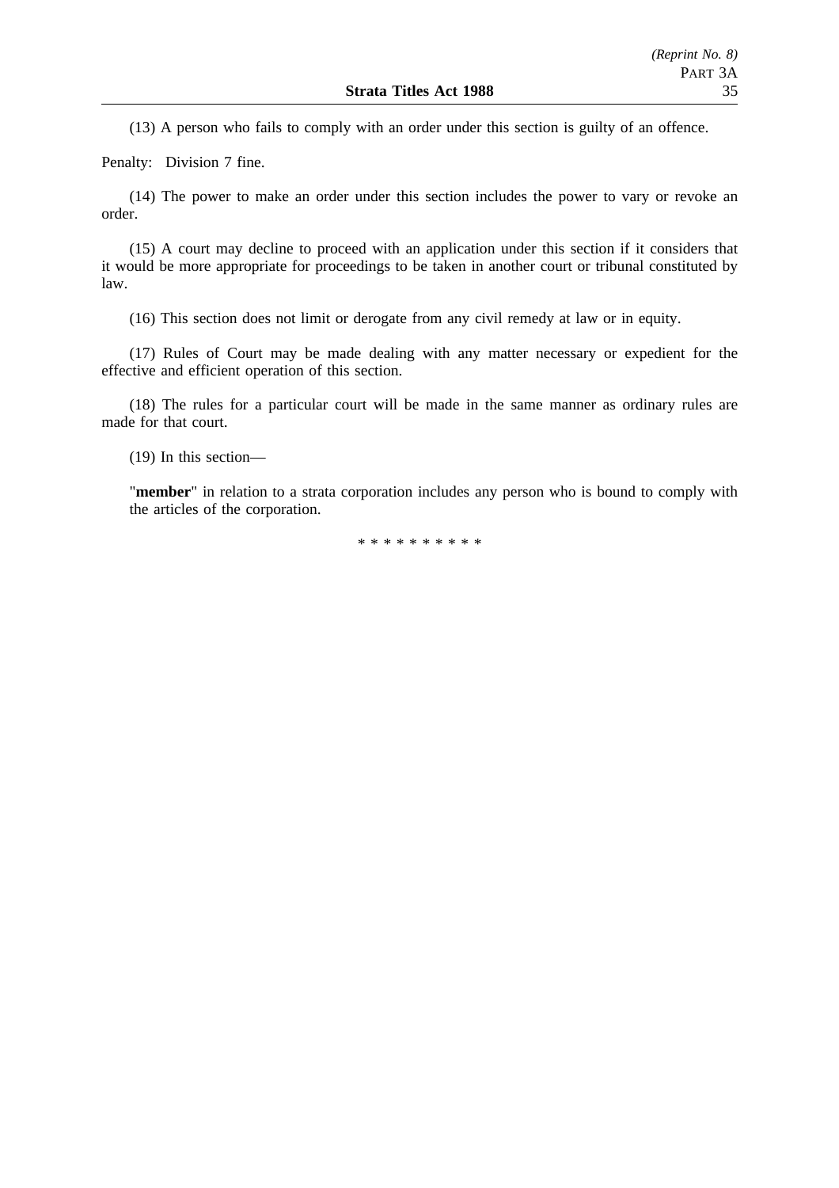(13) A person who fails to comply with an order under this section is guilty of an offence.

Penalty: Division 7 fine.

(14) The power to make an order under this section includes the power to vary or revoke an order.

(15) A court may decline to proceed with an application under this section if it considers that it would be more appropriate for proceedings to be taken in another court or tribunal constituted by law.

(16) This section does not limit or derogate from any civil remedy at law or in equity.

(17) Rules of Court may be made dealing with any matter necessary or expedient for the effective and efficient operation of this section.

(18) The rules for a particular court will be made in the same manner as ordinary rules are made for that court.

(19) In this section—

"**member**" in relation to a strata corporation includes any person who is bound to comply with the articles of the corporation.

* * * * * * * * * *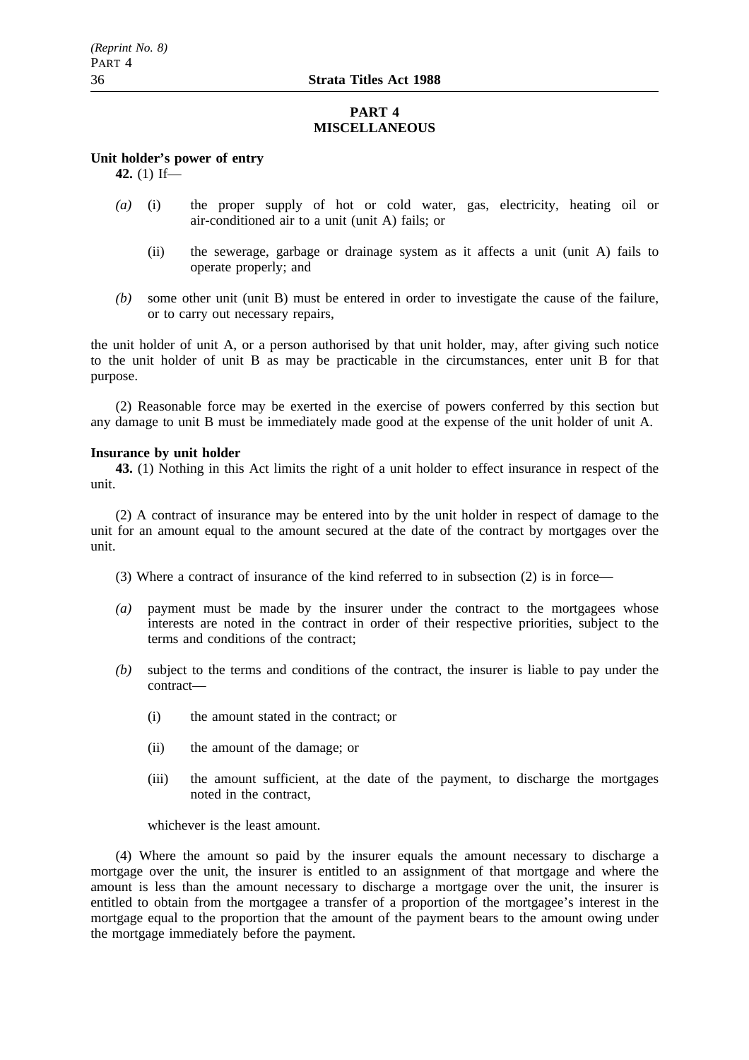## PART 4
## MISCELLANEOUS

**Unit holder's power of entry**

**42.** (1) If—

*(a)* (i) the proper supply of hot or cold water, gas, electricity, heating oil or air-conditioned air to a unit (unit A) fails; or

(ii) the sewerage, garbage or drainage system as it affects a unit (unit A) fails to operate properly; and

*(b)* some other unit (unit B) must be entered in order to investigate the cause of the failure, or to carry out necessary repairs,

the unit holder of unit A, or a person authorised by that unit holder, may, after giving such notice to the unit holder of unit B as may be practicable in the circumstances, enter unit B for that purpose.

(2) Reasonable force may be exerted in the exercise of powers conferred by this section but any damage to unit B must be immediately made good at the expense of the unit holder of unit A.

**Insurance by unit holder**

**43.** (1) Nothing in this Act limits the right of a unit holder to effect insurance in respect of the unit.

(2) A contract of insurance may be entered into by the unit holder in respect of damage to the unit for an amount equal to the amount secured at the date of the contract by mortgages over the unit.

(3) Where a contract of insurance of the kind referred to in subsection (2) is in force—

*(a)* payment must be made by the insurer under the contract to the mortgagees whose interests are noted in the contract in order of their respective priorities, subject to the terms and conditions of the contract;

*(b)* subject to the terms and conditions of the contract, the insurer is liable to pay under the contract—

(i) the amount stated in the contract; or

(ii) the amount of the damage; or

(iii) the amount sufficient, at the date of the payment, to discharge the mortgages noted in the contract,

whichever is the least amount.

(4) Where the amount so paid by the insurer equals the amount necessary to discharge a mortgage over the unit, the insurer is entitled to an assignment of that mortgage and where the amount is less than the amount necessary to discharge a mortgage over the unit, the insurer is entitled to obtain from the mortgagee a transfer of a proportion of the mortgagee's interest in the mortgage equal to the proportion that the amount of the payment bears to the amount owing under the mortgage immediately before the payment.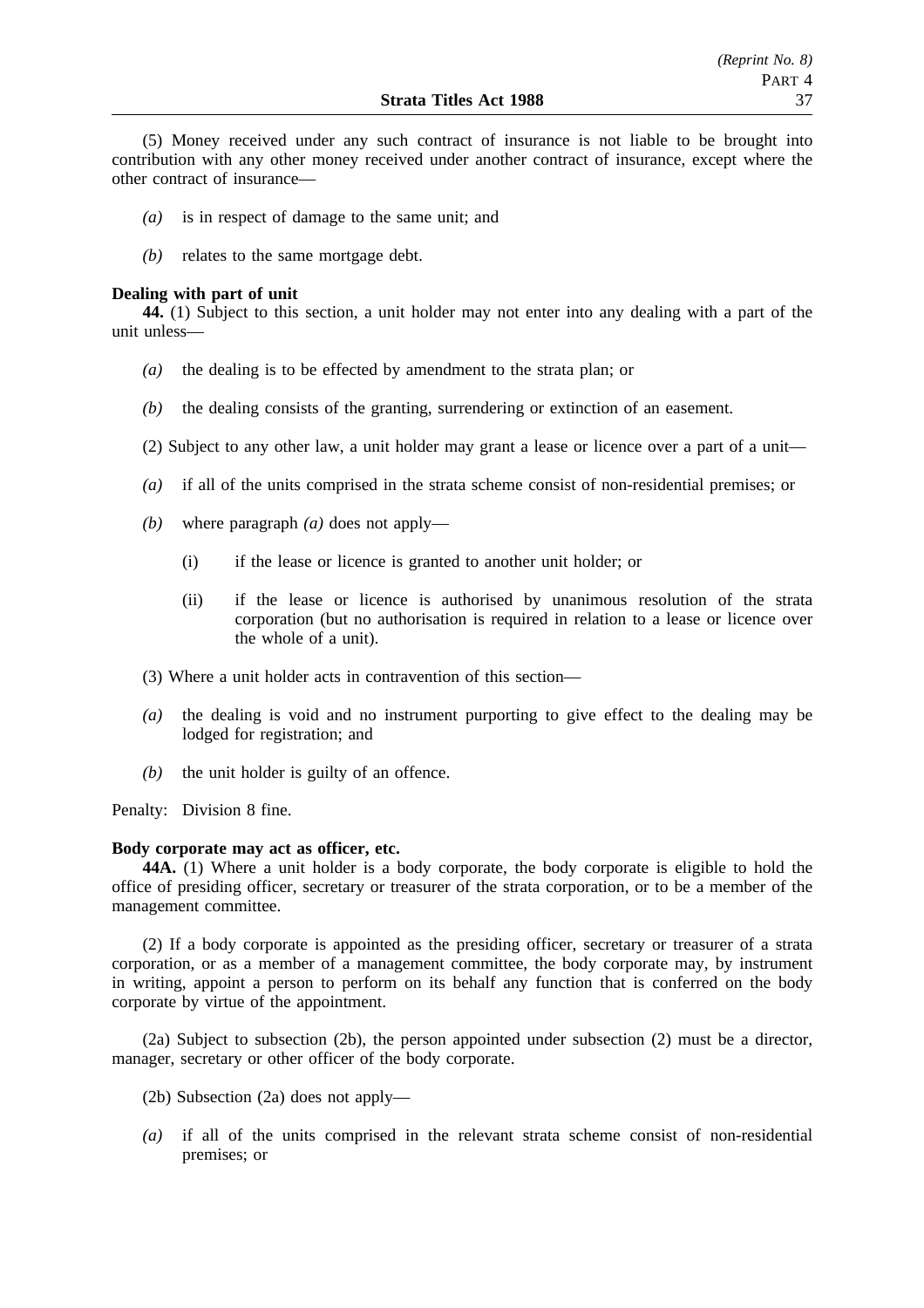(5) Money received under any such contract of insurance is not liable to be brought into contribution with any other money received under another contract of insurance, except where the other contract of insurance—

*(a)* is in respect of damage to the same unit; and

*(b)* relates to the same mortgage debt.

**Dealing with part of unit**

**44.** (1) Subject to this section, a unit holder may not enter into any dealing with a part of the unit unless—

*(a)* the dealing is to be effected by amendment to the strata plan; or

*(b)* the dealing consists of the granting, surrendering or extinction of an easement.

(2) Subject to any other law, a unit holder may grant a lease or licence over a part of a unit—

*(a)* if all of the units comprised in the strata scheme consist of non-residential premises; or

*(b)* where paragraph *(a)* does not apply—

(i) if the lease or licence is granted to another unit holder; or

(ii) if the lease or licence is authorised by unanimous resolution of the strata corporation (but no authorisation is required in relation to a lease or licence over the whole of a unit).

(3) Where a unit holder acts in contravention of this section—

*(a)* the dealing is void and no instrument purporting to give effect to the dealing may be lodged for registration; and

*(b)* the unit holder is guilty of an offence.

Penalty: Division 8 fine.

**Body corporate may act as officer, etc.**

**44A.** (1) Where a unit holder is a body corporate, the body corporate is eligible to hold the office of presiding officer, secretary or treasurer of the strata corporation, or to be a member of the management committee.

(2) If a body corporate is appointed as the presiding officer, secretary or treasurer of a strata corporation, or as a member of a management committee, the body corporate may, by instrument in writing, appoint a person to perform on its behalf any function that is conferred on the body corporate by virtue of the appointment.

(2a) Subject to subsection (2b), the person appointed under subsection (2) must be a director, manager, secretary or other officer of the body corporate.

(2b) Subsection (2a) does not apply—

*(a)* if all of the units comprised in the relevant strata scheme consist of non-residential premises; or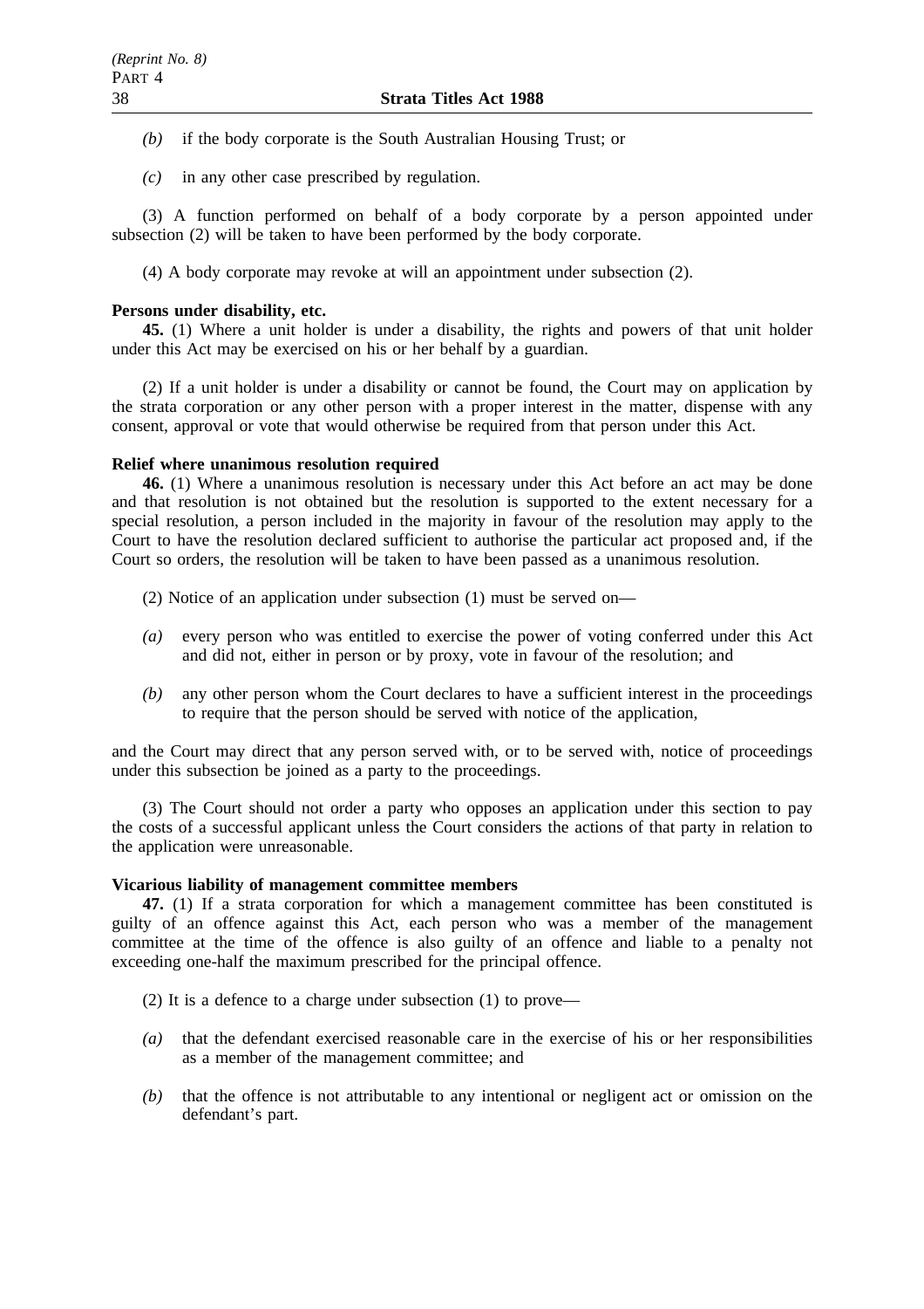*(b)* if the body corporate is the South Australian Housing Trust; or

*(c)* in any other case prescribed by regulation.

(3) A function performed on behalf of a body corporate by a person appointed under subsection (2) will be taken to have been performed by the body corporate.

(4) A body corporate may revoke at will an appointment under subsection (2).

**Persons under disability, etc.**

**45.** (1) Where a unit holder is under a disability, the rights and powers of that unit holder under this Act may be exercised on his or her behalf by a guardian.

(2) If a unit holder is under a disability or cannot be found, the Court may on application by the strata corporation or any other person with a proper interest in the matter, dispense with any consent, approval or vote that would otherwise be required from that person under this Act.

**Relief where unanimous resolution required**

**46.** (1) Where a unanimous resolution is necessary under this Act before an act may be done and that resolution is not obtained but the resolution is supported to the extent necessary for a special resolution, a person included in the majority in favour of the resolution may apply to the Court to have the resolution declared sufficient to authorise the particular act proposed and, if the Court so orders, the resolution will be taken to have been passed as a unanimous resolution.

(2) Notice of an application under subsection (1) must be served on—

*(a)* every person who was entitled to exercise the power of voting conferred under this Act and did not, either in person or by proxy, vote in favour of the resolution; and

*(b)* any other person whom the Court declares to have a sufficient interest in the proceedings to require that the person should be served with notice of the application,

and the Court may direct that any person served with, or to be served with, notice of proceedings under this subsection be joined as a party to the proceedings.

(3) The Court should not order a party who opposes an application under this section to pay the costs of a successful applicant unless the Court considers the actions of that party in relation to the application were unreasonable.

**Vicarious liability of management committee members**

**47.** (1) If a strata corporation for which a management committee has been constituted is guilty of an offence against this Act, each person who was a member of the management committee at the time of the offence is also guilty of an offence and liable to a penalty not exceeding one-half the maximum prescribed for the principal offence.

(2) It is a defence to a charge under subsection (1) to prove—

*(a)* that the defendant exercised reasonable care in the exercise of his or her responsibilities as a member of the management committee; and

*(b)* that the offence is not attributable to any intentional or negligent act or omission on the defendant's part.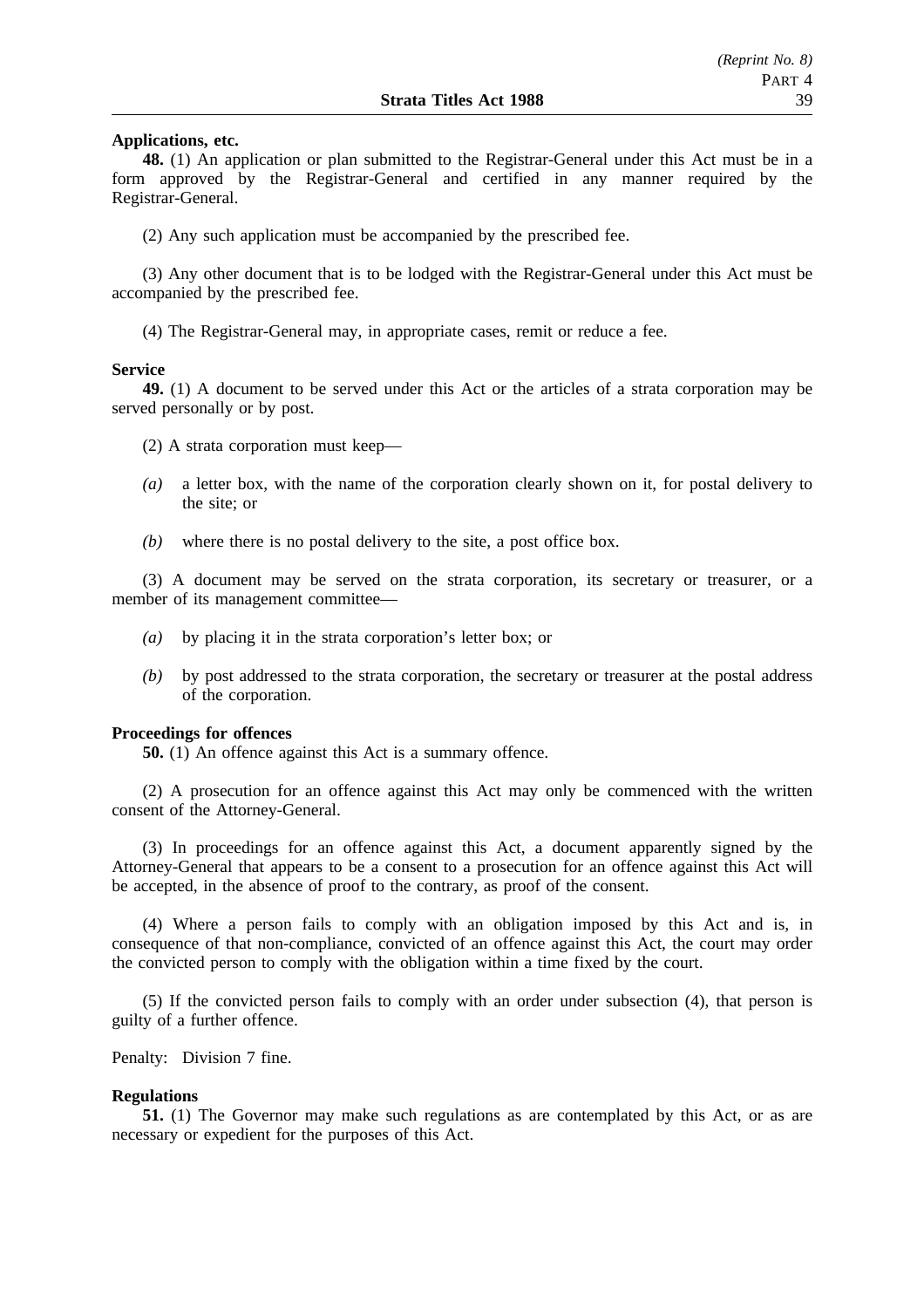**Applications, etc.**

**48.** (1) An application or plan submitted to the Registrar-General under this Act must be in a form approved by the Registrar-General and certified in any manner required by the Registrar-General.

(2) Any such application must be accompanied by the prescribed fee.

(3) Any other document that is to be lodged with the Registrar-General under this Act must be accompanied by the prescribed fee.

(4) The Registrar-General may, in appropriate cases, remit or reduce a fee.

**Service**

**49.** (1) A document to be served under this Act or the articles of a strata corporation may be served personally or by post.

(2) A strata corporation must keep—

*(a)* a letter box, with the name of the corporation clearly shown on it, for postal delivery to the site; or

*(b)* where there is no postal delivery to the site, a post office box.

(3) A document may be served on the strata corporation, its secretary or treasurer, or a member of its management committee—

*(a)* by placing it in the strata corporation's letter box; or

*(b)* by post addressed to the strata corporation, the secretary or treasurer at the postal address of the corporation.

**Proceedings for offences**

**50.** (1) An offence against this Act is a summary offence.

(2) A prosecution for an offence against this Act may only be commenced with the written consent of the Attorney-General.

(3) In proceedings for an offence against this Act, a document apparently signed by the Attorney-General that appears to be a consent to a prosecution for an offence against this Act will be accepted, in the absence of proof to the contrary, as proof of the consent.

(4) Where a person fails to comply with an obligation imposed by this Act and is, in consequence of that non-compliance, convicted of an offence against this Act, the court may order the convicted person to comply with the obligation within a time fixed by the court.

(5) If the convicted person fails to comply with an order under subsection (4), that person is guilty of a further offence.

Penalty: Division 7 fine.

**Regulations**

**51.** (1) The Governor may make such regulations as are contemplated by this Act, or as are necessary or expedient for the purposes of this Act.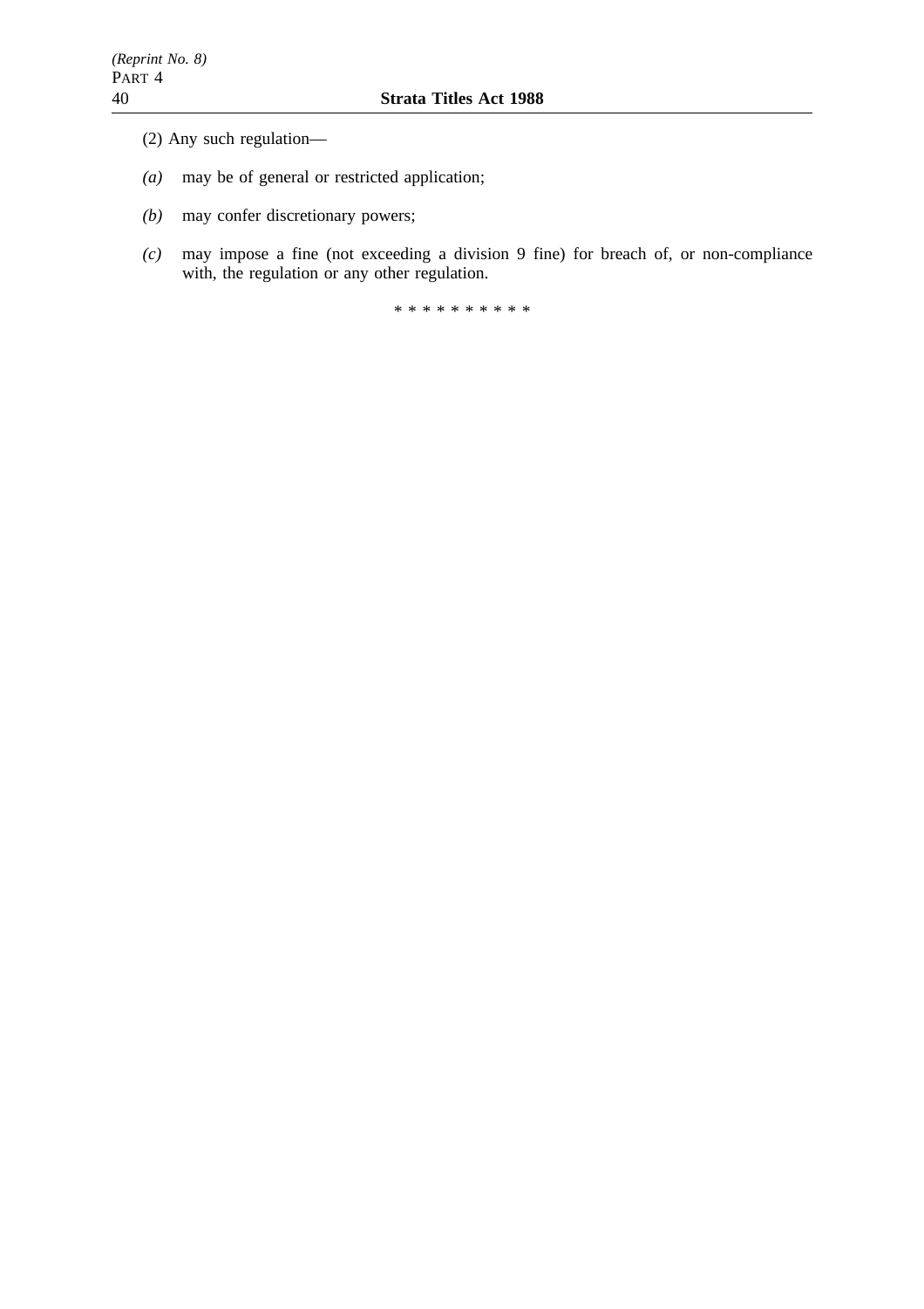(2) Any such regulation—

*(a)* may be of general or restricted application;

*(b)* may confer discretionary powers;

*(c)* may impose a fine (not exceeding a division 9 fine) for breach of, or non-compliance with, the regulation or any other regulation.

* * * * * * * * * *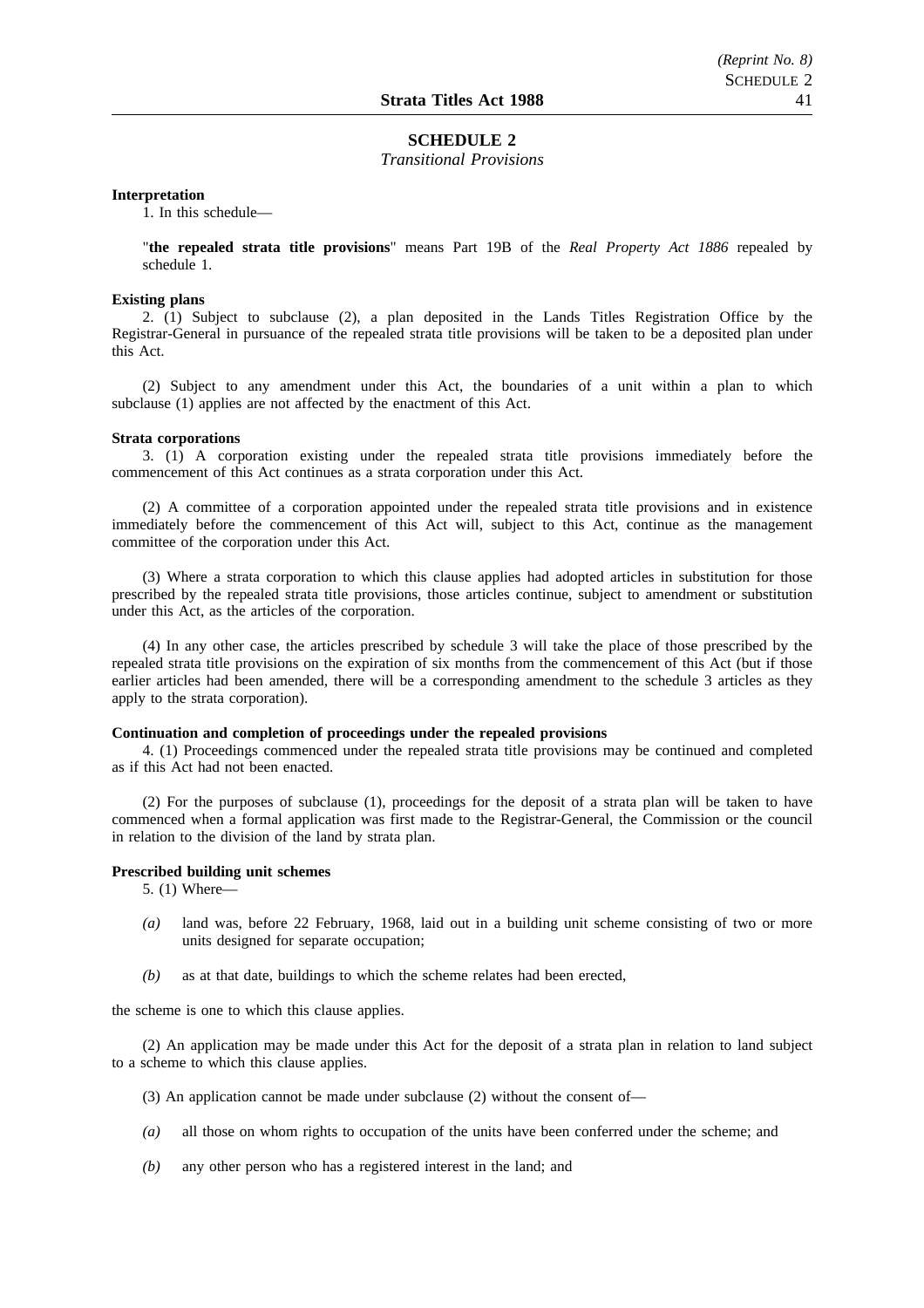## SCHEDULE 2

*Transitional Provisions*

**Interpretation**

1. In this schedule—

"**the repealed strata title provisions**" means Part 19B of the *Real Property Act 1886* repealed by schedule 1.

**Existing plans**

2. (1) Subject to subclause (2), a plan deposited in the Lands Titles Registration Office by the Registrar-General in pursuance of the repealed strata title provisions will be taken to be a deposited plan under this Act.

(2) Subject to any amendment under this Act, the boundaries of a unit within a plan to which subclause (1) applies are not affected by the enactment of this Act.

**Strata corporations**

3. (1) A corporation existing under the repealed strata title provisions immediately before the commencement of this Act continues as a strata corporation under this Act.

(2) A committee of a corporation appointed under the repealed strata title provisions and in existence immediately before the commencement of this Act will, subject to this Act, continue as the management committee of the corporation under this Act.

(3) Where a strata corporation to which this clause applies had adopted articles in substitution for those prescribed by the repealed strata title provisions, those articles continue, subject to amendment or substitution under this Act, as the articles of the corporation.

(4) In any other case, the articles prescribed by schedule 3 will take the place of those prescribed by the repealed strata title provisions on the expiration of six months from the commencement of this Act (but if those earlier articles had been amended, there will be a corresponding amendment to the schedule 3 articles as they apply to the strata corporation).

**Continuation and completion of proceedings under the repealed provisions**

4. (1) Proceedings commenced under the repealed strata title provisions may be continued and completed as if this Act had not been enacted.

(2) For the purposes of subclause (1), proceedings for the deposit of a strata plan will be taken to have commenced when a formal application was first made to the Registrar-General, the Commission or the council in relation to the division of the land by strata plan.

**Prescribed building unit schemes**

5. (1) Where—

*(a)* land was, before 22 February, 1968, laid out in a building unit scheme consisting of two or more units designed for separate occupation;

*(b)* as at that date, buildings to which the scheme relates had been erected,

the scheme is one to which this clause applies.

(2) An application may be made under this Act for the deposit of a strata plan in relation to land subject to a scheme to which this clause applies.

(3) An application cannot be made under subclause (2) without the consent of—

*(a)* all those on whom rights to occupation of the units have been conferred under the scheme; and

*(b)* any other person who has a registered interest in the land; and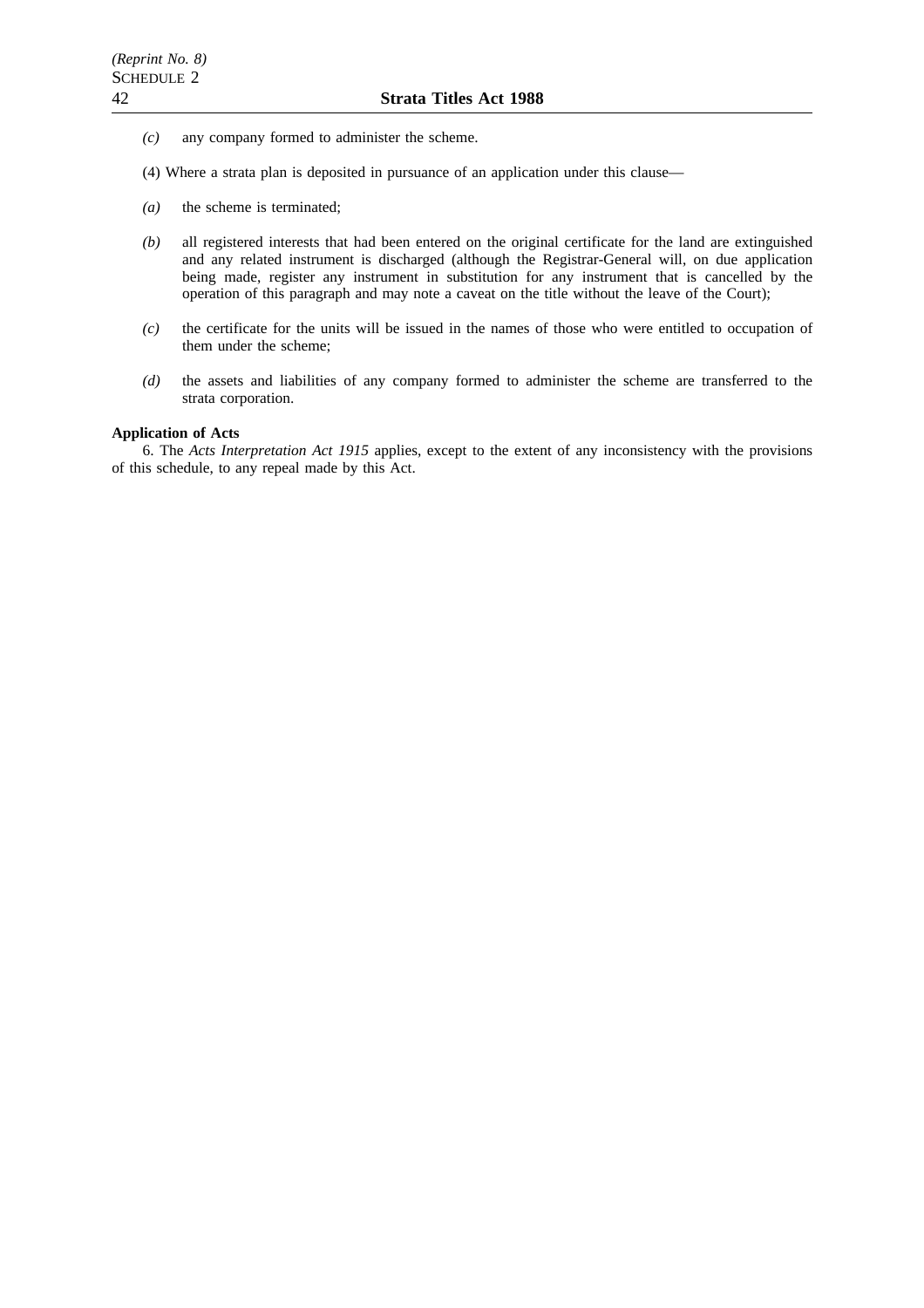*(c)* any company formed to administer the scheme.

(4) Where a strata plan is deposited in pursuance of an application under this clause—

*(a)* the scheme is terminated;

*(b)* all registered interests that had been entered on the original certificate for the land are extinguished and any related instrument is discharged (although the Registrar-General will, on due application being made, register any instrument in substitution for any instrument that is cancelled by the operation of this paragraph and may note a caveat on the title without the leave of the Court);

*(c)* the certificate for the units will be issued in the names of those who were entitled to occupation of them under the scheme;

*(d)* the assets and liabilities of any company formed to administer the scheme are transferred to the strata corporation.

**Application of Acts**

6. The *Acts Interpretation Act 1915* applies, except to the extent of any inconsistency with the provisions of this schedule, to any repeal made by this Act.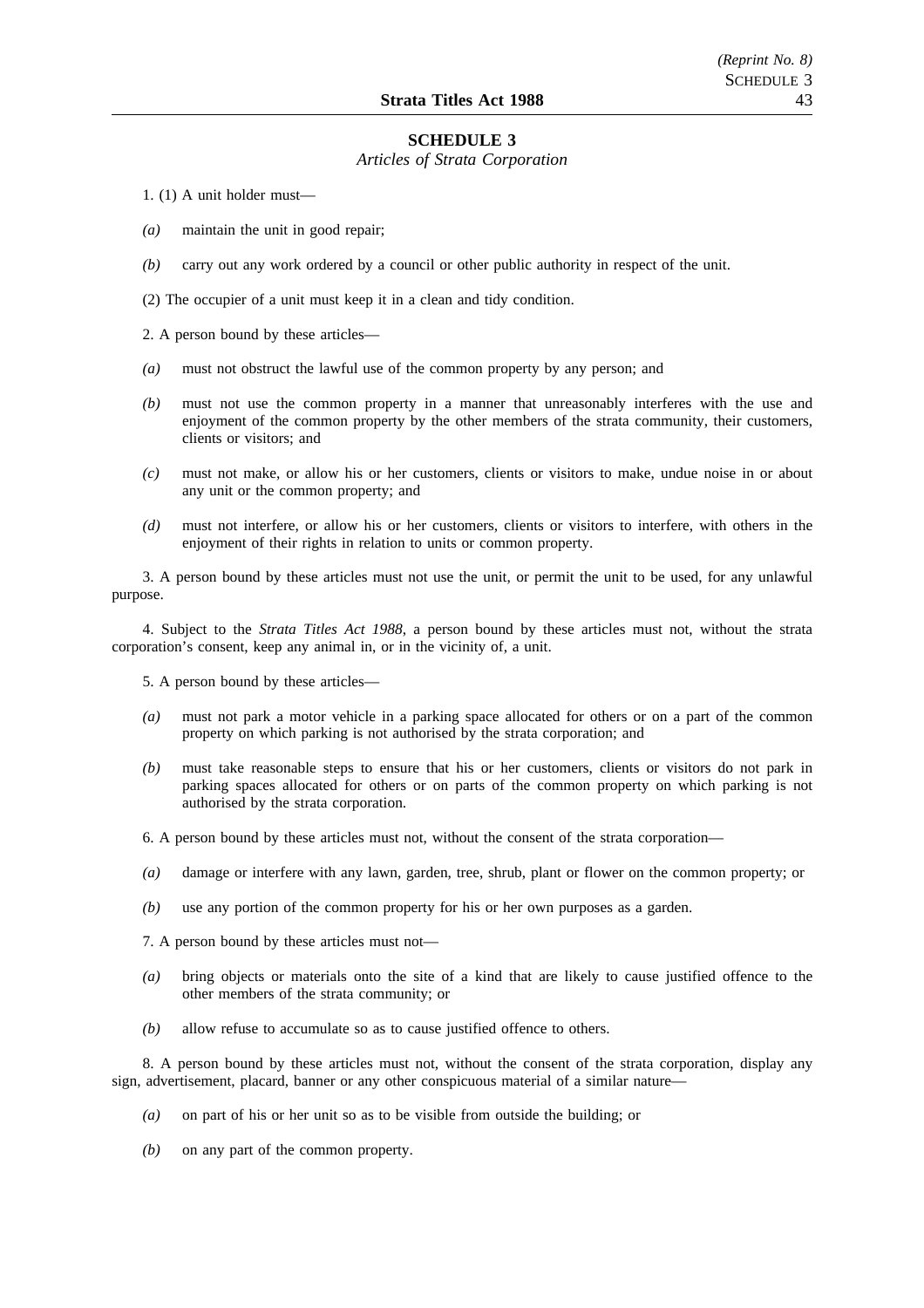## SCHEDULE 3

*Articles of Strata Corporation*

1. (1) A unit holder must—

*(a)* maintain the unit in good repair;

*(b)* carry out any work ordered by a council or other public authority in respect of the unit.

(2) The occupier of a unit must keep it in a clean and tidy condition.

2. A person bound by these articles—

*(a)* must not obstruct the lawful use of the common property by any person; and

*(b)* must not use the common property in a manner that unreasonably interferes with the use and enjoyment of the common property by the other members of the strata community, their customers, clients or visitors; and

*(c)* must not make, or allow his or her customers, clients or visitors to make, undue noise in or about any unit or the common property; and

*(d)* must not interfere, or allow his or her customers, clients or visitors to interfere, with others in the enjoyment of their rights in relation to units or common property.

3. A person bound by these articles must not use the unit, or permit the unit to be used, for any unlawful purpose.

4. Subject to the *Strata Titles Act 1988*, a person bound by these articles must not, without the strata corporation's consent, keep any animal in, or in the vicinity of, a unit.

5. A person bound by these articles—

*(a)* must not park a motor vehicle in a parking space allocated for others or on a part of the common property on which parking is not authorised by the strata corporation; and

*(b)* must take reasonable steps to ensure that his or her customers, clients or visitors do not park in parking spaces allocated for others or on parts of the common property on which parking is not authorised by the strata corporation.

6. A person bound by these articles must not, without the consent of the strata corporation—

*(a)* damage or interfere with any lawn, garden, tree, shrub, plant or flower on the common property; or

*(b)* use any portion of the common property for his or her own purposes as a garden.

7. A person bound by these articles must not—

*(a)* bring objects or materials onto the site of a kind that are likely to cause justified offence to the other members of the strata community; or

*(b)* allow refuse to accumulate so as to cause justified offence to others.

8. A person bound by these articles must not, without the consent of the strata corporation, display any sign, advertisement, placard, banner or any other conspicuous material of a similar nature—

*(a)* on part of his or her unit so as to be visible from outside the building; or

*(b)* on any part of the common property.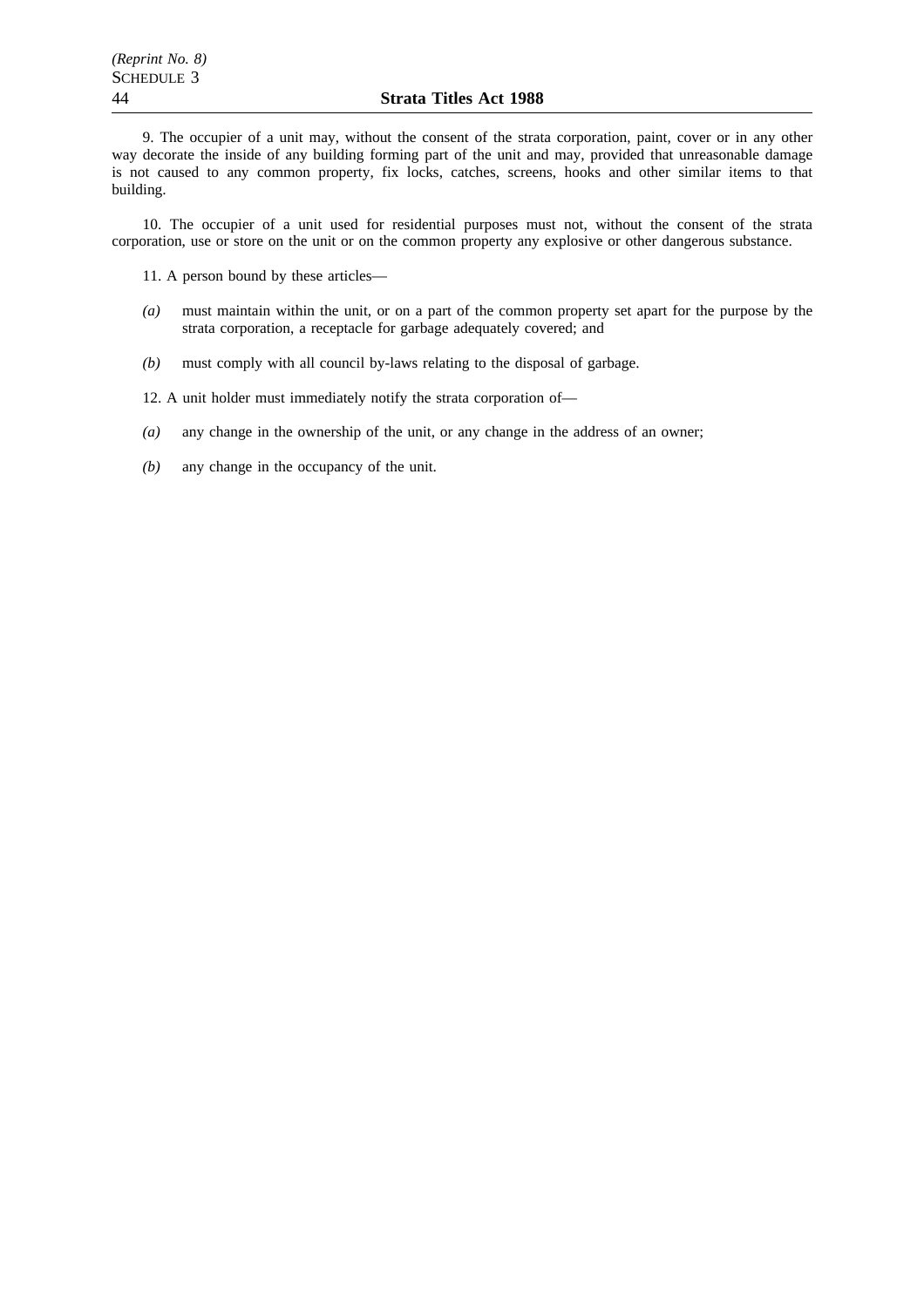9. The occupier of a unit may, without the consent of the strata corporation, paint, cover or in any other way decorate the inside of any building forming part of the unit and may, provided that unreasonable damage is not caused to any common property, fix locks, catches, screens, hooks and other similar items to that building.

10. The occupier of a unit used for residential purposes must not, without the consent of the strata corporation, use or store on the unit or on the common property any explosive or other dangerous substance.

11. A person bound by these articles—

*(a)* must maintain within the unit, or on a part of the common property set apart for the purpose by the strata corporation, a receptacle for garbage adequately covered; and

*(b)* must comply with all council by-laws relating to the disposal of garbage.

12. A unit holder must immediately notify the strata corporation of—

*(a)* any change in the ownership of the unit, or any change in the address of an owner;

*(b)* any change in the occupancy of the unit.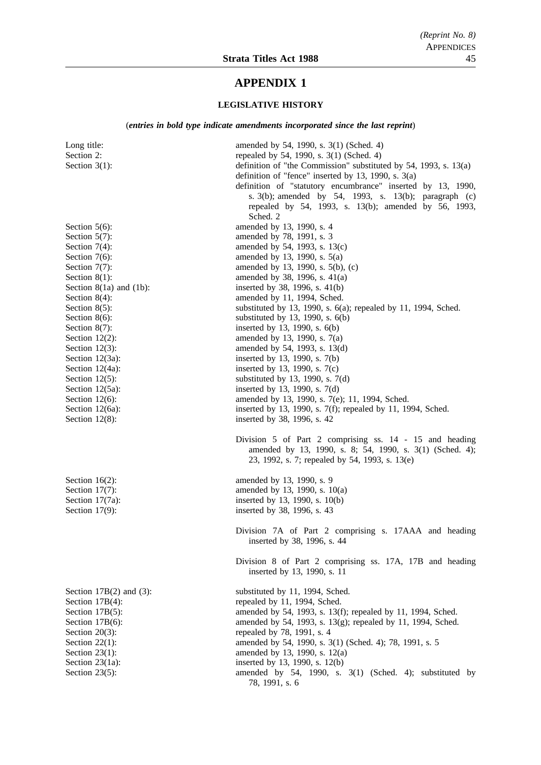# APPENDIX 1

## LEGISLATIVE HISTORY

(*entries in bold type indicate amendments incorporated since the last reprint*)

| | |
|---|---|
| Long title: | amended by 54, 1990, s. 3(1) (Sched. 4) |
| Section 2: | repealed by 54, 1990, s. 3(1) (Sched. 4) |
| Section 3(1): | definition of "the Commission" substituted by 54, 1993, s. 13(a) |
| | definition of "fence" inserted by 13, 1990, s. 3(a) |
| | definition of "statutory encumbrance" inserted by 13, 1990, s. 3(b); amended by 54, 1993, s. 13(b); paragraph (c) repealed by 54, 1993, s. 13(b); amended by 56, 1993, Sched. 2 |
| Section 5(6): | amended by 13, 1990, s. 4 |
| Section 5(7): | amended by 78, 1991, s. 3 |
| Section 7(4): | amended by 54, 1993, s. 13(c) |
| Section 7(6): | amended by 13, 1990, s. 5(a) |
| Section 7(7): | amended by 13, 1990, s. 5(b), (c) |
| Section 8(1): | amended by 38, 1996, s. 41(a) |
| Section 8(1a) and (1b): | inserted by 38, 1996, s. 41(b) |
| Section 8(4): | amended by 11, 1994, Sched. |
| Section 8(5): | substituted by 13, 1990, s. 6(a); repealed by 11, 1994, Sched. |
| Section 8(6): | substituted by 13, 1990, s. 6(b) |
| Section 8(7): | inserted by 13, 1990, s. 6(b) |
| Section 12(2): | amended by 13, 1990, s. 7(a) |
| Section 12(3): | amended by 54, 1993, s. 13(d) |
| Section 12(3a): | inserted by 13, 1990, s. 7(b) |
| Section 12(4a): | inserted by 13, 1990, s. 7(c) |
| Section 12(5): | substituted by 13, 1990, s. 7(d) |
| Section 12(5a): | inserted by 13, 1990, s. 7(d) |
| Section 12(6): | amended by 13, 1990, s. 7(e); 11, 1994, Sched. |
| Section 12(6a): | inserted by 13, 1990, s. 7(f); repealed by 11, 1994, Sched. |
| Section 12(8): | inserted by 38, 1996, s. 42 |
| | Division 5 of Part 2 comprising ss. 14 - 15 and heading amended by 13, 1990, s. 8; 54, 1990, s. 3(1) (Sched. 4); 23, 1992, s. 7; repealed by 54, 1993, s. 13(e) |
| Section 16(2): | amended by 13, 1990, s. 9 |
| Section 17(7): | amended by 13, 1990, s. 10(a) |
| Section 17(7a): | inserted by 13, 1990, s. 10(b) |
| Section 17(9): | inserted by 38, 1996, s. 43 |
| | Division 7A of Part 2 comprising s. 17AAA and heading inserted by 38, 1996, s. 44 |
| | Division 8 of Part 2 comprising ss. 17A, 17B and heading inserted by 13, 1990, s. 11 |
| Section 17B(2) and (3): | substituted by 11, 1994, Sched. |
| Section 17B(4): | repealed by 11, 1994, Sched. |
| Section 17B(5): | amended by 54, 1993, s. 13(f); repealed by 11, 1994, Sched. |
| Section 17B(6): | amended by 54, 1993, s. 13(g); repealed by 11, 1994, Sched. |
| Section 20(3): | repealed by 78, 1991, s. 4 |
| Section 22(1): | amended by 54, 1990, s. 3(1) (Sched. 4); 78, 1991, s. 5 |
| Section 23(1): | amended by 13, 1990, s. 12(a) |
| Section 23(1a): | inserted by 13, 1990, s. 12(b) |
| Section 23(5): | amended by 54, 1990, s. 3(1) (Sched. 4); substituted by 78, 1991, s. 6 |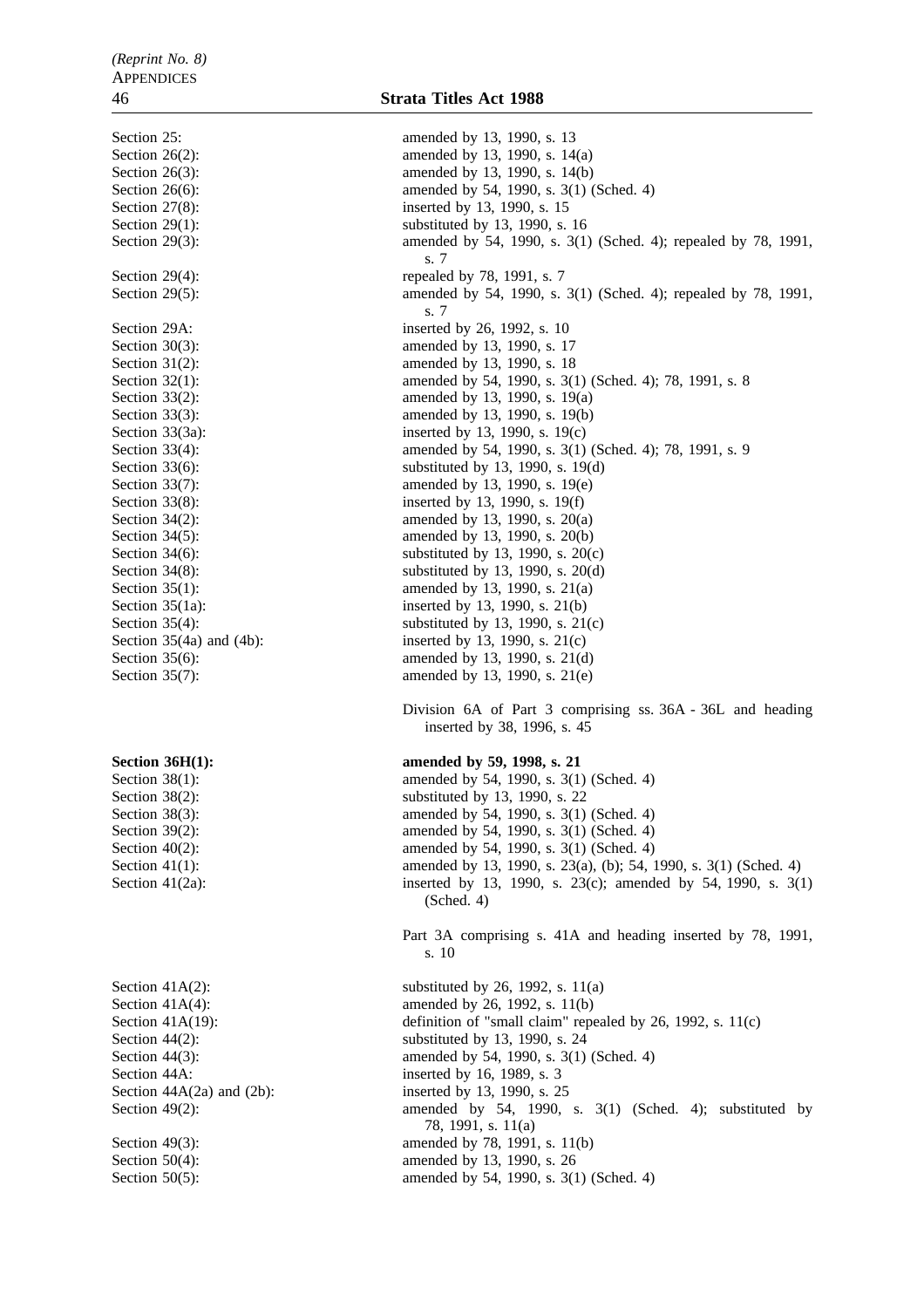Section 25: amended by 13, 1990, s. 13
Section 26(2): amended by 13, 1990, s. 14(a)
Section 26(3): amended by 13, 1990, s. 14(b)
Section 26(6): amended by 54, 1990, s. 3(1) (Sched. 4)
Section 27(8): inserted by 13, 1990, s. 15
Section 29(1): substituted by 13, 1990, s. 16
Section 29(3): amended by 54, 1990, s. 3(1) (Sched. 4); repealed by 78, 1991, s. 7
Section 29(4): repealed by 78, 1991, s. 7
Section 29(5): amended by 54, 1990, s. 3(1) (Sched. 4); repealed by 78, 1991, s. 7
Section 29A: inserted by 26, 1992, s. 10
Section 30(3): amended by 13, 1990, s. 17
Section 31(2): amended by 13, 1990, s. 18
Section 32(1): amended by 54, 1990, s. 3(1) (Sched. 4); 78, 1991, s. 8
Section 33(2): amended by 13, 1990, s. 19(a)
Section 33(3): amended by 13, 1990, s. 19(b)
Section 33(3a): inserted by 13, 1990, s. 19(c)
Section 33(4): amended by 54, 1990, s. 3(1) (Sched. 4); 78, 1991, s. 9
Section 33(6): substituted by 13, 1990, s. 19(d)
Section 33(7): amended by 13, 1990, s. 19(e)
Section 33(8): inserted by 13, 1990, s. 19(f)
Section 34(2): amended by 13, 1990, s. 20(a)
Section 34(5): amended by 13, 1990, s. 20(b)
Section 34(6): substituted by 13, 1990, s. 20(c)
Section 34(8): substituted by 13, 1990, s. 20(d)
Section 35(1): amended by 13, 1990, s. 21(a)
Section 35(1a): inserted by 13, 1990, s. 21(b)
Section 35(4): substituted by 13, 1990, s. 21(c)
Section 35(4a) and (4b): inserted by 13, 1990, s. 21(c)
Section 35(6): amended by 13, 1990, s. 21(d)
Section 35(7): amended by 13, 1990, s. 21(e)

Division 6A of Part 3 comprising ss. 36A - 36L and heading inserted by 38, 1996, s. 45

**Section 36H(1): amended by 59, 1998, s. 21**
Section 38(1): amended by 54, 1990, s. 3(1) (Sched. 4)
Section 38(2): substituted by 13, 1990, s. 22
Section 38(3): amended by 54, 1990, s. 3(1) (Sched. 4)
Section 39(2): amended by 54, 1990, s. 3(1) (Sched. 4)
Section 40(2): amended by 54, 1990, s. 3(1) (Sched. 4)
Section 41(1): amended by 13, 1990, s. 23(a), (b); 54, 1990, s. 3(1) (Sched. 4)
Section 41(2a): inserted by 13, 1990, s. 23(c); amended by 54, 1990, s. 3(1) (Sched. 4)

Part 3A comprising s. 41A and heading inserted by 78, 1991, s. 10

Section 41A(2): substituted by 26, 1992, s. 11(a)
Section 41A(4): amended by 26, 1992, s. 11(b)
Section 41A(19): definition of "small claim" repealed by 26, 1992, s. 11(c)
Section 44(2): substituted by 13, 1990, s. 24
Section 44(3): amended by 54, 1990, s. 3(1) (Sched. 4)
Section 44A: inserted by 16, 1989, s. 3
Section 44A(2a) and (2b): inserted by 13, 1990, s. 25
Section 49(2): amended by 54, 1990, s. 3(1) (Sched. 4); substituted by 78, 1991, s. 11(a)
Section 49(3): amended by 78, 1991, s. 11(b)
Section 50(4): amended by 13, 1990, s. 26
Section 50(5): amended by 54, 1990, s. 3(1) (Sched. 4)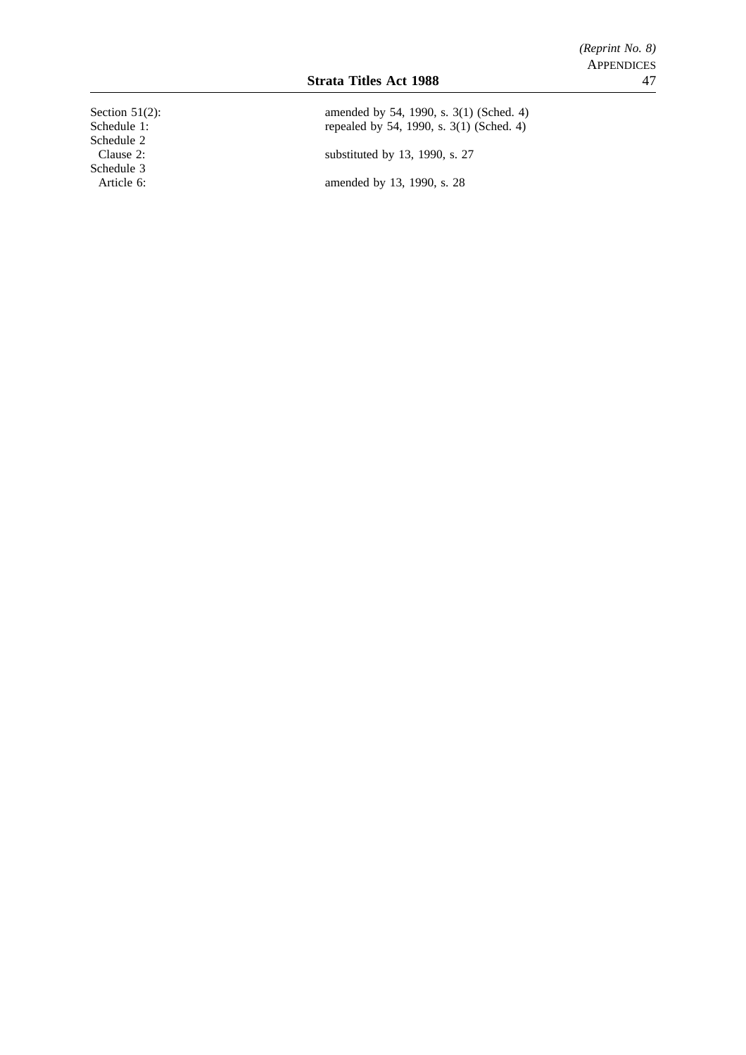| | |
|---|---|
| Section 51(2): | amended by 54, 1990, s. 3(1) (Sched. 4) |
| Schedule 1: | repealed by 54, 1990, s. 3(1) (Sched. 4) |
| Schedule 2 | |
| Clause 2: | substituted by 13, 1990, s. 27 |
| Schedule 3 | |
| Article 6: | amended by 13, 1990, s. 28 |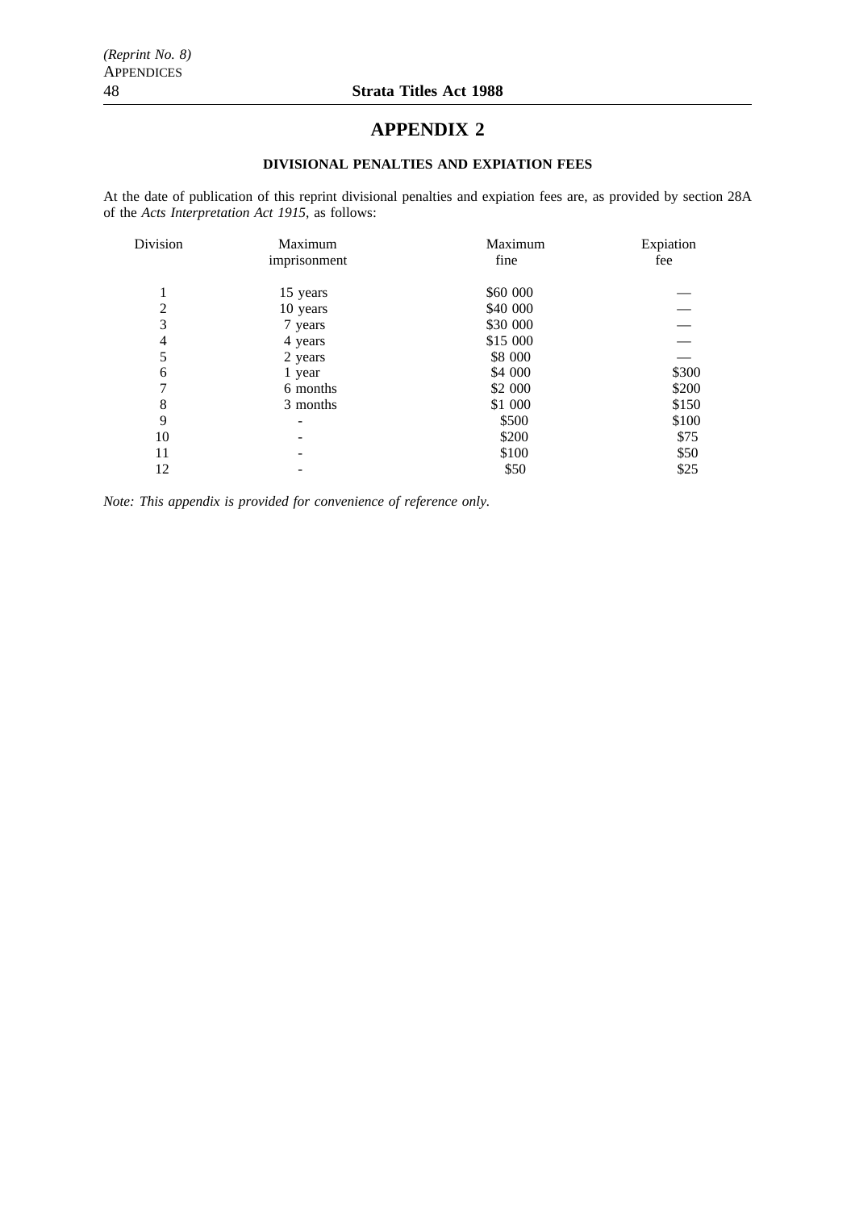# APPENDIX 2

### DIVISIONAL PENALTIES AND EXPIATION FEES

At the date of publication of this reprint divisional penalties and expiation fees are, as provided by section 28A of the *Acts Interpretation Act 1915*, as follows:

| Division | Maximum imprisonment | Maximum fine | Expiation fee |
|---|---|---|---|
| 1 | 15 years | \$60 000 | — |
| 2 | 10 years | \$40 000 | — |
| 3 | 7 years | \$30 000 | — |
| 4 | 4 years | \$15 000 | — |
| 5 | 2 years | \$8 000 | — |
| 6 | 1 year | \$4 000 | \$300 |
| 7 | 6 months | \$2 000 | \$200 |
| 8 | 3 months | \$1 000 | \$150 |
| 9 | - | \$500 | \$100 |
| 10 | - | \$200 | \$75 |
| 11 | - | \$100 | \$50 |
| 12 | - | \$50 | \$25 |

*Note: This appendix is provided for convenience of reference only.*